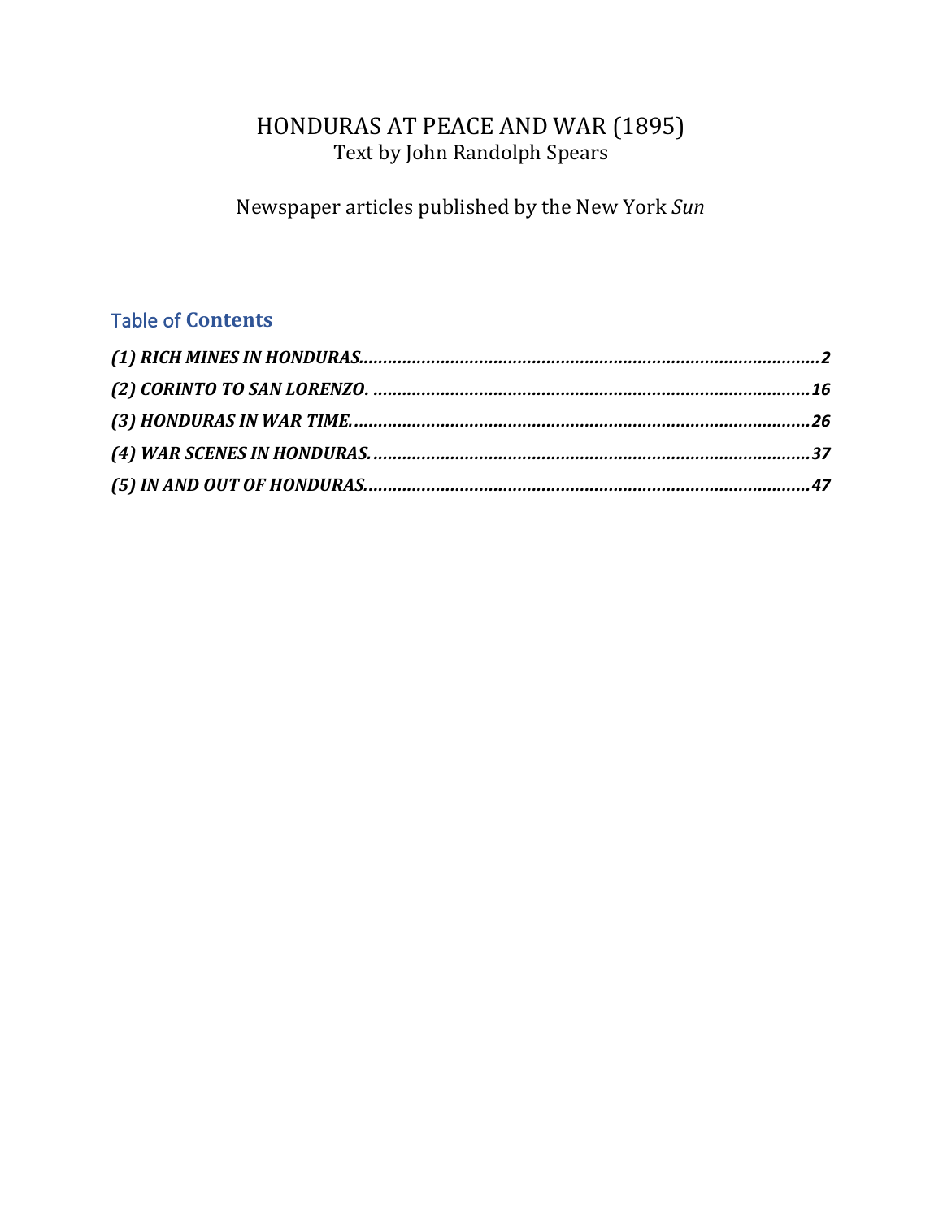# HONDURAS AT PEACE AND WAR (1895)

Text by John Randolph Spears

Newspaper articles published by the New York *Sun*

## Table of **Contents**

***(1) RICH MINES IN HONDURAS.................................................................................................2***

***(2) CORINTO TO SAN LORENZO. ...........................................................................................16***

***(3) HONDURAS IN WAR TIME................................................................................................26***

***(4) WAR SCENES IN HONDURAS. ..........................................................................................37***

***(5) IN AND OUT OF HONDURAS.............................................................................................47***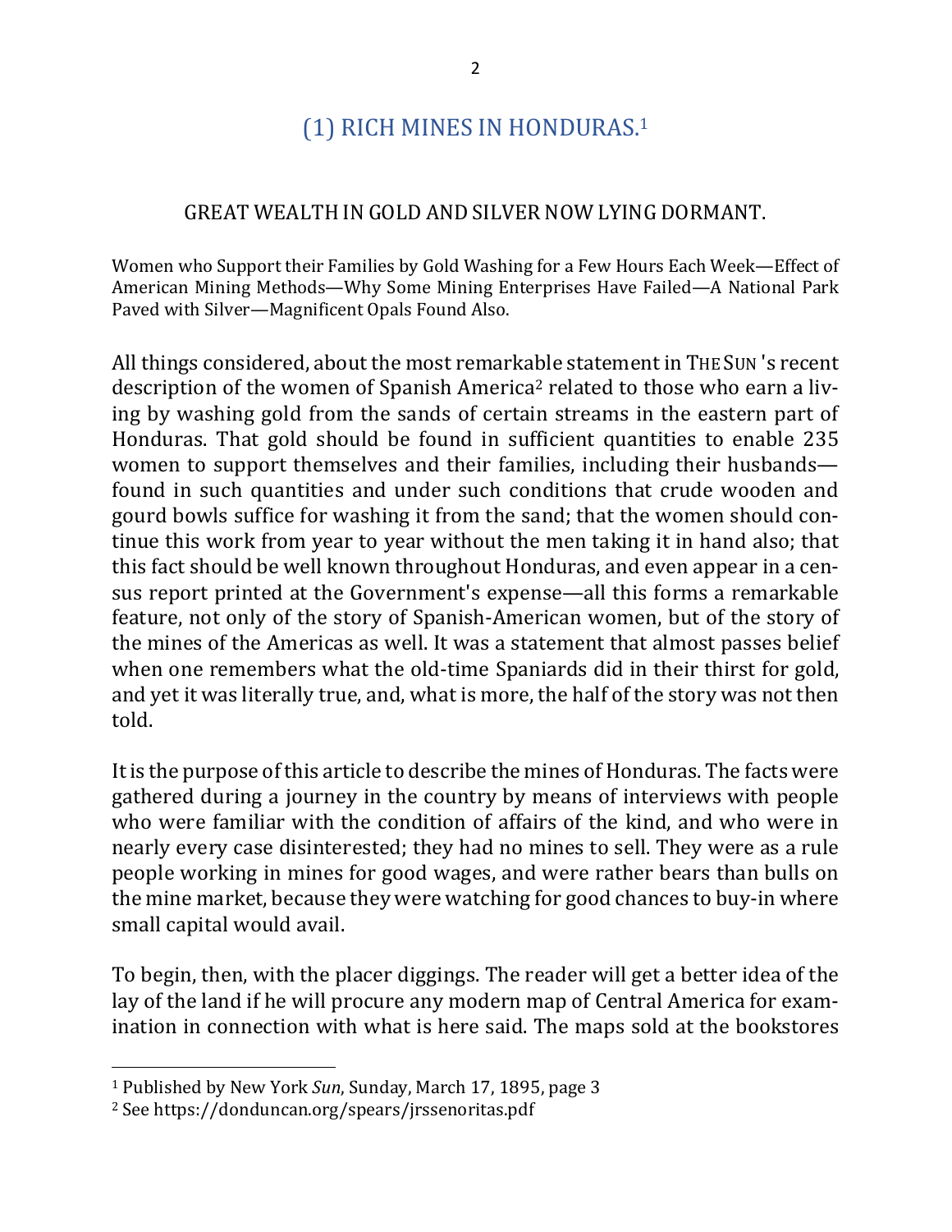# (1) RICH MINES IN HONDURAS.[1]

## GREAT WEALTH IN GOLD AND SILVER NOW LYING DORMANT.

Women who Support their Families by Gold Washing for a Few Hours Each Week—Effect of American Mining Methods—Why Some Mining Enterprises Have Failed—A National Park Paved with Silver—Magnificent Opals Found Also.

All things considered, about the most remarkable statement in THE SUN 's recent description of the women of Spanish America[2] related to those who earn a living by washing gold from the sands of certain streams in the eastern part of Honduras. That gold should be found in sufficient quantities to enable 235 women to support themselves and their families, including their husbands—found in such quantities and under such conditions that crude wooden and gourd bowls suffice for washing it from the sand; that the women should continue this work from year to year without the men taking it in hand also; that this fact should be well known throughout Honduras, and even appear in a census report printed at the Government's expense—all this forms a remarkable feature, not only of the story of Spanish-American women, but of the story of the mines of the Americas as well. It was a statement that almost passes belief when one remembers what the old-time Spaniards did in their thirst for gold, and yet it was literally true, and, what is more, the half of the story was not then told.

It is the purpose of this article to describe the mines of Honduras. The facts were gathered during a journey in the country by means of interviews with people who were familiar with the condition of affairs of the kind, and who were in nearly every case disinterested; they had no mines to sell. They were as a rule people working in mines for good wages, and were rather bears than bulls on the mine market, because they were watching for good chances to buy-in where small capital would avail.

To begin, then, with the placer diggings. The reader will get a better idea of the lay of the land if he will procure any modern map of Central America for examination in connection with what is here said. The maps sold at the bookstores

---

[1] Published by New York *Sun*, Sunday, March 17, 1895, page 3

[2] See https://donduncan.org/spears/jrssenoritas.pdf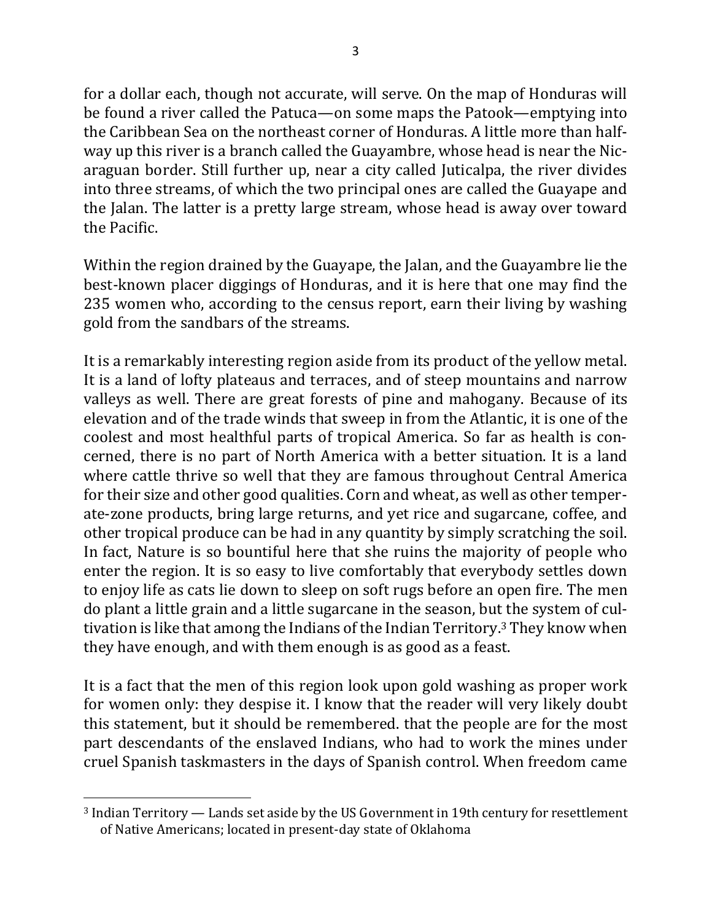for a dollar each, though not accurate, will serve. On the map of Honduras will be found a river called the Patuca—on some maps the Patook—emptying into the Caribbean Sea on the northeast corner of Honduras. A little more than half-way up this river is a branch called the Guayambre, whose head is near the Nicaraguan border. Still further up, near a city called Juticalpa, the river divides into three streams, of which the two principal ones are called the Guayape and the Jalan. The latter is a pretty large stream, whose head is away over toward the Pacific.

Within the region drained by the Guayape, the Jalan, and the Guayambre lie the best-known placer diggings of Honduras, and it is here that one may find the 235 women who, according to the census report, earn their living by washing gold from the sandbars of the streams.

It is a remarkably interesting region aside from its product of the yellow metal. It is a land of lofty plateaus and terraces, and of steep mountains and narrow valleys as well. There are great forests of pine and mahogany. Because of its elevation and of the trade winds that sweep in from the Atlantic, it is one of the coolest and most healthful parts of tropical America. So far as health is concerned, there is no part of North America with a better situation. It is a land where cattle thrive so well that they are famous throughout Central America for their size and other good qualities. Corn and wheat, as well as other temperate-zone products, bring large returns, and yet rice and sugarcane, coffee, and other tropical produce can be had in any quantity by simply scratching the soil. In fact, Nature is so bountiful here that she ruins the majority of people who enter the region. It is so easy to live comfortably that everybody settles down to enjoy life as cats lie down to sleep on soft rugs before an open fire. The men do plant a little grain and a little sugarcane in the season, but the system of cultivation is like that among the Indians of the Indian Territory.[3] They know when they have enough, and with them enough is as good as a feast.

It is a fact that the men of this region look upon gold washing as proper work for women only: they despise it. I know that the reader will very likely doubt this statement, but it should be remembered. that the people are for the most part descendants of the enslaved Indians, who had to work the mines under cruel Spanish taskmasters in the days of Spanish control. When freedom came

[3] Indian Territory — Lands set aside by the US Government in 19th century for resettlement of Native Americans; located in present-day state of Oklahoma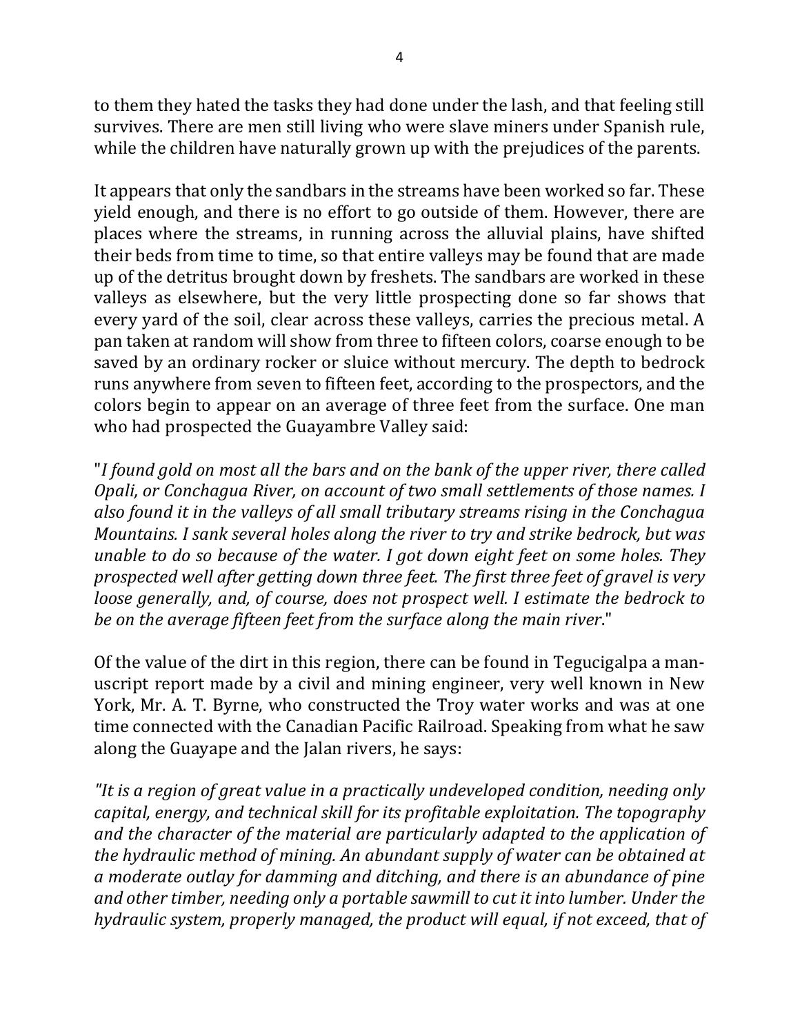to them they hated the tasks they had done under the lash, and that feeling still survives. There are men still living who were slave miners under Spanish rule, while the children have naturally grown up with the prejudices of the parents.

It appears that only the sandbars in the streams have been worked so far. These yield enough, and there is no effort to go outside of them. However, there are places where the streams, in running across the alluvial plains, have shifted their beds from time to time, so that entire valleys may be found that are made up of the detritus brought down by freshets. The sandbars are worked in these valleys as elsewhere, but the very little prospecting done so far shows that every yard of the soil, clear across these valleys, carries the precious metal. A pan taken at random will show from three to fifteen colors, coarse enough to be saved by an ordinary rocker or sluice without mercury. The depth to bedrock runs anywhere from seven to fifteen feet, according to the prospectors, and the colors begin to appear on an average of three feet from the surface. One man who had prospected the Guayambre Valley said:

"*I found gold on most all the bars and on the bank of the upper river, there called Opali, or Conchagua River, on account of two small settlements of those names. I also found it in the valleys of all small tributary streams rising in the Conchagua Mountains. I sank several holes along the river to try and strike bedrock, but was unable to do so because of the water. I got down eight feet on some holes. They prospected well after getting down three feet. The first three feet of gravel is very loose generally, and, of course, does not prospect well. I estimate the bedrock to be on the average fifteen feet from the surface along the main river*."

Of the value of the dirt in this region, there can be found in Tegucigalpa a manuscript report made by a civil and mining engineer, very well known in New York, Mr. A. T. Byrne, who constructed the Troy water works and was at one time connected with the Canadian Pacific Railroad. Speaking from what he saw along the Guayape and the Jalan rivers, he says:

*"It is a region of great value in a practically undeveloped condition, needing only capital, energy, and technical skill for its profitable exploitation. The topography and the character of the material are particularly adapted to the application of the hydraulic method of mining. An abundant supply of water can be obtained at a moderate outlay for damming and ditching, and there is an abundance of pine and other timber, needing only a portable sawmill to cut it into lumber. Under the hydraulic system, properly managed, the product will equal, if not exceed, that of*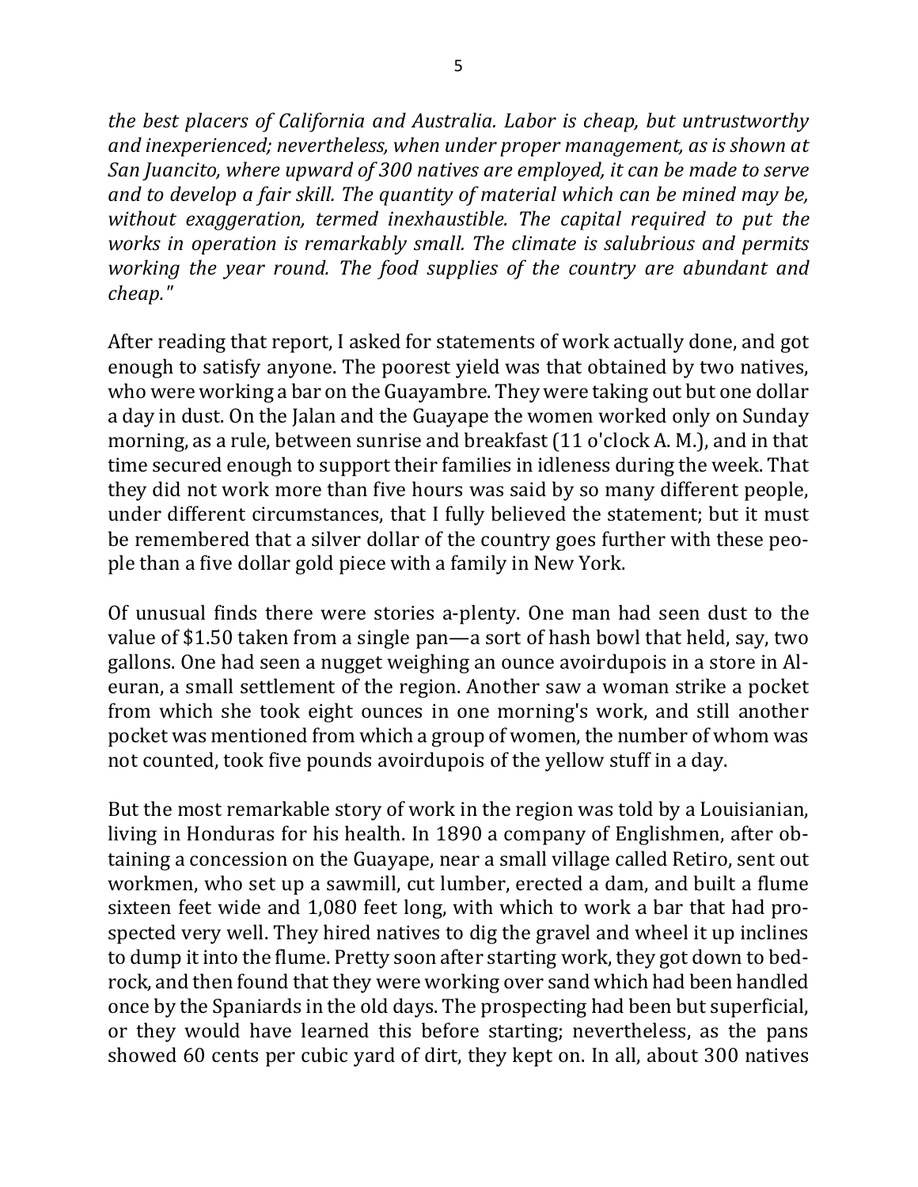*the best placers of California and Australia. Labor is cheap, but untrustworthy and inexperienced; nevertheless, when under proper management, as is shown at San Juancito, where upward of 300 natives are employed, it can be made to serve and to develop a fair skill. The quantity of material which can be mined may be, without exaggeration, termed inexhaustible. The capital required to put the works in operation is remarkably small. The climate is salubrious and permits working the year round. The food supplies of the country are abundant and cheap."*

After reading that report, I asked for statements of work actually done, and got enough to satisfy anyone. The poorest yield was that obtained by two natives, who were working a bar on the Guayambre. They were taking out but one dollar a day in dust. On the Jalan and the Guayape the women worked only on Sunday morning, as a rule, between sunrise and breakfast (11 o'clock A. M.), and in that time secured enough to support their families in idleness during the week. That they did not work more than five hours was said by so many different people, under different circumstances, that I fully believed the statement; but it must be remembered that a silver dollar of the country goes further with these people than a five dollar gold piece with a family in New York.

Of unusual finds there were stories a-plenty. One man had seen dust to the value of $1.50 taken from a single pan—a sort of hash bowl that held, say, two gallons. One had seen a nugget weighing an ounce avoirdupois in a store in Aleuran, a small settlement of the region. Another saw a woman strike a pocket from which she took eight ounces in one morning's work, and still another pocket was mentioned from which a group of women, the number of whom was not counted, took five pounds avoirdupois of the yellow stuff in a day.

But the most remarkable story of work in the region was told by a Louisianian, living in Honduras for his health. In 1890 a company of Englishmen, after obtaining a concession on the Guayape, near a small village called Retiro, sent out workmen, who set up a sawmill, cut lumber, erected a dam, and built a flume sixteen feet wide and 1,080 feet long, with which to work a bar that had prospected very well. They hired natives to dig the gravel and wheel it up inclines to dump it into the flume. Pretty soon after starting work, they got down to bedrock, and then found that they were working over sand which had been handled once by the Spaniards in the old days. The prospecting had been but superficial, or they would have learned this before starting; nevertheless, as the pans showed 60 cents per cubic yard of dirt, they kept on. In all, about 300 natives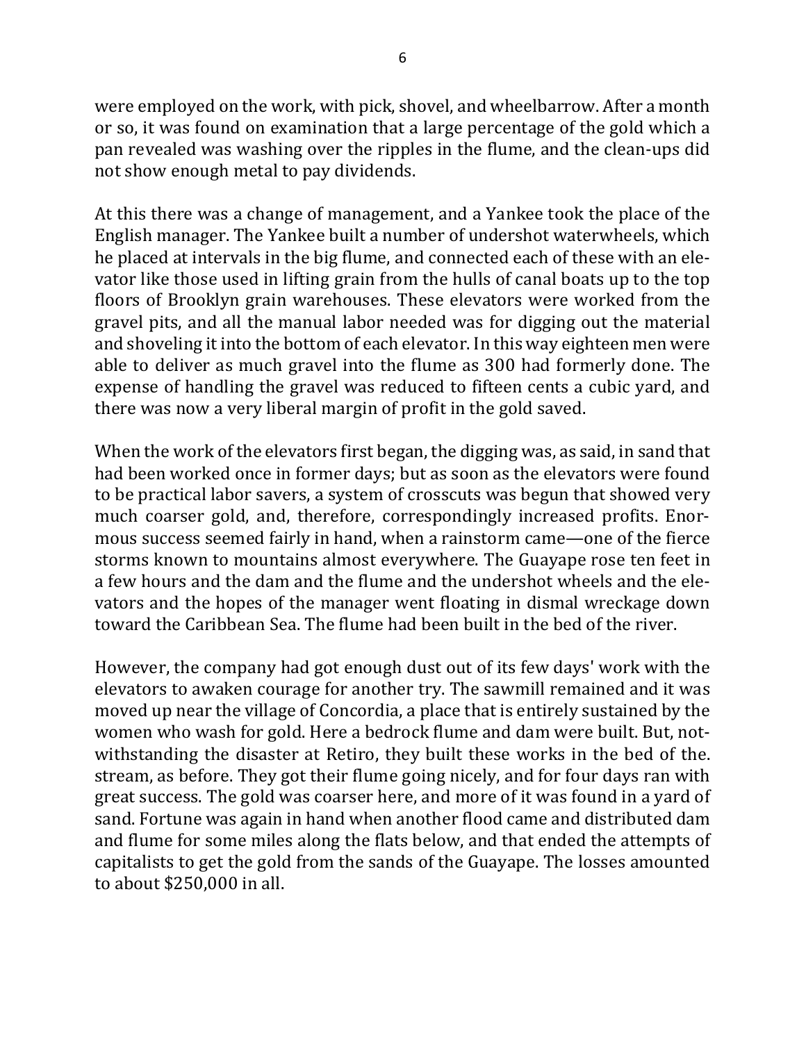were employed on the work, with pick, shovel, and wheelbarrow. After a month or so, it was found on examination that a large percentage of the gold which a pan revealed was washing over the ripples in the flume, and the clean-ups did not show enough metal to pay dividends.

At this there was a change of management, and a Yankee took the place of the English manager. The Yankee built a number of undershot waterwheels, which he placed at intervals in the big flume, and connected each of these with an elevator like those used in lifting grain from the hulls of canal boats up to the top floors of Brooklyn grain warehouses. These elevators were worked from the gravel pits, and all the manual labor needed was for digging out the material and shoveling it into the bottom of each elevator. In this way eighteen men were able to deliver as much gravel into the flume as 300 had formerly done. The expense of handling the gravel was reduced to fifteen cents a cubic yard, and there was now a very liberal margin of profit in the gold saved.

When the work of the elevators first began, the digging was, as said, in sand that had been worked once in former days; but as soon as the elevators were found to be practical labor savers, a system of crosscuts was begun that showed very much coarser gold, and, therefore, correspondingly increased profits. Enormous success seemed fairly in hand, when a rainstorm came—one of the fierce storms known to mountains almost everywhere. The Guayape rose ten feet in a few hours and the dam and the flume and the undershot wheels and the elevators and the hopes of the manager went floating in dismal wreckage down toward the Caribbean Sea. The flume had been built in the bed of the river.

However, the company had got enough dust out of its few days' work with the elevators to awaken courage for another try. The sawmill remained and it was moved up near the village of Concordia, a place that is entirely sustained by the women who wash for gold. Here a bedrock flume and dam were built. But, notwithstanding the disaster at Retiro, they built these works in the bed of the. stream, as before. They got their flume going nicely, and for four days ran with great success. The gold was coarser here, and more of it was found in a yard of sand. Fortune was again in hand when another flood came and distributed dam and flume for some miles along the flats below, and that ended the attempts of capitalists to get the gold from the sands of the Guayape. The losses amounted to about $250,000 in all.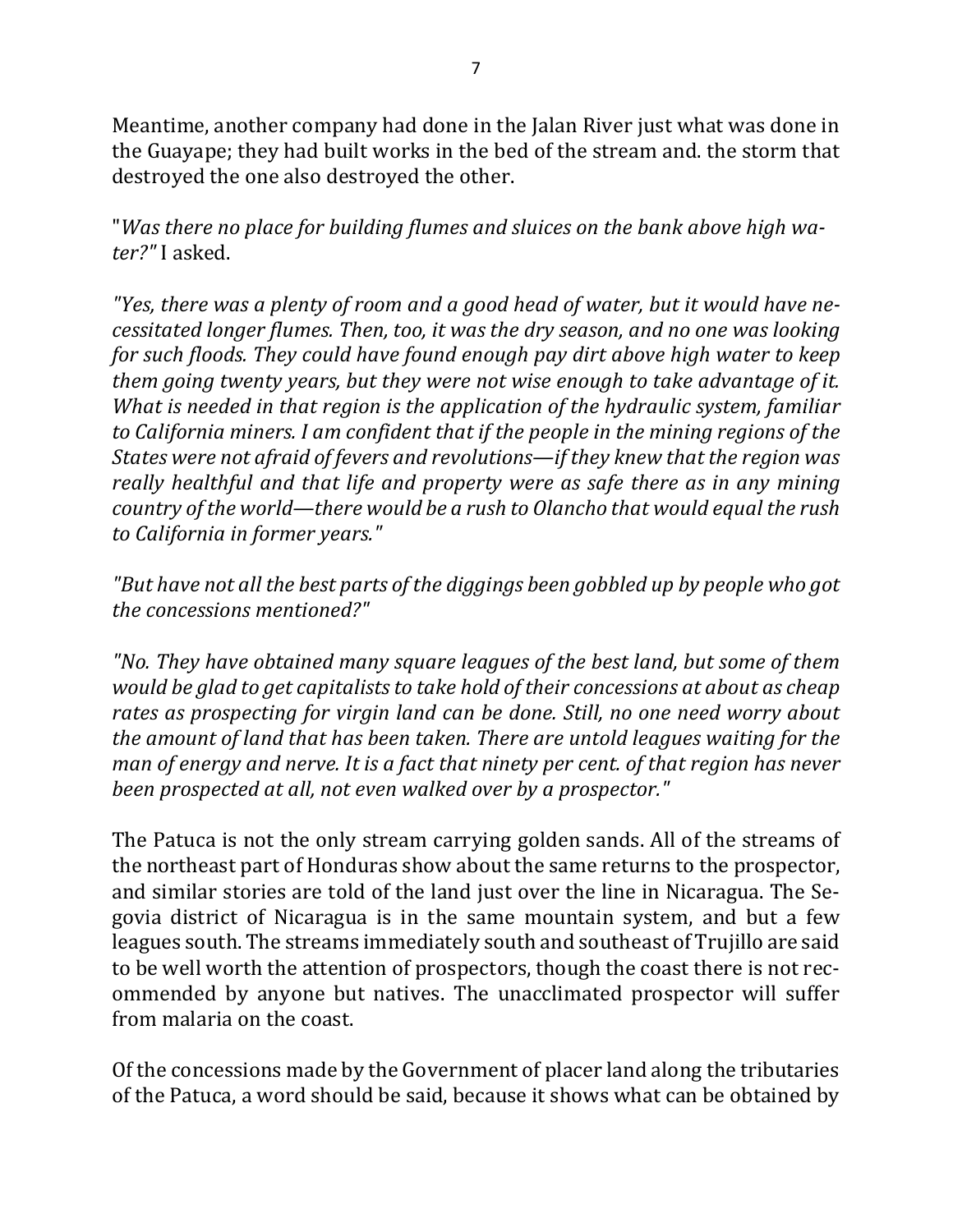Meantime, another company had done in the Jalan River just what was done in the Guayape; they had built works in the bed of the stream and. the storm that destroyed the one also destroyed the other.

"*Was there no place for building flumes and sluices on the bank above high water?"* I asked.

*"Yes, there was a plenty of room and a good head of water, but it would have necessitated longer flumes. Then, too, it was the dry season, and no one was looking for such floods. They could have found enough pay dirt above high water to keep them going twenty years, but they were not wise enough to take advantage of it. What is needed in that region is the application of the hydraulic system, familiar to California miners. I am confident that if the people in the mining regions of the States were not afraid of fevers and revolutions—if they knew that the region was really healthful and that life and property were as safe there as in any mining country of the world—there would be a rush to Olancho that would equal the rush to California in former years."*

*"But have not all the best parts of the diggings been gobbled up by people who got the concessions mentioned?"*

*"No. They have obtained many square leagues of the best land, but some of them would be glad to get capitalists to take hold of their concessions at about as cheap rates as prospecting for virgin land can be done. Still, no one need worry about the amount of land that has been taken. There are untold leagues waiting for the man of energy and nerve. It is a fact that ninety per cent. of that region has never been prospected at all, not even walked over by a prospector."*

The Patuca is not the only stream carrying golden sands. All of the streams of the northeast part of Honduras show about the same returns to the prospector, and similar stories are told of the land just over the line in Nicaragua. The Segovia district of Nicaragua is in the same mountain system, and but a few leagues south. The streams immediately south and southeast of Trujillo are said to be well worth the attention of prospectors, though the coast there is not recommended by anyone but natives. The unacclimated prospector will suffer from malaria on the coast.

Of the concessions made by the Government of placer land along the tributaries of the Patuca, a word should be said, because it shows what can be obtained by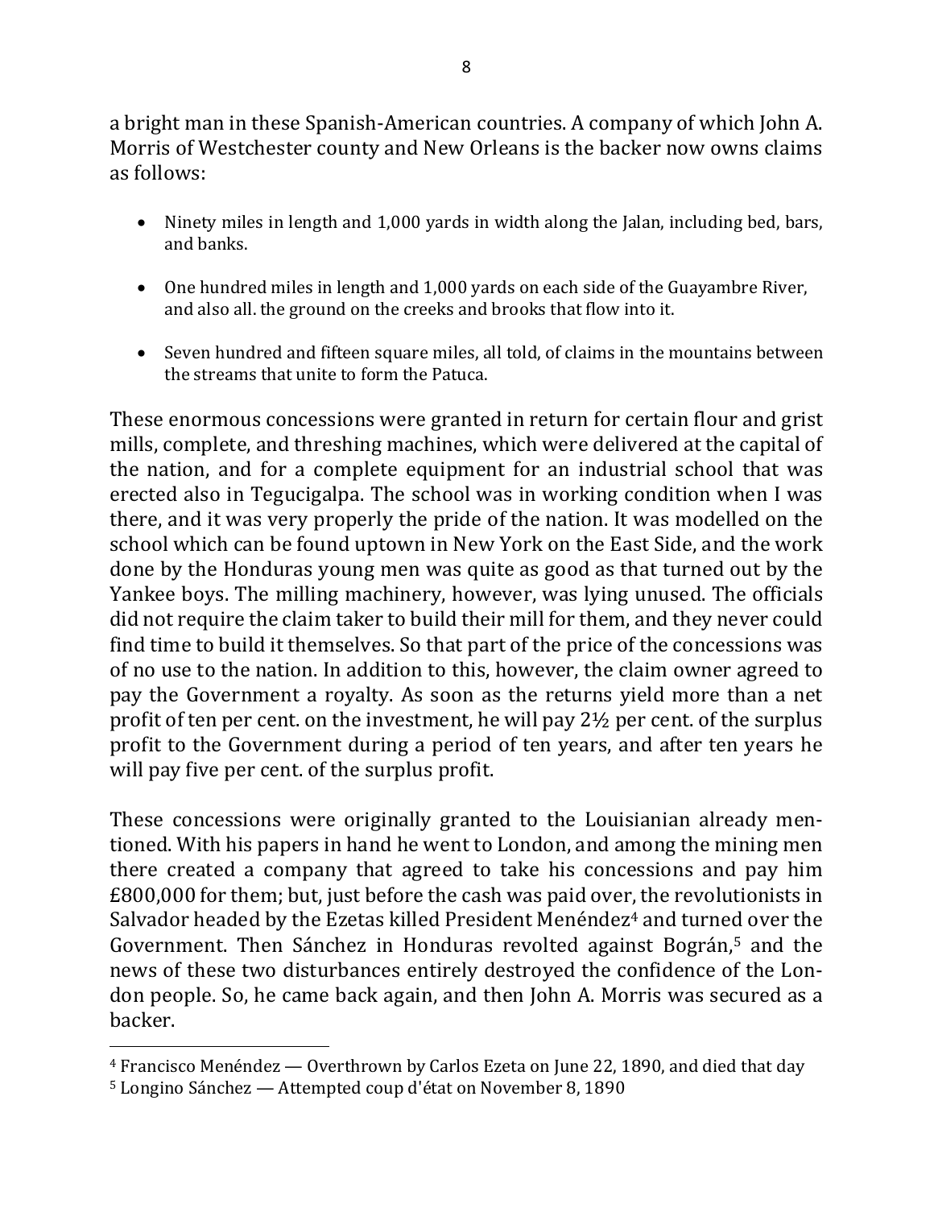a bright man in these Spanish-American countries. A company of which John A. Morris of Westchester county and New Orleans is the backer now owns claims as follows:

- Ninety miles in length and 1,000 yards in width along the Jalan, including bed, bars, and banks.
- One hundred miles in length and 1,000 yards on each side of the Guayambre River, and also all. the ground on the creeks and brooks that flow into it.
- Seven hundred and fifteen square miles, all told, of claims in the mountains between the streams that unite to form the Patuca.

These enormous concessions were granted in return for certain flour and grist mills, complete, and threshing machines, which were delivered at the capital of the nation, and for a complete equipment for an industrial school that was erected also in Tegucigalpa. The school was in working condition when I was there, and it was very properly the pride of the nation. It was modelled on the school which can be found uptown in New York on the East Side, and the work done by the Honduras young men was quite as good as that turned out by the Yankee boys. The milling machinery, however, was lying unused. The officials did not require the claim taker to build their mill for them, and they never could find time to build it themselves. So that part of the price of the concessions was of no use to the nation. In addition to this, however, the claim owner agreed to pay the Government a royalty. As soon as the returns yield more than a net profit of ten per cent. on the investment, he will pay 2½ per cent. of the surplus profit to the Government during a period of ten years, and after ten years he will pay five per cent. of the surplus profit.

These concessions were originally granted to the Louisianian already mentioned. With his papers in hand he went to London, and among the mining men there created a company that agreed to take his concessions and pay him £800,000 for them; but, just before the cash was paid over, the revolutionists in Salvador headed by the Ezetas killed President Menéndez[4] and turned over the Government. Then Sánchez in Honduras revolted against Bográn,[5] and the news of these two disturbances entirely destroyed the confidence of the London people. So, he came back again, and then John A. Morris was secured as a backer.

---

[4] Francisco Menéndez — Overthrown by Carlos Ezeta on June 22, 1890, and died that day

[5] Longino Sánchez — Attempted coup d'état on November 8, 1890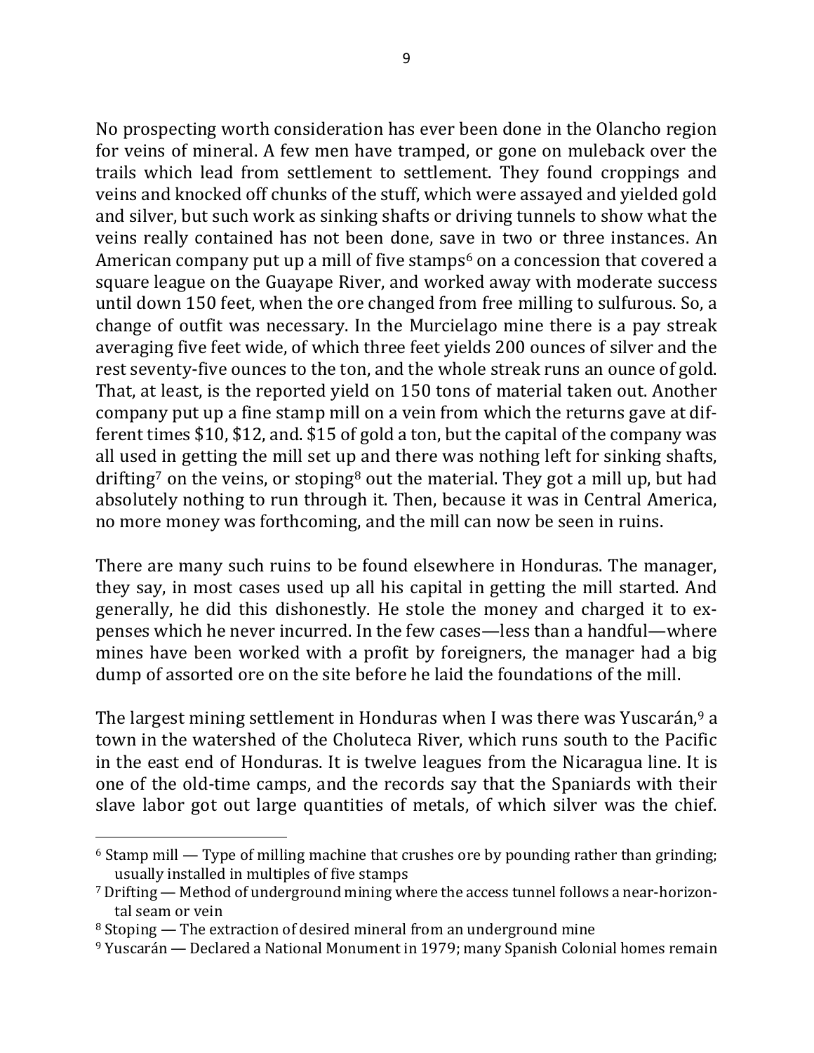No prospecting worth consideration has ever been done in the Olancho region for veins of mineral. A few men have tramped, or gone on muleback over the trails which lead from settlement to settlement. They found croppings and veins and knocked off chunks of the stuff, which were assayed and yielded gold and silver, but such work as sinking shafts or driving tunnels to show what the veins really contained has not been done, save in two or three instances. An American company put up a mill of five stamps[6] on a concession that covered a square league on the Guayape River, and worked away with moderate success until down 150 feet, when the ore changed from free milling to sulfurous. So, a change of outfit was necessary. In the Murcielago mine there is a pay streak averaging five feet wide, of which three feet yields 200 ounces of silver and the rest seventy-five ounces to the ton, and the whole streak runs an ounce of gold. That, at least, is the reported yield on 150 tons of material taken out. Another company put up a fine stamp mill on a vein from which the returns gave at different times $10, $12, and. $15 of gold a ton, but the capital of the company was all used in getting the mill set up and there was nothing left for sinking shafts, drifting[7] on the veins, or stoping[8] out the material. They got a mill up, but had absolutely nothing to run through it. Then, because it was in Central America, no more money was forthcoming, and the mill can now be seen in ruins.

There are many such ruins to be found elsewhere in Honduras. The manager, they say, in most cases used up all his capital in getting the mill started. And generally, he did this dishonestly. He stole the money and charged it to expenses which he never incurred. In the few cases—less than a handful—where mines have been worked with a profit by foreigners, the manager had a big dump of assorted ore on the site before he laid the foundations of the mill.

The largest mining settlement in Honduras when I was there was Yuscarán,[9] a town in the watershed of the Choluteca River, which runs south to the Pacific in the east end of Honduras. It is twelve leagues from the Nicaragua line. It is one of the old-time camps, and the records say that the Spaniards with their slave labor got out large quantities of metals, of which silver was the chief.

---

[6] Stamp mill — Type of milling machine that crushes ore by pounding rather than grinding; usually installed in multiples of five stamps

[7] Drifting — Method of underground mining where the access tunnel follows a near-horizontal seam or vein

[8] Stoping — The extraction of desired mineral from an underground mine

[9] Yuscarán — Declared a National Monument in 1979; many Spanish Colonial homes remain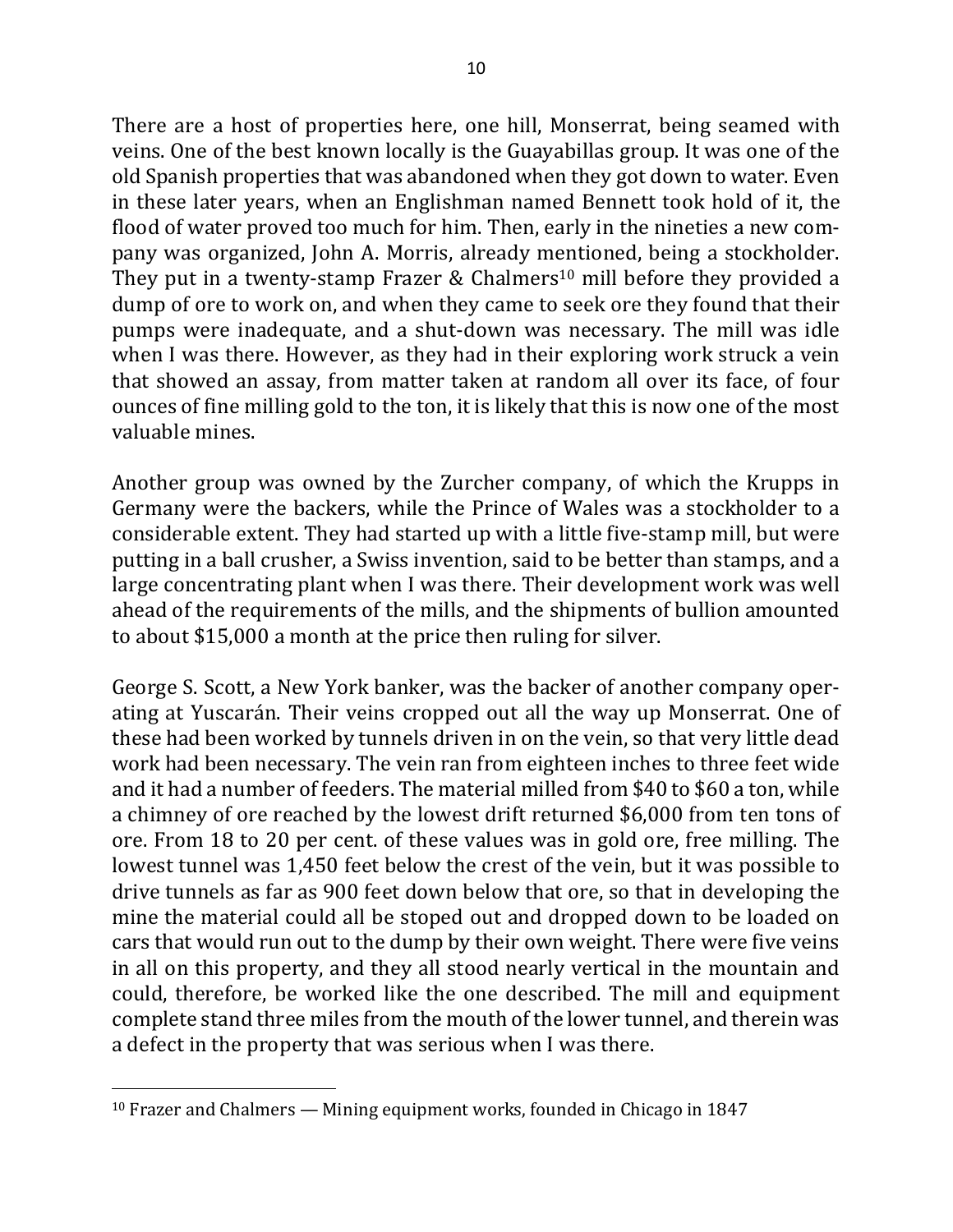There are a host of properties here, one hill, Monserrat, being seamed with veins. One of the best known locally is the Guayabillas group. It was one of the old Spanish properties that was abandoned when they got down to water. Even in these later years, when an Englishman named Bennett took hold of it, the flood of water proved too much for him. Then, early in the nineties a new company was organized, John A. Morris, already mentioned, being a stockholder. They put in a twenty-stamp Frazer & Chalmers[10] mill before they provided a dump of ore to work on, and when they came to seek ore they found that their pumps were inadequate, and a shut-down was necessary. The mill was idle when I was there. However, as they had in their exploring work struck a vein that showed an assay, from matter taken at random all over its face, of four ounces of fine milling gold to the ton, it is likely that this is now one of the most valuable mines.

Another group was owned by the Zurcher company, of which the Krupps in Germany were the backers, while the Prince of Wales was a stockholder to a considerable extent. They had started up with a little five-stamp mill, but were putting in a ball crusher, a Swiss invention, said to be better than stamps, and a large concentrating plant when I was there. Their development work was well ahead of the requirements of the mills, and the shipments of bullion amounted to about $15,000 a month at the price then ruling for silver.

George S. Scott, a New York banker, was the backer of another company operating at Yuscarán. Their veins cropped out all the way up Monserrat. One of these had been worked by tunnels driven in on the vein, so that very little dead work had been necessary. The vein ran from eighteen inches to three feet wide and it had a number of feeders. The material milled from $40 to $60 a ton, while a chimney of ore reached by the lowest drift returned $6,000 from ten tons of ore. From 18 to 20 per cent. of these values was in gold ore, free milling. The lowest tunnel was 1,450 feet below the crest of the vein, but it was possible to drive tunnels as far as 900 feet down below that ore, so that in developing the mine the material could all be stoped out and dropped down to be loaded on cars that would run out to the dump by their own weight. There were five veins in all on this property, and they all stood nearly vertical in the mountain and could, therefore, be worked like the one described. The mill and equipment complete stand three miles from the mouth of the lower tunnel, and therein was a defect in the property that was serious when I was there.

---

[10] Frazer and Chalmers — Mining equipment works, founded in Chicago in 1847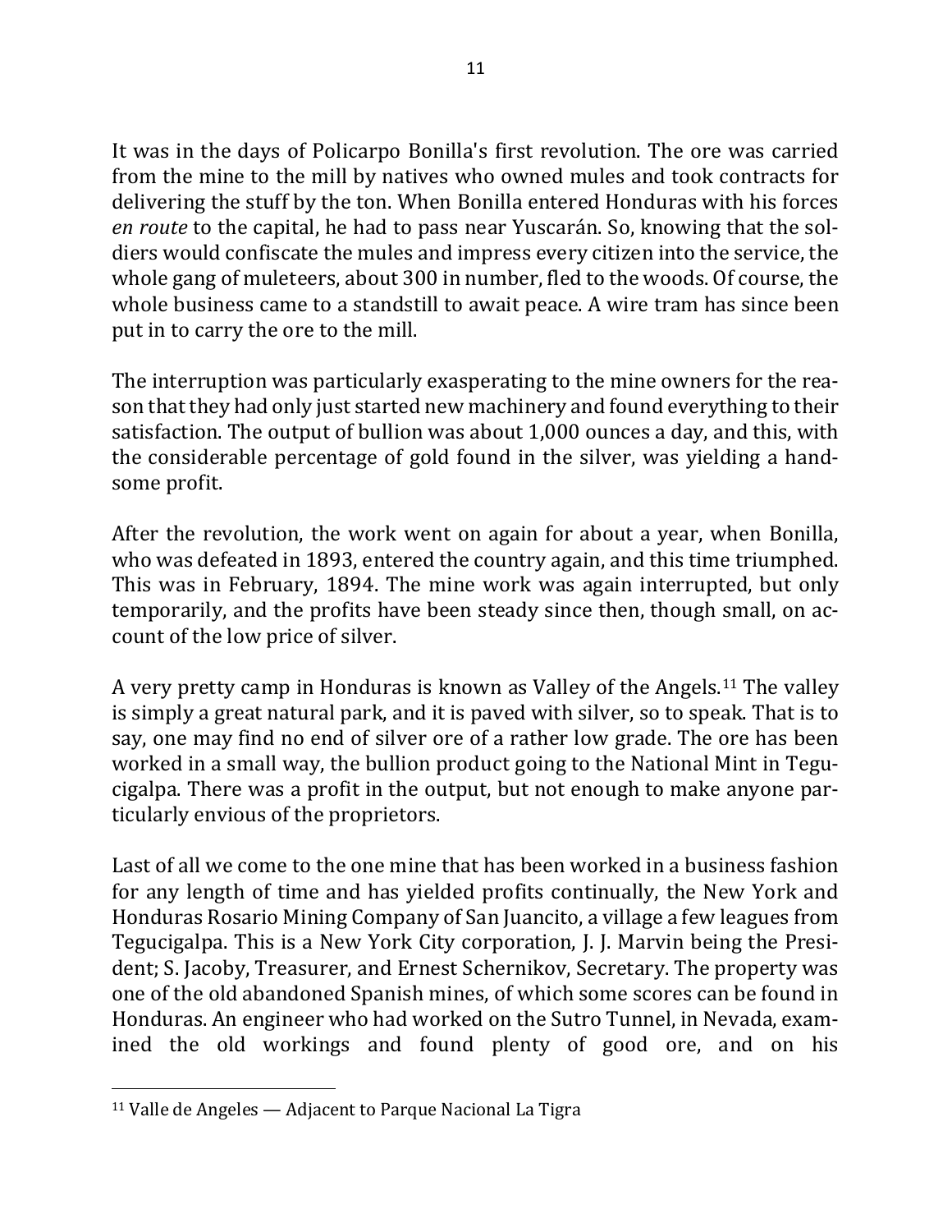It was in the days of Policarpo Bonilla's first revolution. The ore was carried from the mine to the mill by natives who owned mules and took contracts for delivering the stuff by the ton. When Bonilla entered Honduras with his forces *en route* to the capital, he had to pass near Yuscarán. So, knowing that the soldiers would confiscate the mules and impress every citizen into the service, the whole gang of muleteers, about 300 in number, fled to the woods. Of course, the whole business came to a standstill to await peace. A wire tram has since been put in to carry the ore to the mill.

The interruption was particularly exasperating to the mine owners for the reason that they had only just started new machinery and found everything to their satisfaction. The output of bullion was about 1,000 ounces a day, and this, with the considerable percentage of gold found in the silver, was yielding a handsome profit.

After the revolution, the work went on again for about a year, when Bonilla, who was defeated in 1893, entered the country again, and this time triumphed. This was in February, 1894. The mine work was again interrupted, but only temporarily, and the profits have been steady since then, though small, on account of the low price of silver.

A very pretty camp in Honduras is known as Valley of the Angels.[11] The valley is simply a great natural park, and it is paved with silver, so to speak. That is to say, one may find no end of silver ore of a rather low grade. The ore has been worked in a small way, the bullion product going to the National Mint in Tegucigalpa. There was a profit in the output, but not enough to make anyone particularly envious of the proprietors.

Last of all we come to the one mine that has been worked in a business fashion for any length of time and has yielded profits continually, the New York and Honduras Rosario Mining Company of San Juancito, a village a few leagues from Tegucigalpa. This is a New York City corporation, J. J. Marvin being the President; S. Jacoby, Treasurer, and Ernest Schernikov, Secretary. The property was one of the old abandoned Spanish mines, of which some scores can be found in Honduras. An engineer who had worked on the Sutro Tunnel, in Nevada, examined the old workings and found plenty of good ore, and on his

---

[11] Valle de Angeles — Adjacent to Parque Nacional La Tigra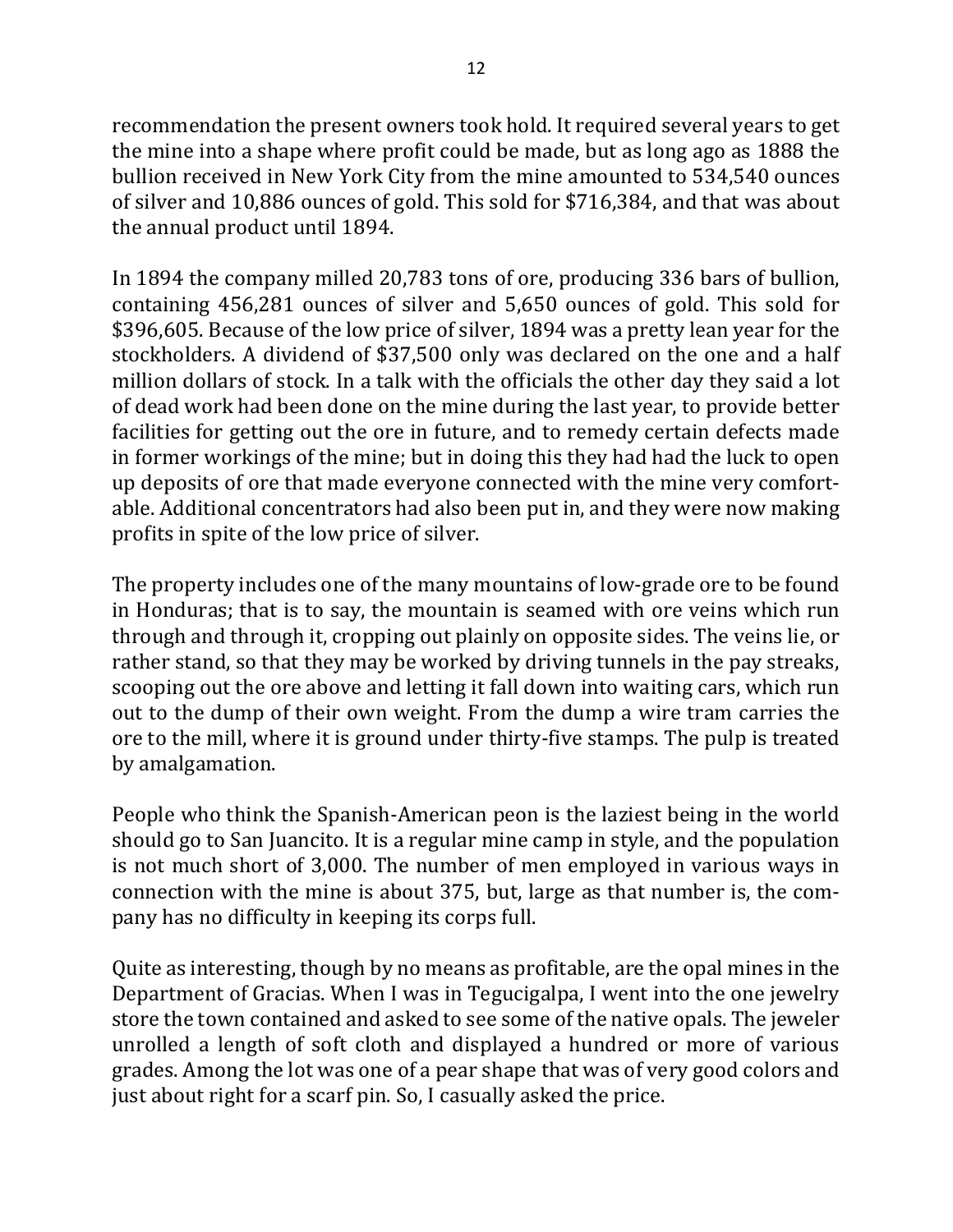recommendation the present owners took hold. It required several years to get the mine into a shape where profit could be made, but as long ago as 1888 the bullion received in New York City from the mine amounted to 534,540 ounces of silver and 10,886 ounces of gold. This sold for $716,384, and that was about the annual product until 1894.

In 1894 the company milled 20,783 tons of ore, producing 336 bars of bullion, containing 456,281 ounces of silver and 5,650 ounces of gold. This sold for $396,605. Because of the low price of silver, 1894 was a pretty lean year for the stockholders. A dividend of $37,500 only was declared on the one and a half million dollars of stock. In a talk with the officials the other day they said a lot of dead work had been done on the mine during the last year, to provide better facilities for getting out the ore in future, and to remedy certain defects made in former workings of the mine; but in doing this they had had the luck to open up deposits of ore that made everyone connected with the mine very comfortable. Additional concentrators had also been put in, and they were now making profits in spite of the low price of silver.

The property includes one of the many mountains of low-grade ore to be found in Honduras; that is to say, the mountain is seamed with ore veins which run through and through it, cropping out plainly on opposite sides. The veins lie, or rather stand, so that they may be worked by driving tunnels in the pay streaks, scooping out the ore above and letting it fall down into waiting cars, which run out to the dump of their own weight. From the dump a wire tram carries the ore to the mill, where it is ground under thirty-five stamps. The pulp is treated by amalgamation.

People who think the Spanish-American peon is the laziest being in the world should go to San Juancito. It is a regular mine camp in style, and the population is not much short of 3,000. The number of men employed in various ways in connection with the mine is about 375, but, large as that number is, the company has no difficulty in keeping its corps full.

Quite as interesting, though by no means as profitable, are the opal mines in the Department of Gracias. When I was in Tegucigalpa, I went into the one jewelry store the town contained and asked to see some of the native opals. The jeweler unrolled a length of soft cloth and displayed a hundred or more of various grades. Among the lot was one of a pear shape that was of very good colors and just about right for a scarf pin. So, I casually asked the price.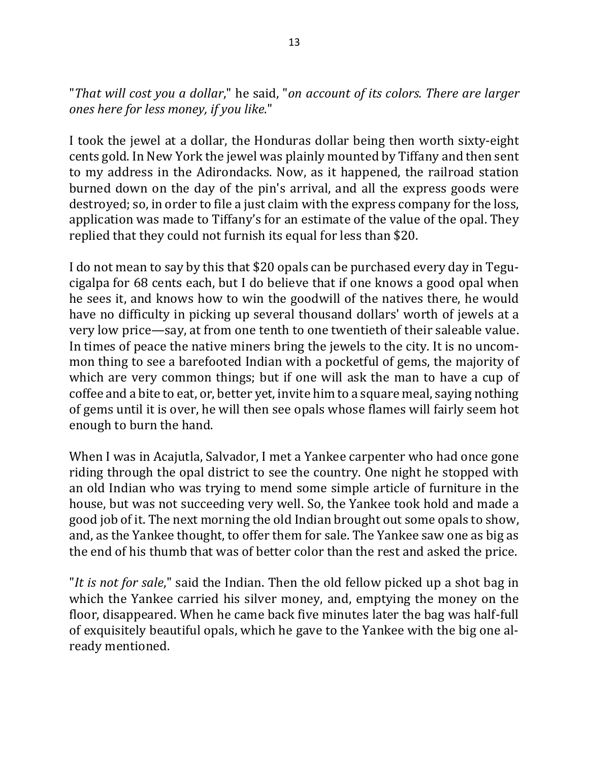"*That will cost you a dollar*," he said, "*on account of its colors. There are larger ones here for less money, if you like*."

I took the jewel at a dollar, the Honduras dollar being then worth sixty-eight cents gold. In New York the jewel was plainly mounted by Tiffany and then sent to my address in the Adirondacks. Now, as it happened, the railroad station burned down on the day of the pin's arrival, and all the express goods were destroyed; so, in order to file a just claim with the express company for the loss, application was made to Tiffany's for an estimate of the value of the opal. They replied that they could not furnish its equal for less than $20.

I do not mean to say by this that $20 opals can be purchased every day in Tegucigalpa for 68 cents each, but I do believe that if one knows a good opal when he sees it, and knows how to win the goodwill of the natives there, he would have no difficulty in picking up several thousand dollars' worth of jewels at a very low price—say, at from one tenth to one twentieth of their saleable value. In times of peace the native miners bring the jewels to the city. It is no uncommon thing to see a barefooted Indian with a pocketful of gems, the majority of which are very common things; but if one will ask the man to have a cup of coffee and a bite to eat, or, better yet, invite him to a square meal, saying nothing of gems until it is over, he will then see opals whose flames will fairly seem hot enough to burn the hand.

When I was in Acajutla, Salvador, I met a Yankee carpenter who had once gone riding through the opal district to see the country. One night he stopped with an old Indian who was trying to mend some simple article of furniture in the house, but was not succeeding very well. So, the Yankee took hold and made a good job of it. The next morning the old Indian brought out some opals to show, and, as the Yankee thought, to offer them for sale. The Yankee saw one as big as the end of his thumb that was of better color than the rest and asked the price.

"*It is not for sale*," said the Indian. Then the old fellow picked up a shot bag in which the Yankee carried his silver money, and, emptying the money on the floor, disappeared. When he came back five minutes later the bag was half-full of exquisitely beautiful opals, which he gave to the Yankee with the big one already mentioned.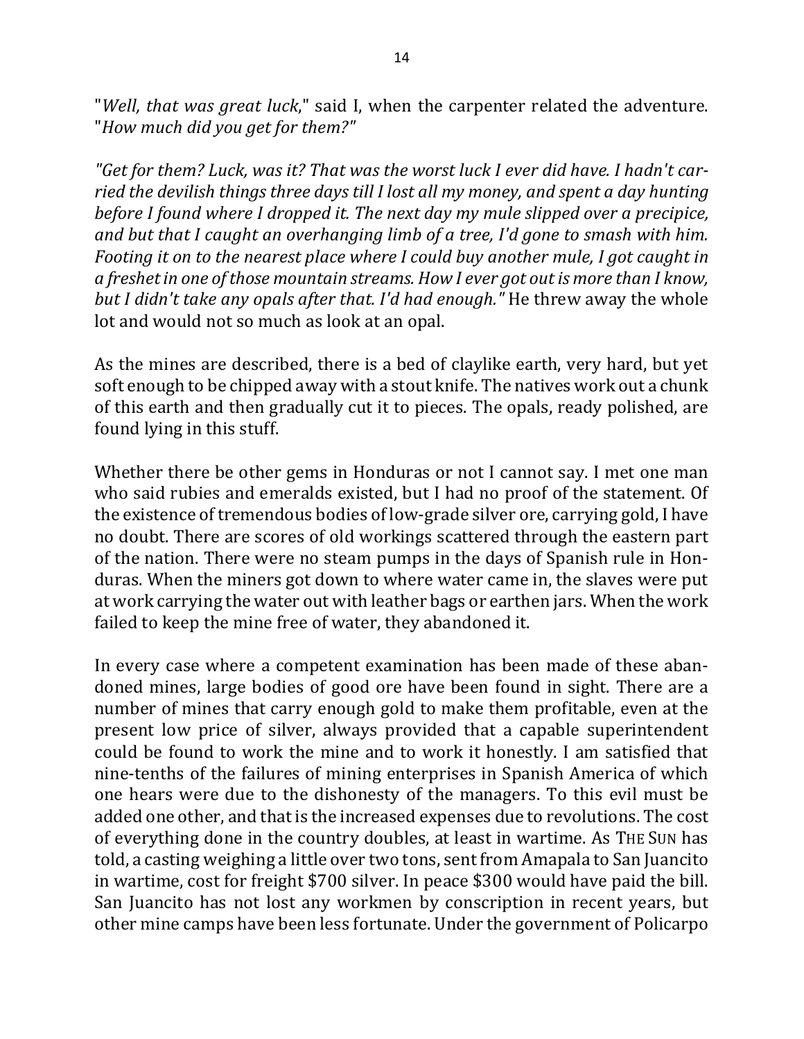"*Well, that was great luck*," said I, when the carpenter related the adventure. "*How much did you get for them?"*

*"Get for them? Luck, was it? That was the worst luck I ever did have. I hadn't carried the devilish things three days till I lost all my money, and spent a day hunting before I found where I dropped it. The next day my mule slipped over a precipice, and but that I caught an overhanging limb of a tree, I'd gone to smash with him. Footing it on to the nearest place where I could buy another mule, I got caught in a freshet in one of those mountain streams. How I ever got out is more than I know, but I didn't take any opals after that. I'd had enough."* He threw away the whole lot and would not so much as look at an opal.

As the mines are described, there is a bed of claylike earth, very hard, but yet soft enough to be chipped away with a stout knife. The natives work out a chunk of this earth and then gradually cut it to pieces. The opals, ready polished, are found lying in this stuff.

Whether there be other gems in Honduras or not I cannot say. I met one man who said rubies and emeralds existed, but I had no proof of the statement. Of the existence of tremendous bodies of low-grade silver ore, carrying gold, I have no doubt. There are scores of old workings scattered through the eastern part of the nation. There were no steam pumps in the days of Spanish rule in Honduras. When the miners got down to where water came in, the slaves were put at work carrying the water out with leather bags or earthen jars. When the work failed to keep the mine free of water, they abandoned it.

In every case where a competent examination has been made of these abandoned mines, large bodies of good ore have been found in sight. There are a number of mines that carry enough gold to make them profitable, even at the present low price of silver, always provided that a capable superintendent could be found to work the mine and to work it honestly. I am satisfied that nine-tenths of the failures of mining enterprises in Spanish America of which one hears were due to the dishonesty of the managers. To this evil must be added one other, and that is the increased expenses due to revolutions. The cost of everything done in the country doubles, at least in wartime. As THE SUN has told, a casting weighing a little over two tons, sent from Amapala to San Juancito in wartime, cost for freight $700 silver. In peace $300 would have paid the bill. San Juancito has not lost any workmen by conscription in recent years, but other mine camps have been less fortunate. Under the government of Policarpo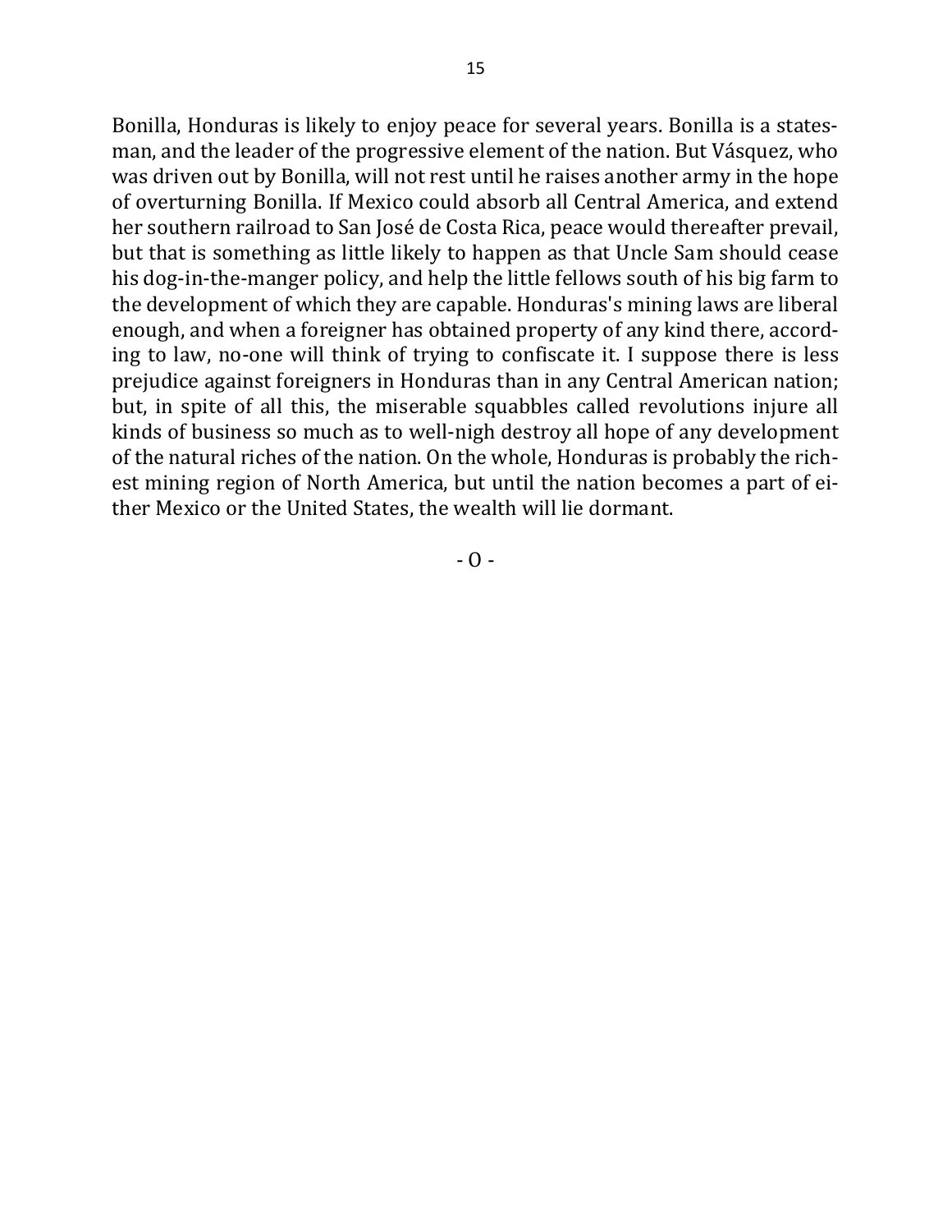Bonilla, Honduras is likely to enjoy peace for several years. Bonilla is a statesman, and the leader of the progressive element of the nation. But Vásquez, who was driven out by Bonilla, will not rest until he raises another army in the hope of overturning Bonilla. If Mexico could absorb all Central America, and extend her southern railroad to San José de Costa Rica, peace would thereafter prevail, but that is something as little likely to happen as that Uncle Sam should cease his dog-in-the-manger policy, and help the little fellows south of his big farm to the development of which they are capable. Honduras's mining laws are liberal enough, and when a foreigner has obtained property of any kind there, according to law, no-one will think of trying to confiscate it. I suppose there is less prejudice against foreigners in Honduras than in any Central American nation; but, in spite of all this, the miserable squabbles called revolutions injure all kinds of business so much as to well-nigh destroy all hope of any development of the natural riches of the nation. On the whole, Honduras is probably the richest mining region of North America, but until the nation becomes a part of either Mexico or the United States, the wealth will lie dormant.

- O -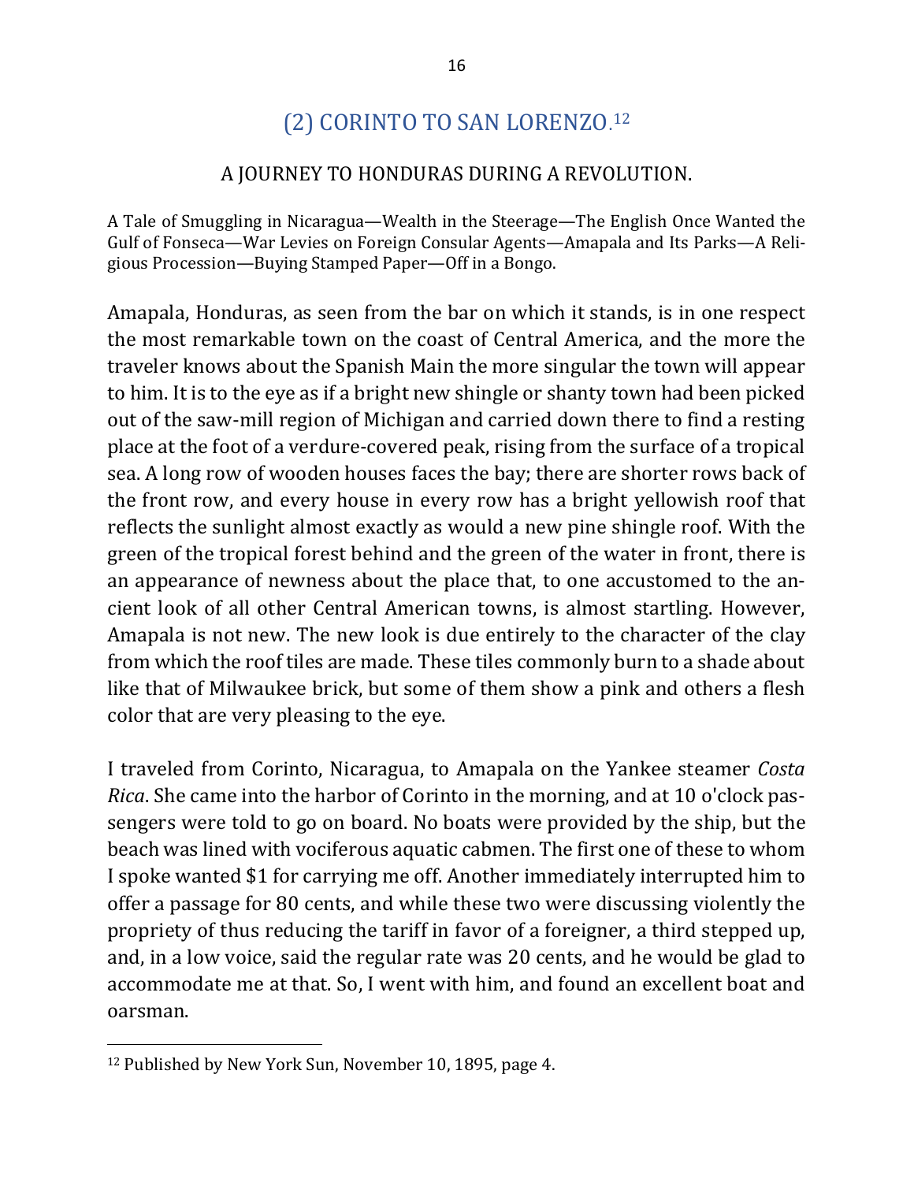## (2) CORINTO TO SAN LORENZO.[12]

### A JOURNEY TO HONDURAS DURING A REVOLUTION.

A Tale of Smuggling in Nicaragua—Wealth in the Steerage—The English Once Wanted the Gulf of Fonseca—War Levies on Foreign Consular Agents—Amapala and Its Parks—A Religious Procession—Buying Stamped Paper—Off in a Bongo.

Amapala, Honduras, as seen from the bar on which it stands, is in one respect the most remarkable town on the coast of Central America, and the more the traveler knows about the Spanish Main the more singular the town will appear to him. It is to the eye as if a bright new shingle or shanty town had been picked out of the saw-mill region of Michigan and carried down there to find a resting place at the foot of a verdure-covered peak, rising from the surface of a tropical sea. A long row of wooden houses faces the bay; there are shorter rows back of the front row, and every house in every row has a bright yellowish roof that reflects the sunlight almost exactly as would a new pine shingle roof. With the green of the tropical forest behind and the green of the water in front, there is an appearance of newness about the place that, to one accustomed to the ancient look of all other Central American towns, is almost startling. However, Amapala is not new. The new look is due entirely to the character of the clay from which the roof tiles are made. These tiles commonly burn to a shade about like that of Milwaukee brick, but some of them show a pink and others a flesh color that are very pleasing to the eye.

I traveled from Corinto, Nicaragua, to Amapala on the Yankee steamer *Costa Rica*. She came into the harbor of Corinto in the morning, and at 10 o'clock passengers were told to go on board. No boats were provided by the ship, but the beach was lined with vociferous aquatic cabmen. The first one of these to whom I spoke wanted $1 for carrying me off. Another immediately interrupted him to offer a passage for 80 cents, and while these two were discussing violently the propriety of thus reducing the tariff in favor of a foreigner, a third stepped up, and, in a low voice, said the regular rate was 20 cents, and he would be glad to accommodate me at that. So, I went with him, and found an excellent boat and oarsman.

[12] Published by New York Sun, November 10, 1895, page 4.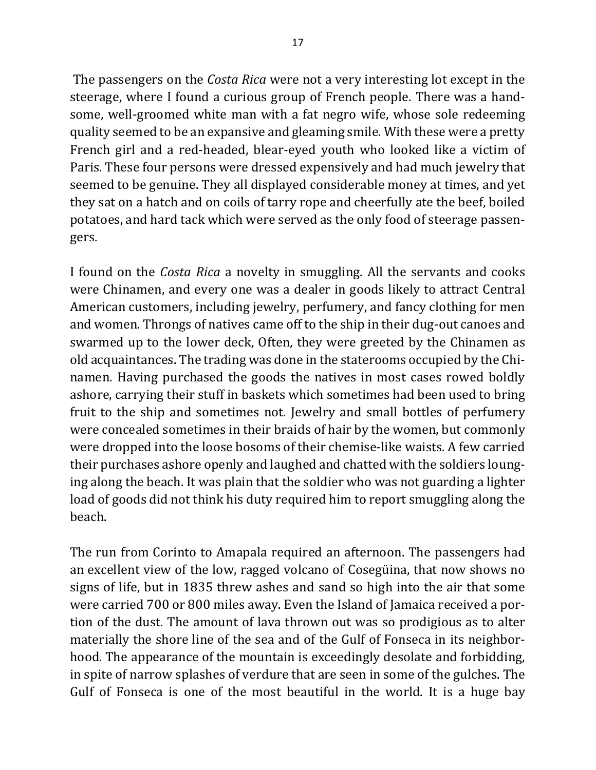The passengers on the *Costa Rica* were not a very interesting lot except in the steerage, where I found a curious group of French people. There was a handsome, well-groomed white man with a fat negro wife, whose sole redeeming quality seemed to be an expansive and gleaming smile. With these were a pretty French girl and a red-headed, blear-eyed youth who looked like a victim of Paris. These four persons were dressed expensively and had much jewelry that seemed to be genuine. They all displayed considerable money at times, and yet they sat on a hatch and on coils of tarry rope and cheerfully ate the beef, boiled potatoes, and hard tack which were served as the only food of steerage passengers.

I found on the *Costa Rica* a novelty in smuggling. All the servants and cooks were Chinamen, and every one was a dealer in goods likely to attract Central American customers, including jewelry, perfumery, and fancy clothing for men and women. Throngs of natives came off to the ship in their dug-out canoes and swarmed up to the lower deck, Often, they were greeted by the Chinamen as old acquaintances. The trading was done in the staterooms occupied by the Chinamen. Having purchased the goods the natives in most cases rowed boldly ashore, carrying their stuff in baskets which sometimes had been used to bring fruit to the ship and sometimes not. Jewelry and small bottles of perfumery were concealed sometimes in their braids of hair by the women, but commonly were dropped into the loose bosoms of their chemise-like waists. A few carried their purchases ashore openly and laughed and chatted with the soldiers lounging along the beach. It was plain that the soldier who was not guarding a lighter load of goods did not think his duty required him to report smuggling along the beach.

The run from Corinto to Amapala required an afternoon. The passengers had an excellent view of the low, ragged volcano of Cosegüina, that now shows no signs of life, but in 1835 threw ashes and sand so high into the air that some were carried 700 or 800 miles away. Even the Island of Jamaica received a portion of the dust. The amount of lava thrown out was so prodigious as to alter materially the shore line of the sea and of the Gulf of Fonseca in its neighborhood. The appearance of the mountain is exceedingly desolate and forbidding, in spite of narrow splashes of verdure that are seen in some of the gulches. The Gulf of Fonseca is one of the most beautiful in the world. It is a huge bay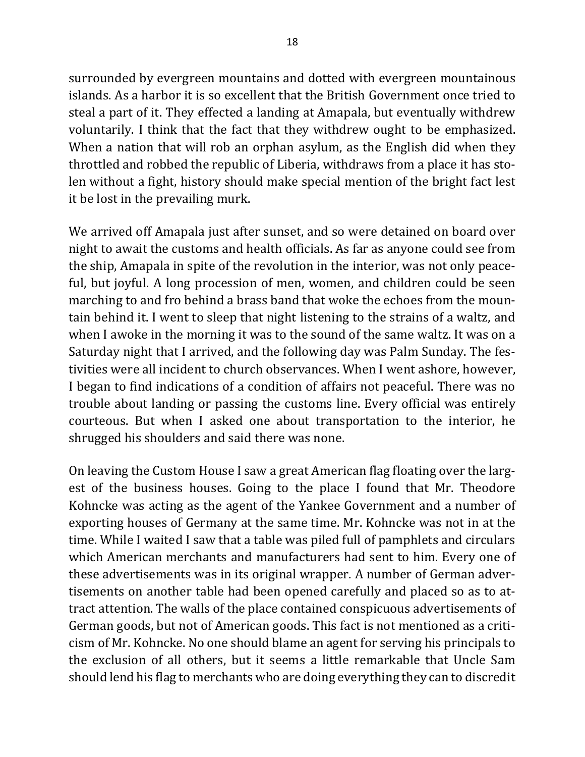surrounded by evergreen mountains and dotted with evergreen mountainous islands. As a harbor it is so excellent that the British Government once tried to steal a part of it. They effected a landing at Amapala, but eventually withdrew voluntarily. I think that the fact that they withdrew ought to be emphasized. When a nation that will rob an orphan asylum, as the English did when they throttled and robbed the republic of Liberia, withdraws from a place it has stolen without a fight, history should make special mention of the bright fact lest it be lost in the prevailing murk.

We arrived off Amapala just after sunset, and so were detained on board over night to await the customs and health officials. As far as anyone could see from the ship, Amapala in spite of the revolution in the interior, was not only peaceful, but joyful. A long procession of men, women, and children could be seen marching to and fro behind a brass band that woke the echoes from the mountain behind it. I went to sleep that night listening to the strains of a waltz, and when I awoke in the morning it was to the sound of the same waltz. It was on a Saturday night that I arrived, and the following day was Palm Sunday. The festivities were all incident to church observances. When I went ashore, however, I began to find indications of a condition of affairs not peaceful. There was no trouble about landing or passing the customs line. Every official was entirely courteous. But when I asked one about transportation to the interior, he shrugged his shoulders and said there was none.

On leaving the Custom House I saw a great American flag floating over the largest of the business houses. Going to the place I found that Mr. Theodore Kohncke was acting as the agent of the Yankee Government and a number of exporting houses of Germany at the same time. Mr. Kohncke was not in at the time. While I waited I saw that a table was piled full of pamphlets and circulars which American merchants and manufacturers had sent to him. Every one of these advertisements was in its original wrapper. A number of German advertisements on another table had been opened carefully and placed so as to attract attention. The walls of the place contained conspicuous advertisements of German goods, but not of American goods. This fact is not mentioned as a criticism of Mr. Kohncke. No one should blame an agent for serving his principals to the exclusion of all others, but it seems a little remarkable that Uncle Sam should lend his flag to merchants who are doing everything they can to discredit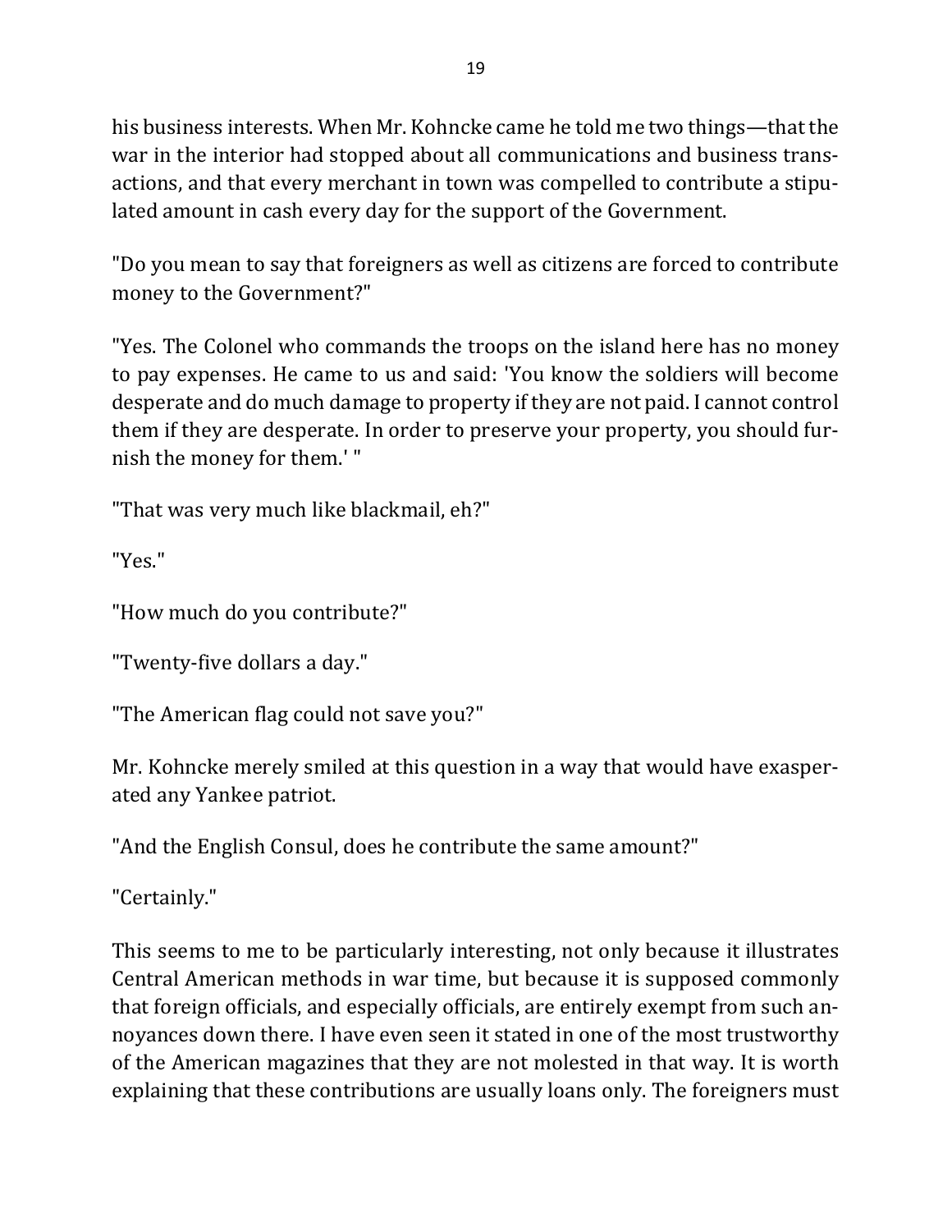his business interests. When Mr. Kohncke came he told me two things—that the war in the interior had stopped about all communications and business transactions, and that every merchant in town was compelled to contribute a stipulated amount in cash every day for the support of the Government.

"Do you mean to say that foreigners as well as citizens are forced to contribute money to the Government?"

"Yes. The Colonel who commands the troops on the island here has no money to pay expenses. He came to us and said: 'You know the soldiers will become desperate and do much damage to property if they are not paid. I cannot control them if they are desperate. In order to preserve your property, you should furnish the money for them.' "

"That was very much like blackmail, eh?"

"Yes."

"How much do you contribute?"

"Twenty-five dollars a day."

"The American flag could not save you?"

Mr. Kohncke merely smiled at this question in a way that would have exasperated any Yankee patriot.

"And the English Consul, does he contribute the same amount?"

"Certainly."

This seems to me to be particularly interesting, not only because it illustrates Central American methods in war time, but because it is supposed commonly that foreign officials, and especially officials, are entirely exempt from such annoyances down there. I have even seen it stated in one of the most trustworthy of the American magazines that they are not molested in that way. It is worth explaining that these contributions are usually loans only. The foreigners must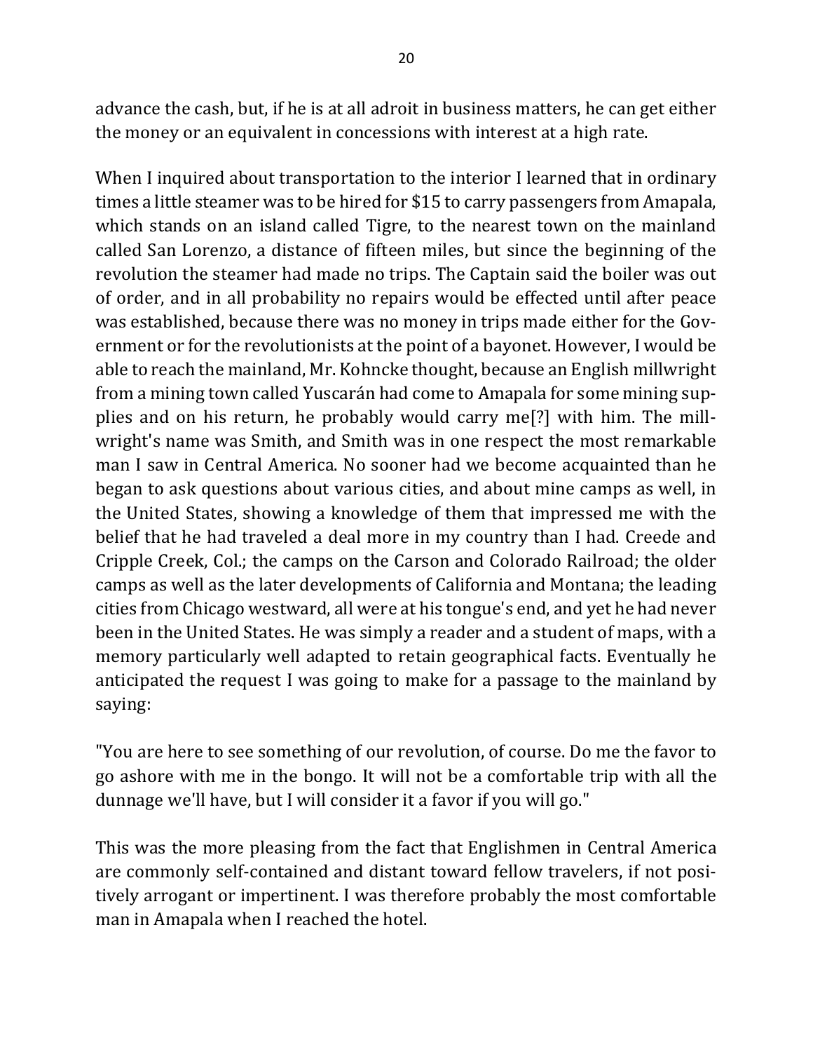advance the cash, but, if he is at all adroit in business matters, he can get either the money or an equivalent in concessions with interest at a high rate.

When I inquired about transportation to the interior I learned that in ordinary times a little steamer was to be hired for $15 to carry passengers from Amapala, which stands on an island called Tigre, to the nearest town on the mainland called San Lorenzo, a distance of fifteen miles, but since the beginning of the revolution the steamer had made no trips. The Captain said the boiler was out of order, and in all probability no repairs would be effected until after peace was established, because there was no money in trips made either for the Government or for the revolutionists at the point of a bayonet. However, I would be able to reach the mainland, Mr. Kohncke thought, because an English millwright from a mining town called Yuscarán had come to Amapala for some mining supplies and on his return, he probably would carry me[?] with him. The millwright's name was Smith, and Smith was in one respect the most remarkable man I saw in Central America. No sooner had we become acquainted than he began to ask questions about various cities, and about mine camps as well, in the United States, showing a knowledge of them that impressed me with the belief that he had traveled a deal more in my country than I had. Creede and Cripple Creek, Col.; the camps on the Carson and Colorado Railroad; the older camps as well as the later developments of California and Montana; the leading cities from Chicago westward, all were at his tongue's end, and yet he had never been in the United States. He was simply a reader and a student of maps, with a memory particularly well adapted to retain geographical facts. Eventually he anticipated the request I was going to make for a passage to the mainland by saying:

"You are here to see something of our revolution, of course. Do me the favor to go ashore with me in the bongo. It will not be a comfortable trip with all the dunnage we'll have, but I will consider it a favor if you will go."

This was the more pleasing from the fact that Englishmen in Central America are commonly self-contained and distant toward fellow travelers, if not positively arrogant or impertinent. I was therefore probably the most comfortable man in Amapala when I reached the hotel.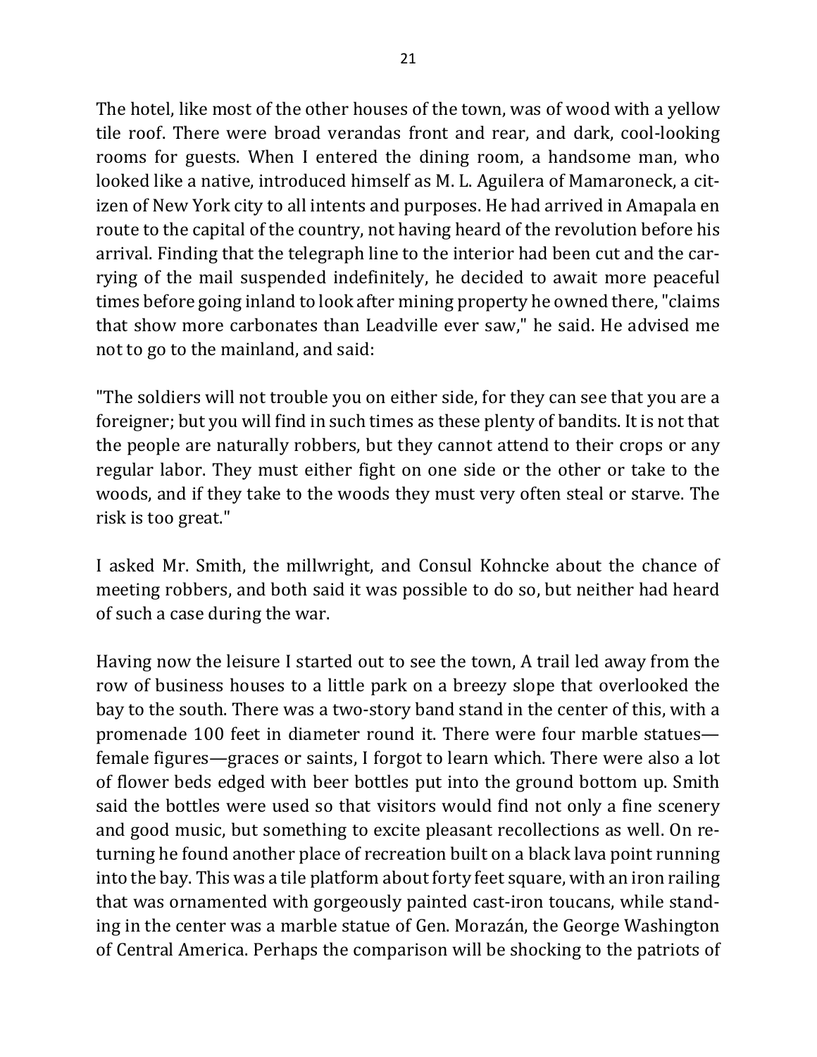The hotel, like most of the other houses of the town, was of wood with a yellow tile roof. There were broad verandas front and rear, and dark, cool-looking rooms for guests. When I entered the dining room, a handsome man, who looked like a native, introduced himself as M. L. Aguilera of Mamaroneck, a citizen of New York city to all intents and purposes. He had arrived in Amapala en route to the capital of the country, not having heard of the revolution before his arrival. Finding that the telegraph line to the interior had been cut and the carrying of the mail suspended indefinitely, he decided to await more peaceful times before going inland to look after mining property he owned there, "claims that show more carbonates than Leadville ever saw," he said. He advised me not to go to the mainland, and said:

"The soldiers will not trouble you on either side, for they can see that you are a foreigner; but you will find in such times as these plenty of bandits. It is not that the people are naturally robbers, but they cannot attend to their crops or any regular labor. They must either fight on one side or the other or take to the woods, and if they take to the woods they must very often steal or starve. The risk is too great."

I asked Mr. Smith, the millwright, and Consul Kohncke about the chance of meeting robbers, and both said it was possible to do so, but neither had heard of such a case during the war.

Having now the leisure I started out to see the town, A trail led away from the row of business houses to a little park on a breezy slope that overlooked the bay to the south. There was a two-story band stand in the center of this, with a promenade 100 feet in diameter round it. There were four marble statues—female figures—graces or saints, I forgot to learn which. There were also a lot of flower beds edged with beer bottles put into the ground bottom up. Smith said the bottles were used so that visitors would find not only a fine scenery and good music, but something to excite pleasant recollections as well. On returning he found another place of recreation built on a black lava point running into the bay. This was a tile platform about forty feet square, with an iron railing that was ornamented with gorgeously painted cast-iron toucans, while standing in the center was a marble statue of Gen. Morazán, the George Washington of Central America. Perhaps the comparison will be shocking to the patriots of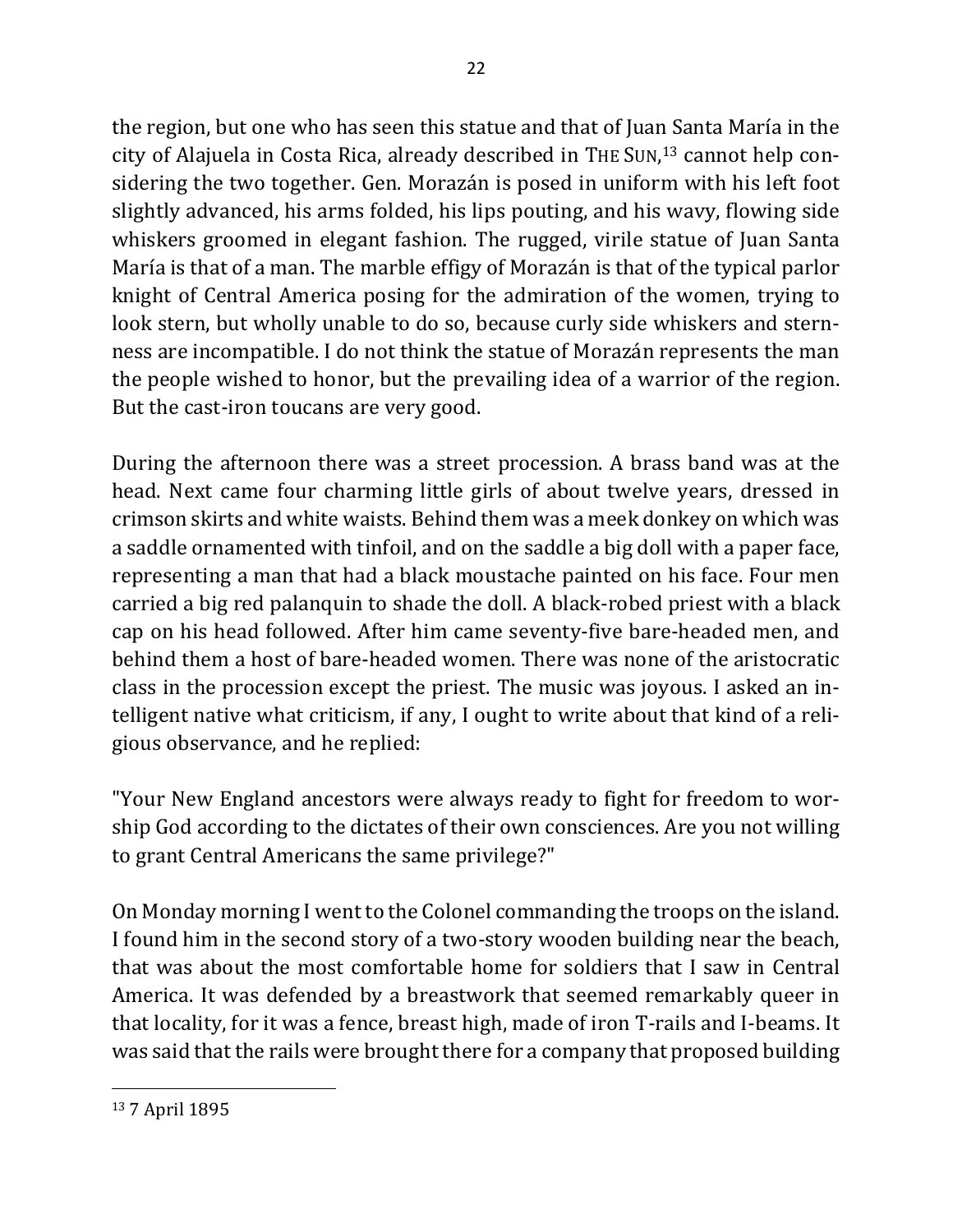the region, but one who has seen this statue and that of Juan Santa María in the city of Alajuela in Costa Rica, already described in THE SUN,[13] cannot help considering the two together. Gen. Morazán is posed in uniform with his left foot slightly advanced, his arms folded, his lips pouting, and his wavy, flowing side whiskers groomed in elegant fashion. The rugged, virile statue of Juan Santa María is that of a man. The marble effigy of Morazán is that of the typical parlor knight of Central America posing for the admiration of the women, trying to look stern, but wholly unable to do so, because curly side whiskers and sternness are incompatible. I do not think the statue of Morazán represents the man the people wished to honor, but the prevailing idea of a warrior of the region. But the cast-iron toucans are very good.

During the afternoon there was a street procession. A brass band was at the head. Next came four charming little girls of about twelve years, dressed in crimson skirts and white waists. Behind them was a meek donkey on which was a saddle ornamented with tinfoil, and on the saddle a big doll with a paper face, representing a man that had a black moustache painted on his face. Four men carried a big red palanquin to shade the doll. A black-robed priest with a black cap on his head followed. After him came seventy-five bare-headed men, and behind them a host of bare-headed women. There was none of the aristocratic class in the procession except the priest. The music was joyous. I asked an intelligent native what criticism, if any, I ought to write about that kind of a religious observance, and he replied:

"Your New England ancestors were always ready to fight for freedom to worship God according to the dictates of their own consciences. Are you not willing to grant Central Americans the same privilege?"

On Monday morning I went to the Colonel commanding the troops on the island. I found him in the second story of a two-story wooden building near the beach, that was about the most comfortable home for soldiers that I saw in Central America. It was defended by a breastwork that seemed remarkably queer in that locality, for it was a fence, breast high, made of iron T-rails and I-beams. It was said that the rails were brought there for a company that proposed building

[13] 7 April 1895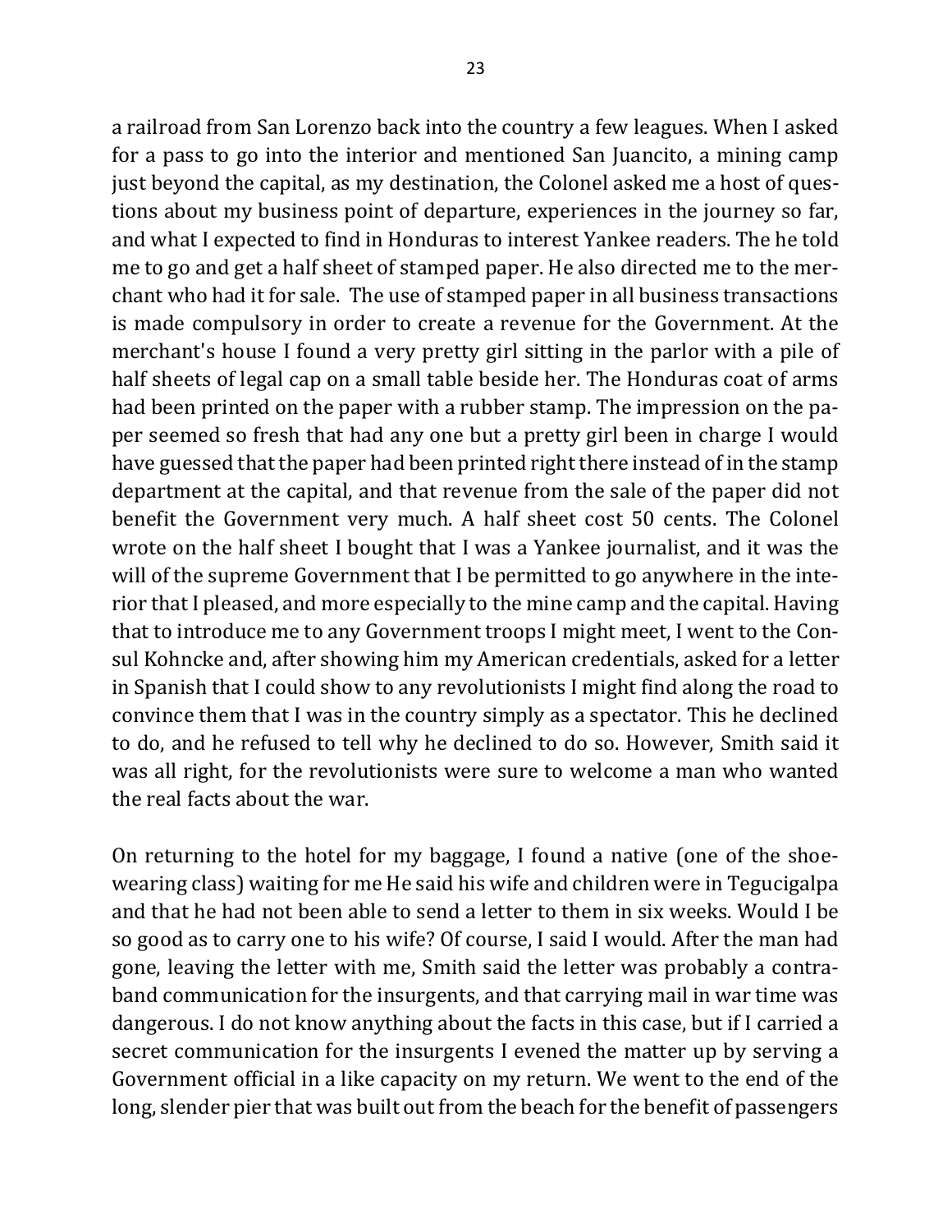a railroad from San Lorenzo back into the country a few leagues. When I asked for a pass to go into the interior and mentioned San Juancito, a mining camp just beyond the capital, as my destination, the Colonel asked me a host of questions about my business point of departure, experiences in the journey so far, and what I expected to find in Honduras to interest Yankee readers. The he told me to go and get a half sheet of stamped paper. He also directed me to the merchant who had it for sale. The use of stamped paper in all business transactions is made compulsory in order to create a revenue for the Government. At the merchant's house I found a very pretty girl sitting in the parlor with a pile of half sheets of legal cap on a small table beside her. The Honduras coat of arms had been printed on the paper with a rubber stamp. The impression on the paper seemed so fresh that had any one but a pretty girl been in charge I would have guessed that the paper had been printed right there instead of in the stamp department at the capital, and that revenue from the sale of the paper did not benefit the Government very much. A half sheet cost 50 cents. The Colonel wrote on the half sheet I bought that I was a Yankee journalist, and it was the will of the supreme Government that I be permitted to go anywhere in the interior that I pleased, and more especially to the mine camp and the capital. Having that to introduce me to any Government troops I might meet, I went to the Consul Kohncke and, after showing him my American credentials, asked for a letter in Spanish that I could show to any revolutionists I might find along the road to convince them that I was in the country simply as a spectator. This he declined to do, and he refused to tell why he declined to do so. However, Smith said it was all right, for the revolutionists were sure to welcome a man who wanted the real facts about the war.

On returning to the hotel for my baggage, I found a native (one of the shoe-wearing class) waiting for me He said his wife and children were in Tegucigalpa and that he had not been able to send a letter to them in six weeks. Would I be so good as to carry one to his wife? Of course, I said I would. After the man had gone, leaving the letter with me, Smith said the letter was probably a contraband communication for the insurgents, and that carrying mail in war time was dangerous. I do not know anything about the facts in this case, but if I carried a secret communication for the insurgents I evened the matter up by serving a Government official in a like capacity on my return. We went to the end of the long, slender pier that was built out from the beach for the benefit of passengers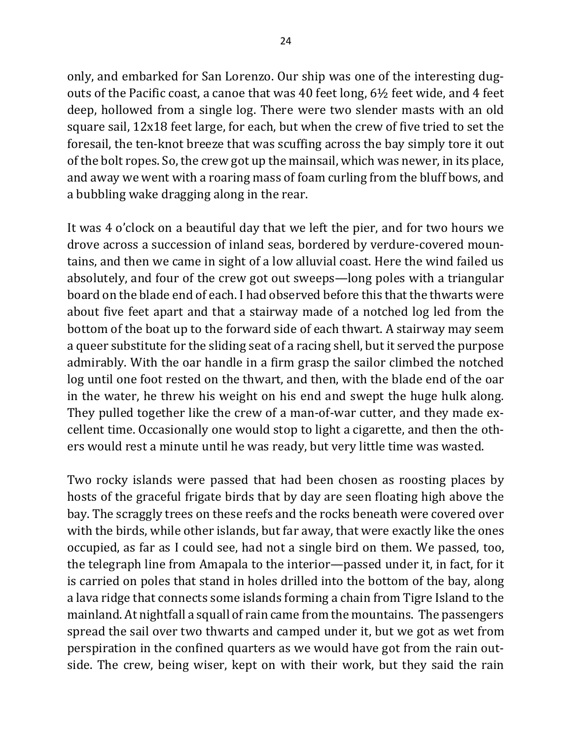only, and embarked for San Lorenzo. Our ship was one of the interesting dugouts of the Pacific coast, a canoe that was 40 feet long, 6½ feet wide, and 4 feet deep, hollowed from a single log. There were two slender masts with an old square sail, 12x18 feet large, for each, but when the crew of five tried to set the foresail, the ten-knot breeze that was scuffing across the bay simply tore it out of the bolt ropes. So, the crew got up the mainsail, which was newer, in its place, and away we went with a roaring mass of foam curling from the bluff bows, and a bubbling wake dragging along in the rear.

It was 4 o'clock on a beautiful day that we left the pier, and for two hours we drove across a succession of inland seas, bordered by verdure-covered mountains, and then we came in sight of a low alluvial coast. Here the wind failed us absolutely, and four of the crew got out sweeps—long poles with a triangular board on the blade end of each. I had observed before this that the thwarts were about five feet apart and that a stairway made of a notched log led from the bottom of the boat up to the forward side of each thwart. A stairway may seem a queer substitute for the sliding seat of a racing shell, but it served the purpose admirably. With the oar handle in a firm grasp the sailor climbed the notched log until one foot rested on the thwart, and then, with the blade end of the oar in the water, he threw his weight on his end and swept the huge hulk along. They pulled together like the crew of a man-of-war cutter, and they made excellent time. Occasionally one would stop to light a cigarette, and then the others would rest a minute until he was ready, but very little time was wasted.

Two rocky islands were passed that had been chosen as roosting places by hosts of the graceful frigate birds that by day are seen floating high above the bay. The scraggly trees on these reefs and the rocks beneath were covered over with the birds, while other islands, but far away, that were exactly like the ones occupied, as far as I could see, had not a single bird on them. We passed, too, the telegraph line from Amapala to the interior—passed under it, in fact, for it is carried on poles that stand in holes drilled into the bottom of the bay, along a lava ridge that connects some islands forming a chain from Tigre Island to the mainland. At nightfall a squall of rain came from the mountains. The passengers spread the sail over two thwarts and camped under it, but we got as wet from perspiration in the confined quarters as we would have got from the rain outside. The crew, being wiser, kept on with their work, but they said the rain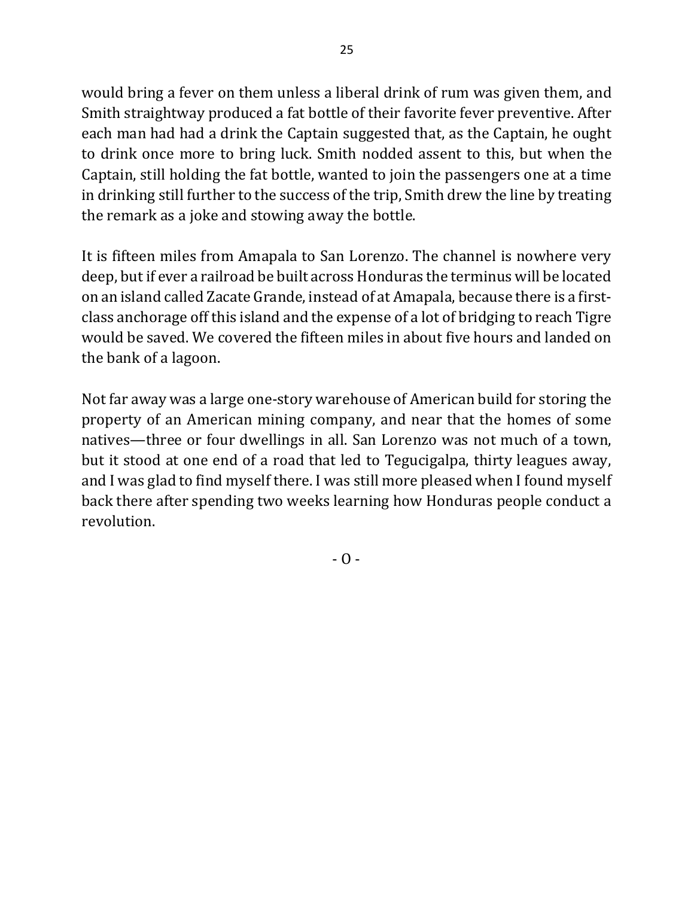would bring a fever on them unless a liberal drink of rum was given them, and Smith straightway produced a fat bottle of their favorite fever preventive. After each man had had a drink the Captain suggested that, as the Captain, he ought to drink once more to bring luck. Smith nodded assent to this, but when the Captain, still holding the fat bottle, wanted to join the passengers one at a time in drinking still further to the success of the trip, Smith drew the line by treating the remark as a joke and stowing away the bottle.

It is fifteen miles from Amapala to San Lorenzo. The channel is nowhere very deep, but if ever a railroad be built across Honduras the terminus will be located on an island called Zacate Grande, instead of at Amapala, because there is a first-class anchorage off this island and the expense of a lot of bridging to reach Tigre would be saved. We covered the fifteen miles in about five hours and landed on the bank of a lagoon.

Not far away was a large one-story warehouse of American build for storing the property of an American mining company, and near that the homes of some natives—three or four dwellings in all. San Lorenzo was not much of a town, but it stood at one end of a road that led to Tegucigalpa, thirty leagues away, and I was glad to find myself there. I was still more pleased when I found myself back there after spending two weeks learning how Honduras people conduct a revolution.

- O -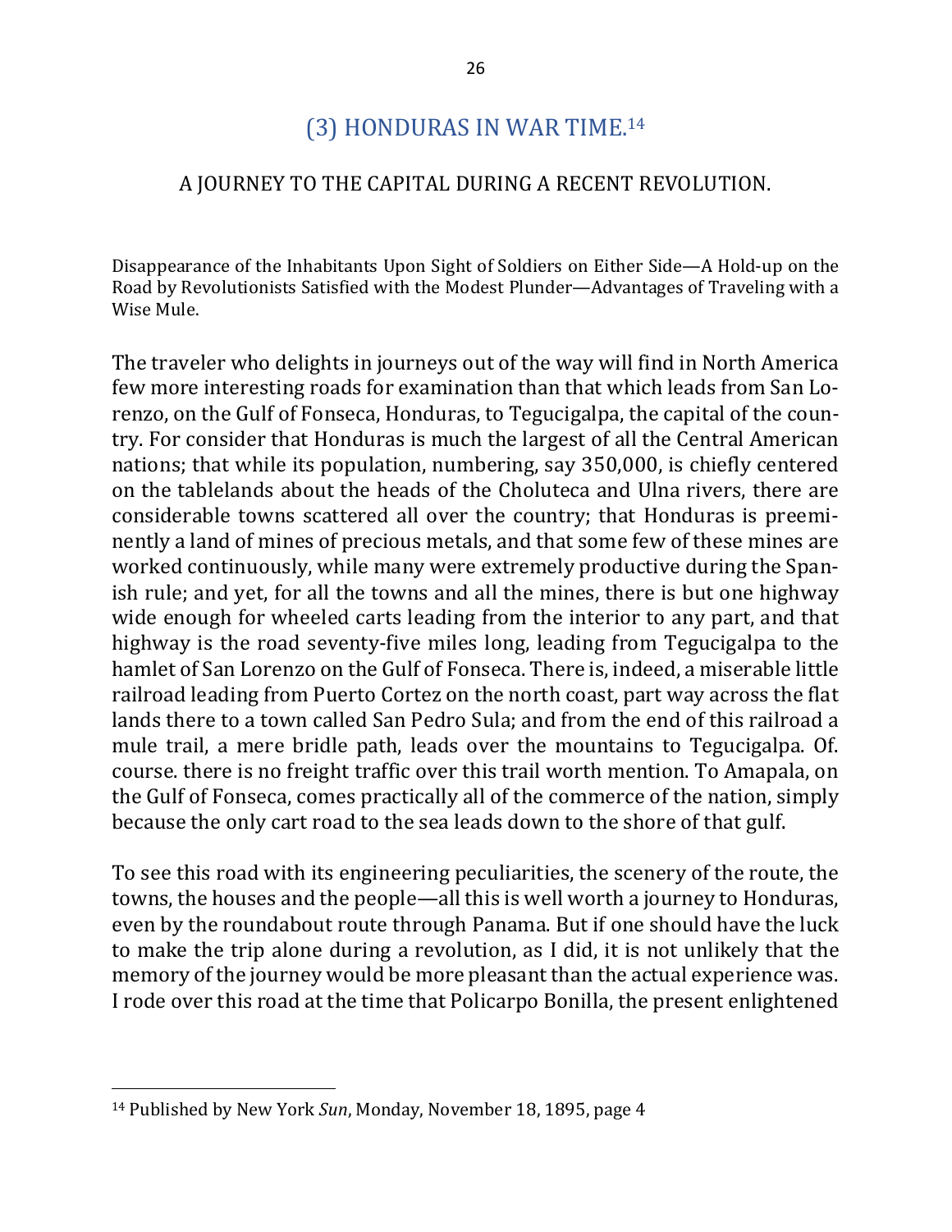## (3) HONDURAS IN WAR TIME.[14]

### A JOURNEY TO THE CAPITAL DURING A RECENT REVOLUTION.

Disappearance of the Inhabitants Upon Sight of Soldiers on Either Side—A Hold-up on the Road by Revolutionists Satisfied with the Modest Plunder—Advantages of Traveling with a Wise Mule.

The traveler who delights in journeys out of the way will find in North America few more interesting roads for examination than that which leads from San Lorenzo, on the Gulf of Fonseca, Honduras, to Tegucigalpa, the capital of the country. For consider that Honduras is much the largest of all the Central American nations; that while its population, numbering, say 350,000, is chiefly centered on the tablelands about the heads of the Choluteca and Ulna rivers, there are considerable towns scattered all over the country; that Honduras is preeminently a land of mines of precious metals, and that some few of these mines are worked continuously, while many were extremely productive during the Spanish rule; and yet, for all the towns and all the mines, there is but one highway wide enough for wheeled carts leading from the interior to any part, and that highway is the road seventy-five miles long, leading from Tegucigalpa to the hamlet of San Lorenzo on the Gulf of Fonseca. There is, indeed, a miserable little railroad leading from Puerto Cortez on the north coast, part way across the flat lands there to a town called San Pedro Sula; and from the end of this railroad a mule trail, a mere bridle path, leads over the mountains to Tegucigalpa. Of. course. there is no freight traffic over this trail worth mention. To Amapala, on the Gulf of Fonseca, comes practically all of the commerce of the nation, simply because the only cart road to the sea leads down to the shore of that gulf.

To see this road with its engineering peculiarities, the scenery of the route, the towns, the houses and the people—all this is well worth a journey to Honduras, even by the roundabout route through Panama. But if one should have the luck to make the trip alone during a revolution, as I did, it is not unlikely that the memory of the journey would be more pleasant than the actual experience was. I rode over this road at the time that Policarpo Bonilla, the present enlightened

[14] Published by New York *Sun*, Monday, November 18, 1895, page 4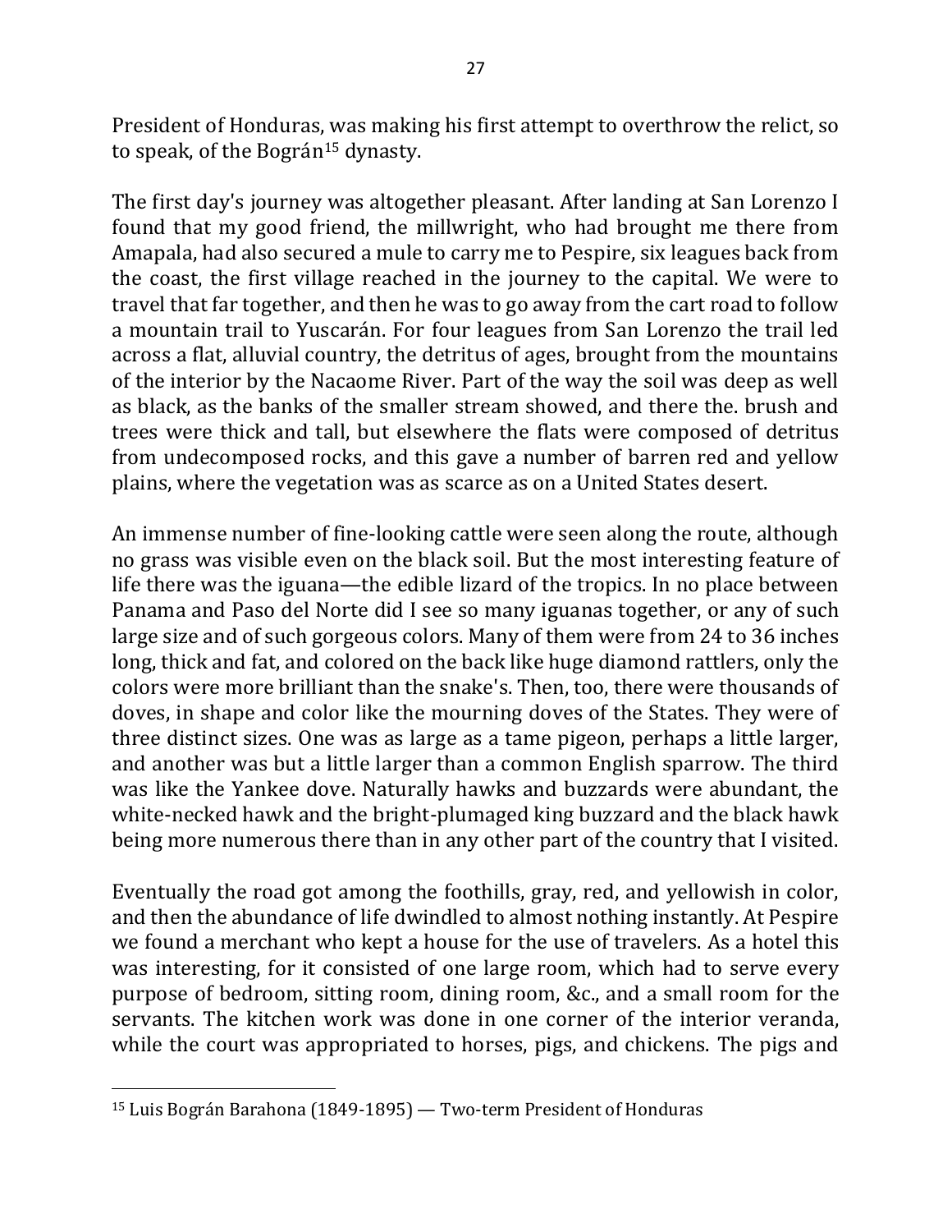President of Honduras, was making his first attempt to overthrow the relict, so to speak, of the Bográn[15] dynasty.

The first day's journey was altogether pleasant. After landing at San Lorenzo I found that my good friend, the millwright, who had brought me there from Amapala, had also secured a mule to carry me to Pespire, six leagues back from the coast, the first village reached in the journey to the capital. We were to travel that far together, and then he was to go away from the cart road to follow a mountain trail to Yuscarán. For four leagues from San Lorenzo the trail led across a flat, alluvial country, the detritus of ages, brought from the mountains of the interior by the Nacaome River. Part of the way the soil was deep as well as black, as the banks of the smaller stream showed, and there the. brush and trees were thick and tall, but elsewhere the flats were composed of detritus from undecomposed rocks, and this gave a number of barren red and yellow plains, where the vegetation was as scarce as on a United States desert.

An immense number of fine-looking cattle were seen along the route, although no grass was visible even on the black soil. But the most interesting feature of life there was the iguana—the edible lizard of the tropics. In no place between Panama and Paso del Norte did I see so many iguanas together, or any of such large size and of such gorgeous colors. Many of them were from 24 to 36 inches long, thick and fat, and colored on the back like huge diamond rattlers, only the colors were more brilliant than the snake's. Then, too, there were thousands of doves, in shape and color like the mourning doves of the States. They were of three distinct sizes. One was as large as a tame pigeon, perhaps a little larger, and another was but a little larger than a common English sparrow. The third was like the Yankee dove. Naturally hawks and buzzards were abundant, the white-necked hawk and the bright-plumaged king buzzard and the black hawk being more numerous there than in any other part of the country that I visited.

Eventually the road got among the foothills, gray, red, and yellowish in color, and then the abundance of life dwindled to almost nothing instantly. At Pespire we found a merchant who kept a house for the use of travelers. As a hotel this was interesting, for it consisted of one large room, which had to serve every purpose of bedroom, sitting room, dining room, &c., and a small room for the servants. The kitchen work was done in one corner of the interior veranda, while the court was appropriated to horses, pigs, and chickens. The pigs and

[15] Luis Bográn Barahona (1849-1895) — Two-term President of Honduras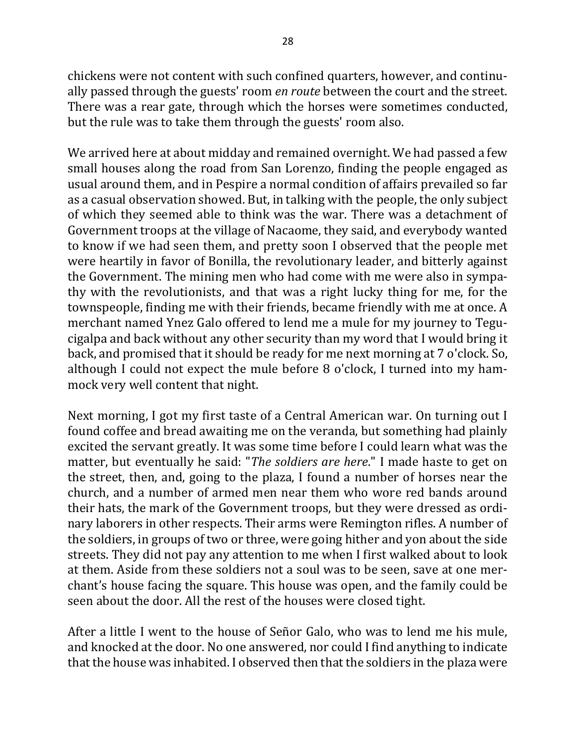chickens were not content with such confined quarters, however, and continually passed through the guests' room *en route* between the court and the street. There was a rear gate, through which the horses were sometimes conducted, but the rule was to take them through the guests' room also.

We arrived here at about midday and remained overnight. We had passed a few small houses along the road from San Lorenzo, finding the people engaged as usual around them, and in Pespire a normal condition of affairs prevailed so far as a casual observation showed. But, in talking with the people, the only subject of which they seemed able to think was the war. There was a detachment of Government troops at the village of Nacaome, they said, and everybody wanted to know if we had seen them, and pretty soon I observed that the people met were heartily in favor of Bonilla, the revolutionary leader, and bitterly against the Government. The mining men who had come with me were also in sympathy with the revolutionists, and that was a right lucky thing for me, for the townspeople, finding me with their friends, became friendly with me at once. A merchant named Ynez Galo offered to lend me a mule for my journey to Tegucigalpa and back without any other security than my word that I would bring it back, and promised that it should be ready for me next morning at 7 o'clock. So, although I could not expect the mule before 8 o'clock, I turned into my hammock very well content that night.

Next morning, I got my first taste of a Central American war. On turning out I found coffee and bread awaiting me on the veranda, but something had plainly excited the servant greatly. It was some time before I could learn what was the matter, but eventually he said: "*The soldiers are here*." I made haste to get on the street, then, and, going to the plaza, I found a number of horses near the church, and a number of armed men near them who wore red bands around their hats, the mark of the Government troops, but they were dressed as ordinary laborers in other respects. Their arms were Remington rifles. A number of the soldiers, in groups of two or three, were going hither and yon about the side streets. They did not pay any attention to me when I first walked about to look at them. Aside from these soldiers not a soul was to be seen, save at one merchant's house facing the square. This house was open, and the family could be seen about the door. All the rest of the houses were closed tight.

After a little I went to the house of Señor Galo, who was to lend me his mule, and knocked at the door. No one answered, nor could I find anything to indicate that the house was inhabited. I observed then that the soldiers in the plaza were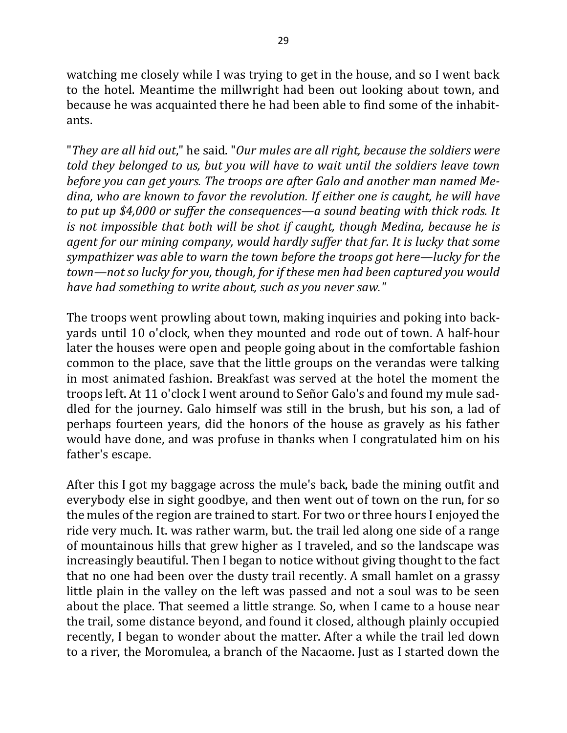watching me closely while I was trying to get in the house, and so I went back to the hotel. Meantime the millwright had been out looking about town, and because he was acquainted there he had been able to find some of the inhabitants.

"*They are all hid out*," he said. "*Our mules are all right, because the soldiers were told they belonged to us, but you will have to wait until the soldiers leave town before you can get yours. The troops are after Galo and another man named Medina, who are known to favor the revolution. If either one is caught, he will have to put up $4,000 or suffer the consequences—a sound beating with thick rods. It is not impossible that both will be shot if caught, though Medina, because he is agent for our mining company, would hardly suffer that far. It is lucky that some sympathizer was able to warn the town before the troops got here—lucky for the town—not so lucky for you, though, for if these men had been captured you would have had something to write about, such as you never saw.*"

The troops went prowling about town, making inquiries and poking into backyards until 10 o'clock, when they mounted and rode out of town. A half-hour later the houses were open and people going about in the comfortable fashion common to the place, save that the little groups on the verandas were talking in most animated fashion. Breakfast was served at the hotel the moment the troops left. At 11 o'clock I went around to Señor Galo's and found my mule saddled for the journey. Galo himself was still in the brush, but his son, a lad of perhaps fourteen years, did the honors of the house as gravely as his father would have done, and was profuse in thanks when I congratulated him on his father's escape.

After this I got my baggage across the mule's back, bade the mining outfit and everybody else in sight goodbye, and then went out of town on the run, for so the mules of the region are trained to start. For two or three hours I enjoyed the ride very much. It. was rather warm, but. the trail led along one side of a range of mountainous hills that grew higher as I traveled, and so the landscape was increasingly beautiful. Then I began to notice without giving thought to the fact that no one had been over the dusty trail recently. A small hamlet on a grassy little plain in the valley on the left was passed and not a soul was to be seen about the place. That seemed a little strange. So, when I came to a house near the trail, some distance beyond, and found it closed, although plainly occupied recently, I began to wonder about the matter. After a while the trail led down to a river, the Moromulea, a branch of the Nacaome. Just as I started down the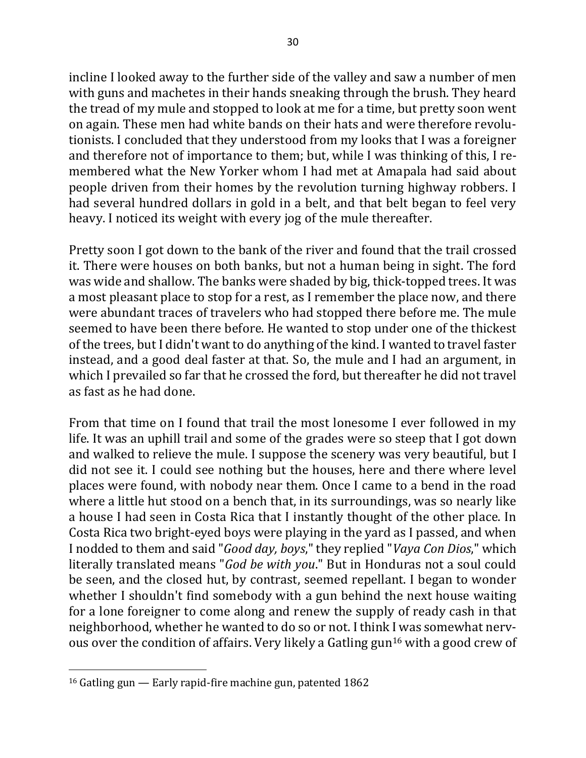incline I looked away to the further side of the valley and saw a number of men with guns and machetes in their hands sneaking through the brush. They heard the tread of my mule and stopped to look at me for a time, but pretty soon went on again. These men had white bands on their hats and were therefore revolutionists. I concluded that they understood from my looks that I was a foreigner and therefore not of importance to them; but, while I was thinking of this, I remembered what the New Yorker whom I had met at Amapala had said about people driven from their homes by the revolution turning highway robbers. I had several hundred dollars in gold in a belt, and that belt began to feel very heavy. I noticed its weight with every jog of the mule thereafter.

Pretty soon I got down to the bank of the river and found that the trail crossed it. There were houses on both banks, but not a human being in sight. The ford was wide and shallow. The banks were shaded by big, thick-topped trees. It was a most pleasant place to stop for a rest, as I remember the place now, and there were abundant traces of travelers who had stopped there before me. The mule seemed to have been there before. He wanted to stop under one of the thickest of the trees, but I didn't want to do anything of the kind. I wanted to travel faster instead, and a good deal faster at that. So, the mule and I had an argument, in which I prevailed so far that he crossed the ford, but thereafter he did not travel as fast as he had done.

From that time on I found that trail the most lonesome I ever followed in my life. It was an uphill trail and some of the grades were so steep that I got down and walked to relieve the mule. I suppose the scenery was very beautiful, but I did not see it. I could see nothing but the houses, here and there where level places were found, with nobody near them. Once I came to a bend in the road where a little hut stood on a bench that, in its surroundings, was so nearly like a house I had seen in Costa Rica that I instantly thought of the other place. In Costa Rica two bright-eyed boys were playing in the yard as I passed, and when I nodded to them and said "*Good day, boys*," they replied "*Vaya Con Dios*," which literally translated means "*God be with you*." But in Honduras not a soul could be seen, and the closed hut, by contrast, seemed repellant. I began to wonder whether I shouldn't find somebody with a gun behind the next house waiting for a lone foreigner to come along and renew the supply of ready cash in that neighborhood, whether he wanted to do so or not. I think I was somewhat nervous over the condition of affairs. Very likely a Gatling gun[16] with a good crew of

---

[16] Gatling gun — Early rapid-fire machine gun, patented 1862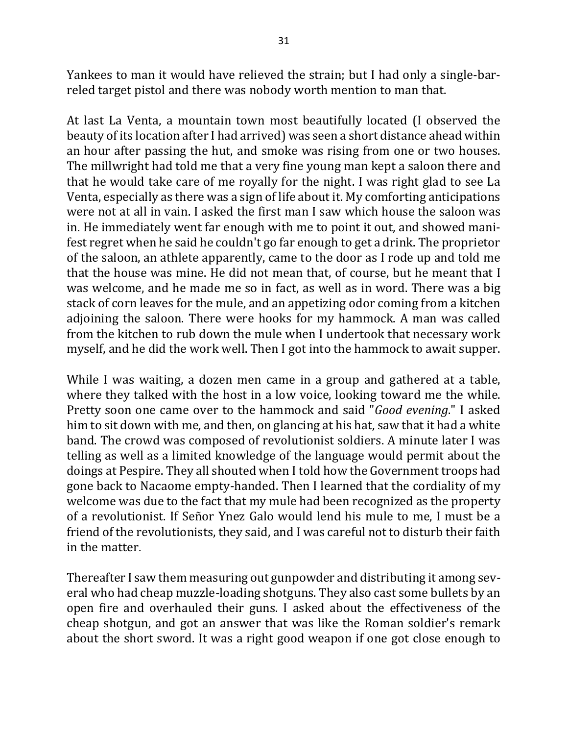Yankees to man it would have relieved the strain; but I had only a single-barreled target pistol and there was nobody worth mention to man that.

At last La Venta, a mountain town most beautifully located (I observed the beauty of its location after I had arrived) was seen a short distance ahead within an hour after passing the hut, and smoke was rising from one or two houses. The millwright had told me that a very fine young man kept a saloon there and that he would take care of me royally for the night. I was right glad to see La Venta, especially as there was a sign of life about it. My comforting anticipations were not at all in vain. I asked the first man I saw which house the saloon was in. He immediately went far enough with me to point it out, and showed manifest regret when he said he couldn't go far enough to get a drink. The proprietor of the saloon, an athlete apparently, came to the door as I rode up and told me that the house was mine. He did not mean that, of course, but he meant that I was welcome, and he made me so in fact, as well as in word. There was a big stack of corn leaves for the mule, and an appetizing odor coming from a kitchen adjoining the saloon. There were hooks for my hammock. A man was called from the kitchen to rub down the mule when I undertook that necessary work myself, and he did the work well. Then I got into the hammock to await supper.

While I was waiting, a dozen men came in a group and gathered at a table, where they talked with the host in a low voice, looking toward me the while. Pretty soon one came over to the hammock and said "*Good evening*." I asked him to sit down with me, and then, on glancing at his hat, saw that it had a white band. The crowd was composed of revolutionist soldiers. A minute later I was telling as well as a limited knowledge of the language would permit about the doings at Pespire. They all shouted when I told how the Government troops had gone back to Nacaome empty-handed. Then I learned that the cordiality of my welcome was due to the fact that my mule had been recognized as the property of a revolutionist. If Señor Ynez Galo would lend his mule to me, I must be a friend of the revolutionists, they said, and I was careful not to disturb their faith in the matter.

Thereafter I saw them measuring out gunpowder and distributing it among several who had cheap muzzle-loading shotguns. They also cast some bullets by an open fire and overhauled their guns. I asked about the effectiveness of the cheap shotgun, and got an answer that was like the Roman soldier's remark about the short sword. It was a right good weapon if one got close enough to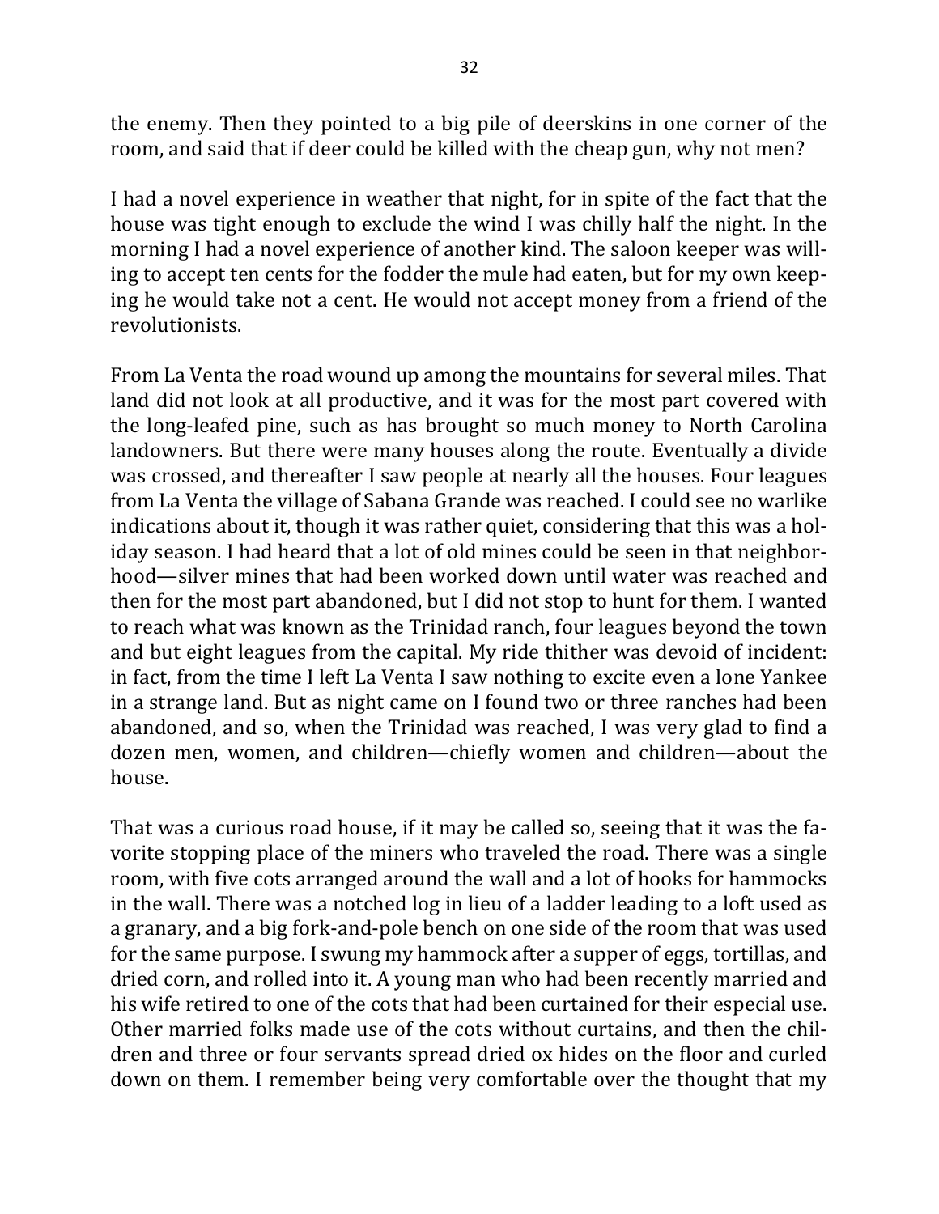the enemy. Then they pointed to a big pile of deerskins in one corner of the room, and said that if deer could be killed with the cheap gun, why not men?

I had a novel experience in weather that night, for in spite of the fact that the house was tight enough to exclude the wind I was chilly half the night. In the morning I had a novel experience of another kind. The saloon keeper was willing to accept ten cents for the fodder the mule had eaten, but for my own keeping he would take not a cent. He would not accept money from a friend of the revolutionists.

From La Venta the road wound up among the mountains for several miles. That land did not look at all productive, and it was for the most part covered with the long-leafed pine, such as has brought so much money to North Carolina landowners. But there were many houses along the route. Eventually a divide was crossed, and thereafter I saw people at nearly all the houses. Four leagues from La Venta the village of Sabana Grande was reached. I could see no warlike indications about it, though it was rather quiet, considering that this was a holiday season. I had heard that a lot of old mines could be seen in that neighborhood—silver mines that had been worked down until water was reached and then for the most part abandoned, but I did not stop to hunt for them. I wanted to reach what was known as the Trinidad ranch, four leagues beyond the town and but eight leagues from the capital. My ride thither was devoid of incident: in fact, from the time I left La Venta I saw nothing to excite even a lone Yankee in a strange land. But as night came on I found two or three ranches had been abandoned, and so, when the Trinidad was reached, I was very glad to find a dozen men, women, and children—chiefly women and children—about the house.

That was a curious road house, if it may be called so, seeing that it was the favorite stopping place of the miners who traveled the road. There was a single room, with five cots arranged around the wall and a lot of hooks for hammocks in the wall. There was a notched log in lieu of a ladder leading to a loft used as a granary, and a big fork-and-pole bench on one side of the room that was used for the same purpose. I swung my hammock after a supper of eggs, tortillas, and dried corn, and rolled into it. A young man who had been recently married and his wife retired to one of the cots that had been curtained for their especial use. Other married folks made use of the cots without curtains, and then the children and three or four servants spread dried ox hides on the floor and curled down on them. I remember being very comfortable over the thought that my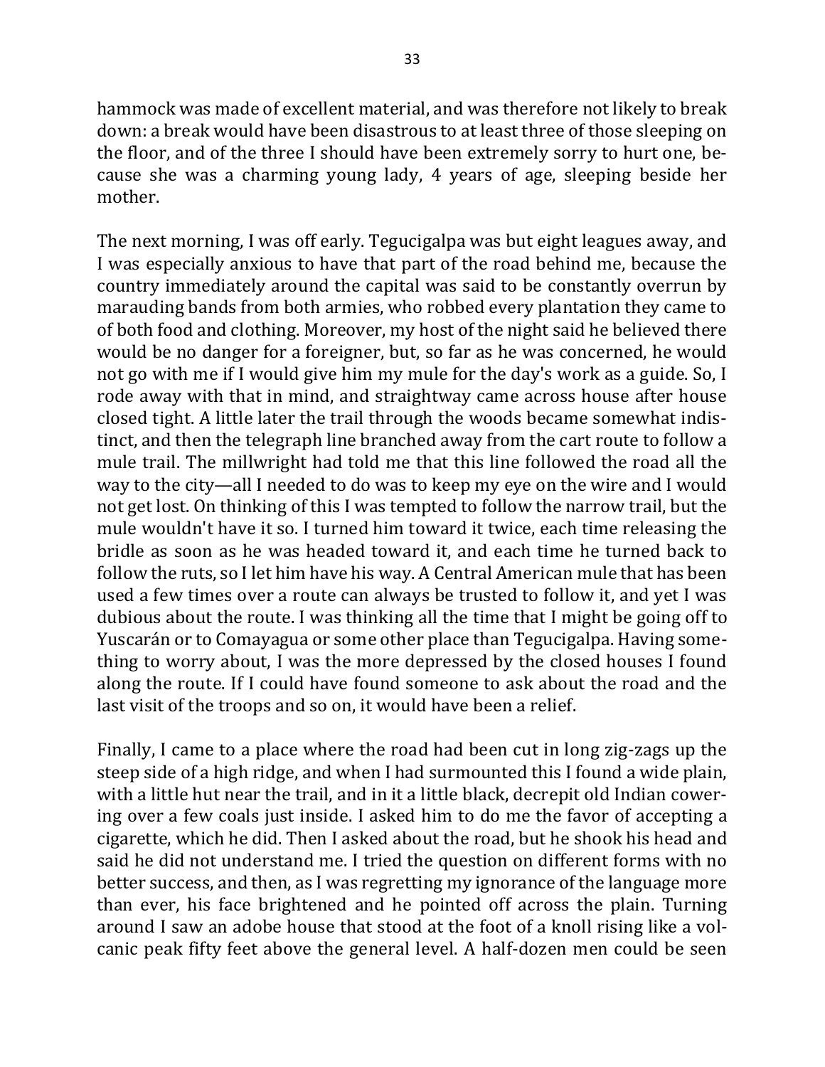hammock was made of excellent material, and was therefore not likely to break down: a break would have been disastrous to at least three of those sleeping on the floor, and of the three I should have been extremely sorry to hurt one, because she was a charming young lady, 4 years of age, sleeping beside her mother.

The next morning, I was off early. Tegucigalpa was but eight leagues away, and I was especially anxious to have that part of the road behind me, because the country immediately around the capital was said to be constantly overrun by marauding bands from both armies, who robbed every plantation they came to of both food and clothing. Moreover, my host of the night said he believed there would be no danger for a foreigner, but, so far as he was concerned, he would not go with me if I would give him my mule for the day's work as a guide. So, I rode away with that in mind, and straightway came across house after house closed tight. A little later the trail through the woods became somewhat indistinct, and then the telegraph line branched away from the cart route to follow a mule trail. The millwright had told me that this line followed the road all the way to the city—all I needed to do was to keep my eye on the wire and I would not get lost. On thinking of this I was tempted to follow the narrow trail, but the mule wouldn't have it so. I turned him toward it twice, each time releasing the bridle as soon as he was headed toward it, and each time he turned back to follow the ruts, so I let him have his way. A Central American mule that has been used a few times over a route can always be trusted to follow it, and yet I was dubious about the route. I was thinking all the time that I might be going off to Yuscarán or to Comayagua or some other place than Tegucigalpa. Having something to worry about, I was the more depressed by the closed houses I found along the route. If I could have found someone to ask about the road and the last visit of the troops and so on, it would have been a relief.

Finally, I came to a place where the road had been cut in long zig-zags up the steep side of a high ridge, and when I had surmounted this I found a wide plain, with a little hut near the trail, and in it a little black, decrepit old Indian cowering over a few coals just inside. I asked him to do me the favor of accepting a cigarette, which he did. Then I asked about the road, but he shook his head and said he did not understand me. I tried the question on different forms with no better success, and then, as I was regretting my ignorance of the language more than ever, his face brightened and he pointed off across the plain. Turning around I saw an adobe house that stood at the foot of a knoll rising like a volcanic peak fifty feet above the general level. A half-dozen men could be seen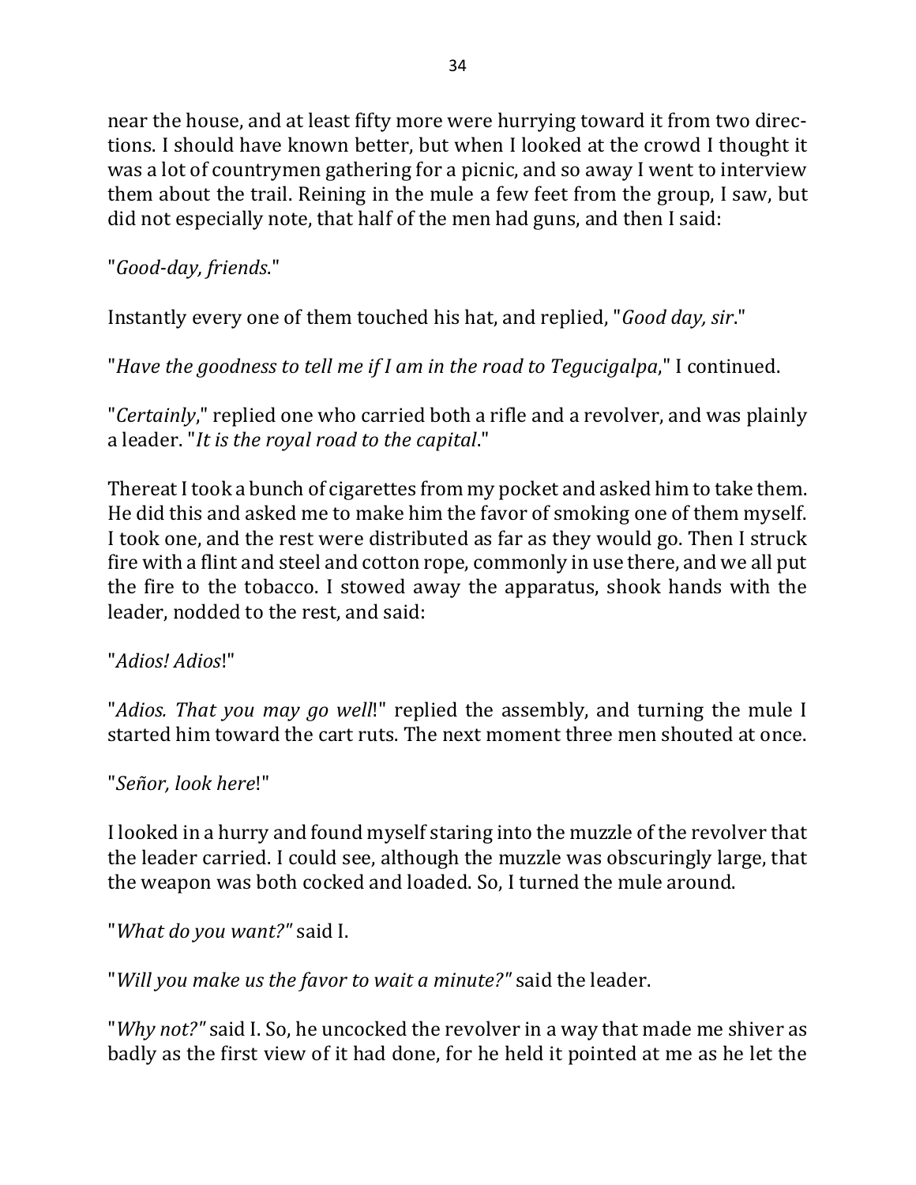near the house, and at least fifty more were hurrying toward it from two directions. I should have known better, but when I looked at the crowd I thought it was a lot of countrymen gathering for a picnic, and so away I went to interview them about the trail. Reining in the mule a few feet from the group, I saw, but did not especially note, that half of the men had guns, and then I said:

"*Good-day, friends*."

Instantly every one of them touched his hat, and replied, "*Good day, sir*."

"*Have the goodness to tell me if I am in the road to Tegucigalpa*," I continued.

"*Certainly*," replied one who carried both a rifle and a revolver, and was plainly a leader. "*It is the royal road to the capital*."

Thereat I took a bunch of cigarettes from my pocket and asked him to take them. He did this and asked me to make him the favor of smoking one of them myself. I took one, and the rest were distributed as far as they would go. Then I struck fire with a flint and steel and cotton rope, commonly in use there, and we all put the fire to the tobacco. I stowed away the apparatus, shook hands with the leader, nodded to the rest, and said:

"*Adios! Adios*!"

"*Adios. That you may go well*!" replied the assembly, and turning the mule I started him toward the cart ruts. The next moment three men shouted at once.

"*Señor, look here*!"

I looked in a hurry and found myself staring into the muzzle of the revolver that the leader carried. I could see, although the muzzle was obscuringly large, that the weapon was both cocked and loaded. So, I turned the mule around.

"*What do you want?"* said I.

"*Will you make us the favor to wait a minute?"* said the leader.

"*Why not?"* said I. So, he uncocked the revolver in a way that made me shiver as badly as the first view of it had done, for he held it pointed at me as he let the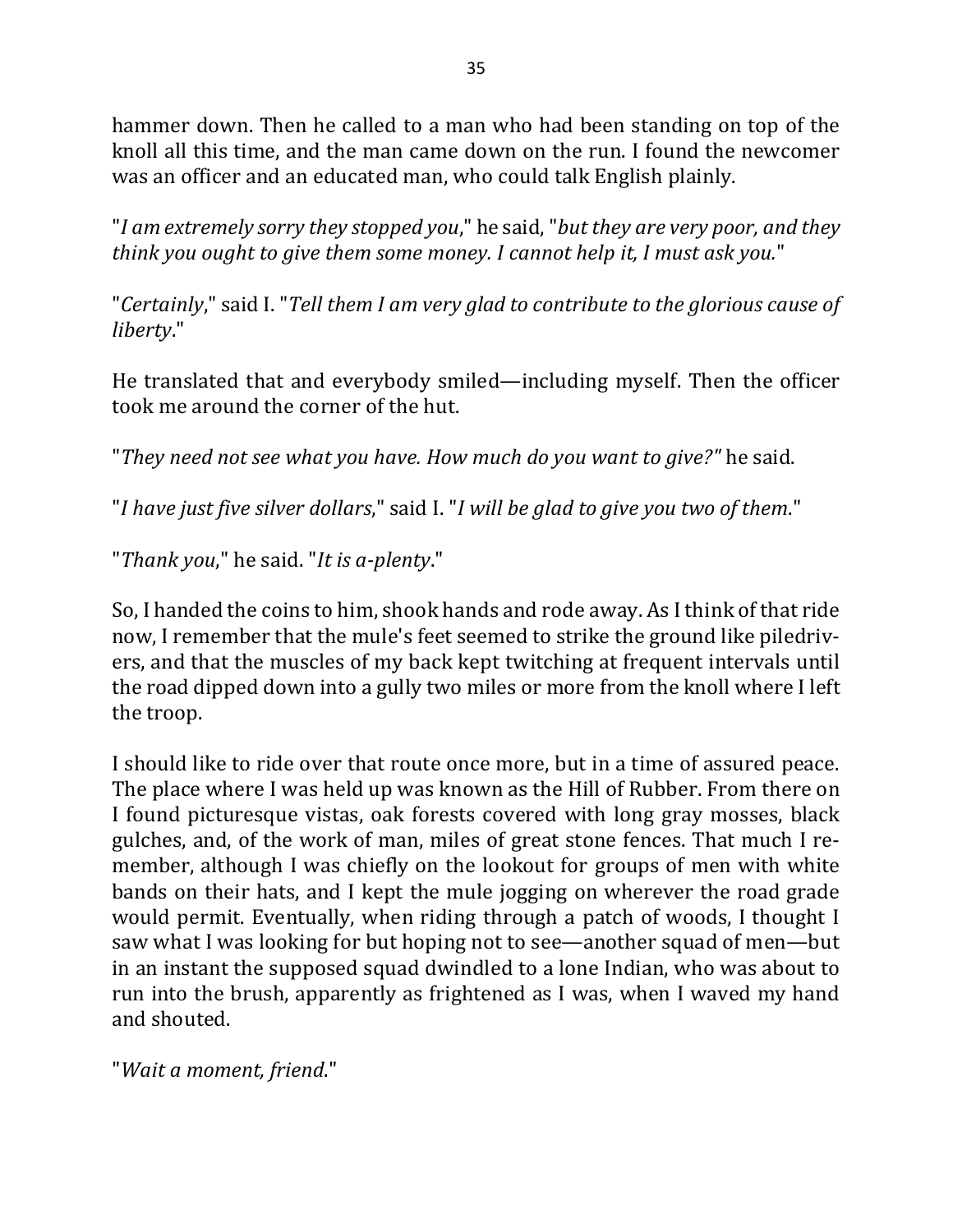hammer down. Then he called to a man who had been standing on top of the knoll all this time, and the man came down on the run. I found the newcomer was an officer and an educated man, who could talk English plainly.

"*I am extremely sorry they stopped you*," he said, "*but they are very poor, and they think you ought to give them some money. I cannot help it, I must ask you.*"

"*Certainly*," said I. "*Tell them I am very glad to contribute to the glorious cause of liberty*."

He translated that and everybody smiled—including myself. Then the officer took me around the corner of the hut.

"*They need not see what you have. How much do you want to give?"* he said.

"*I have just five silver dollars*," said I. "*I will be glad to give you two of them*."

"*Thank you*," he said. "*It is a-plenty*."

So, I handed the coins to him, shook hands and rode away. As I think of that ride now, I remember that the mule's feet seemed to strike the ground like piledrivers, and that the muscles of my back kept twitching at frequent intervals until the road dipped down into a gully two miles or more from the knoll where I left the troop.

I should like to ride over that route once more, but in a time of assured peace. The place where I was held up was known as the Hill of Rubber. From there on I found picturesque vistas, oak forests covered with long gray mosses, black gulches, and, of the work of man, miles of great stone fences. That much I remember, although I was chiefly on the lookout for groups of men with white bands on their hats, and I kept the mule jogging on wherever the road grade would permit. Eventually, when riding through a patch of woods, I thought I saw what I was looking for but hoping not to see—another squad of men—but in an instant the supposed squad dwindled to a lone Indian, who was about to run into the brush, apparently as frightened as I was, when I waved my hand and shouted.

"*Wait a moment, friend*."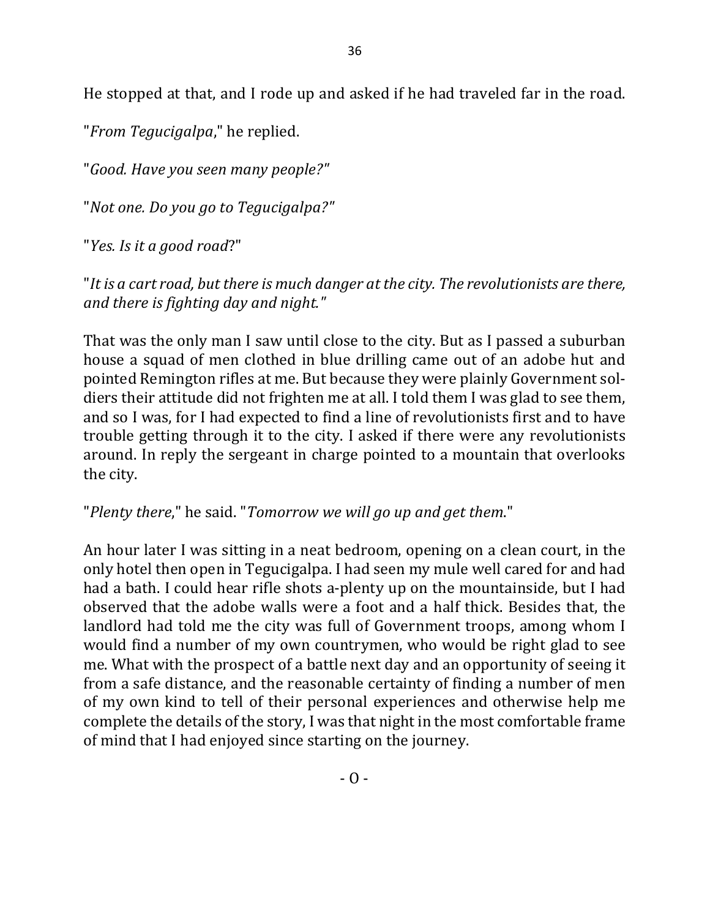He stopped at that, and I rode up and asked if he had traveled far in the road.

"*From Tegucigalpa*," he replied.

"*Good. Have you seen many people?*"

"*Not one. Do you go to Tegucigalpa?*"

"*Yes. Is it a good road*?"

"*It is a cart road, but there is much danger at the city. The revolutionists are there, and there is fighting day and night.*"

That was the only man I saw until close to the city. But as I passed a suburban house a squad of men clothed in blue drilling came out of an adobe hut and pointed Remington rifles at me. But because they were plainly Government soldiers their attitude did not frighten me at all. I told them I was glad to see them, and so I was, for I had expected to find a line of revolutionists first and to have trouble getting through it to the city. I asked if there were any revolutionists around. In reply the sergeant in charge pointed to a mountain that overlooks the city.

"*Plenty there*," he said. "*Tomorrow we will go up and get them*."

An hour later I was sitting in a neat bedroom, opening on a clean court, in the only hotel then open in Tegucigalpa. I had seen my mule well cared for and had had a bath. I could hear rifle shots a-plenty up on the mountainside, but I had observed that the adobe walls were a foot and a half thick. Besides that, the landlord had told me the city was full of Government troops, among whom I would find a number of my own countrymen, who would be right glad to see me. What with the prospect of a battle next day and an opportunity of seeing it from a safe distance, and the reasonable certainty of finding a number of men of my own kind to tell of their personal experiences and otherwise help me complete the details of the story, I was that night in the most comfortable frame of mind that I had enjoyed since starting on the journey.

- O -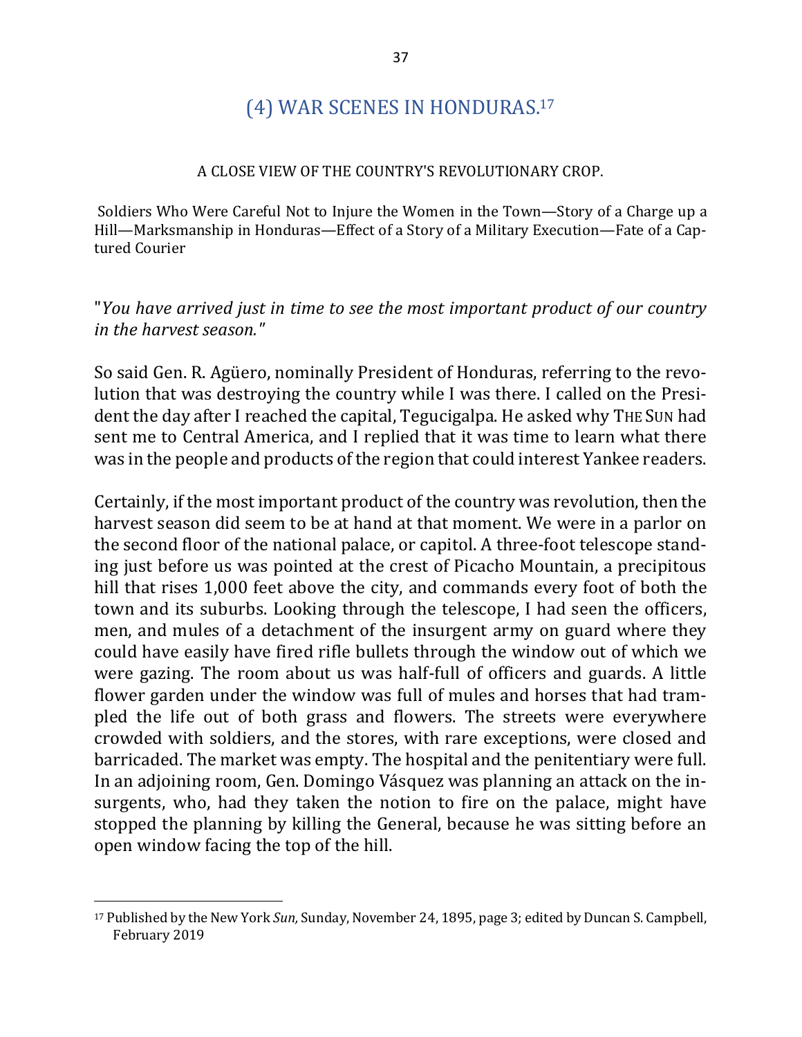## (4) WAR SCENES IN HONDURAS.[17]

A CLOSE VIEW OF THE COUNTRY'S REVOLUTIONARY CROP.

Soldiers Who Were Careful Not to Injure the Women in the Town—Story of a Charge up a Hill—Marksmanship in Honduras—Effect of a Story of a Military Execution—Fate of a Captured Courier

"*You have arrived just in time to see the most important product of our country in the harvest season.*"

So said Gen. R. Agüero, nominally President of Honduras, referring to the revolution that was destroying the country while I was there. I called on the President the day after I reached the capital, Tegucigalpa. He asked why THE SUN had sent me to Central America, and I replied that it was time to learn what there was in the people and products of the region that could interest Yankee readers.

Certainly, if the most important product of the country was revolution, then the harvest season did seem to be at hand at that moment. We were in a parlor on the second floor of the national palace, or capitol. A three-foot telescope standing just before us was pointed at the crest of Picacho Mountain, a precipitous hill that rises 1,000 feet above the city, and commands every foot of both the town and its suburbs. Looking through the telescope, I had seen the officers, men, and mules of a detachment of the insurgent army on guard where they could have easily have fired rifle bullets through the window out of which we were gazing. The room about us was half-full of officers and guards. A little flower garden under the window was full of mules and horses that had trampled the life out of both grass and flowers. The streets were everywhere crowded with soldiers, and the stores, with rare exceptions, were closed and barricaded. The market was empty. The hospital and the penitentiary were full. In an adjoining room, Gen. Domingo Vásquez was planning an attack on the insurgents, who, had they taken the notion to fire on the palace, might have stopped the planning by killing the General, because he was sitting before an open window facing the top of the hill.

---

[17] Published by the New York *Sun,* Sunday, November 24, 1895, page 3; edited by Duncan S. Campbell, February 2019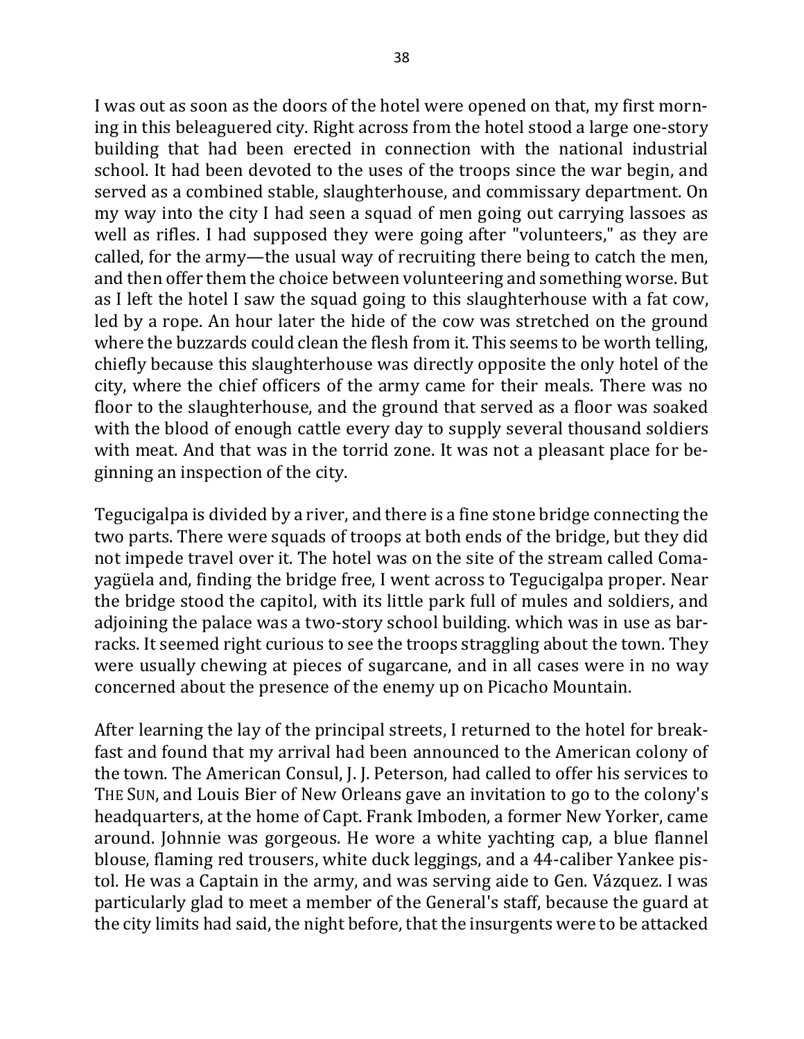I was out as soon as the doors of the hotel were opened on that, my first morning in this beleaguered city. Right across from the hotel stood a large one-story building that had been erected in connection with the national industrial school. It had been devoted to the uses of the troops since the war begin, and served as a combined stable, slaughterhouse, and commissary department. On my way into the city I had seen a squad of men going out carrying lassoes as well as rifles. I had supposed they were going after "volunteers," as they are called, for the army—the usual way of recruiting there being to catch the men, and then offer them the choice between volunteering and something worse. But as I left the hotel I saw the squad going to this slaughterhouse with a fat cow, led by a rope. An hour later the hide of the cow was stretched on the ground where the buzzards could clean the flesh from it. This seems to be worth telling, chiefly because this slaughterhouse was directly opposite the only hotel of the city, where the chief officers of the army came for their meals. There was no floor to the slaughterhouse, and the ground that served as a floor was soaked with the blood of enough cattle every day to supply several thousand soldiers with meat. And that was in the torrid zone. It was not a pleasant place for beginning an inspection of the city.

Tegucigalpa is divided by a river, and there is a fine stone bridge connecting the two parts. There were squads of troops at both ends of the bridge, but they did not impede travel over it. The hotel was on the site of the stream called Comayagüela and, finding the bridge free, I went across to Tegucigalpa proper. Near the bridge stood the capitol, with its little park full of mules and soldiers, and adjoining the palace was a two-story school building. which was in use as barracks. It seemed right curious to see the troops straggling about the town. They were usually chewing at pieces of sugarcane, and in all cases were in no way concerned about the presence of the enemy up on Picacho Mountain.

After learning the lay of the principal streets, I returned to the hotel for breakfast and found that my arrival had been announced to the American colony of the town. The American Consul, J. J. Peterson, had called to offer his services to THE SUN, and Louis Bier of New Orleans gave an invitation to go to the colony's headquarters, at the home of Capt. Frank Imboden, a former New Yorker, came around. Johnnie was gorgeous. He wore a white yachting cap, a blue flannel blouse, flaming red trousers, white duck leggings, and a 44-caliber Yankee pistol. He was a Captain in the army, and was serving aide to Gen. Vázquez. I was particularly glad to meet a member of the General's staff, because the guard at the city limits had said, the night before, that the insurgents were to be attacked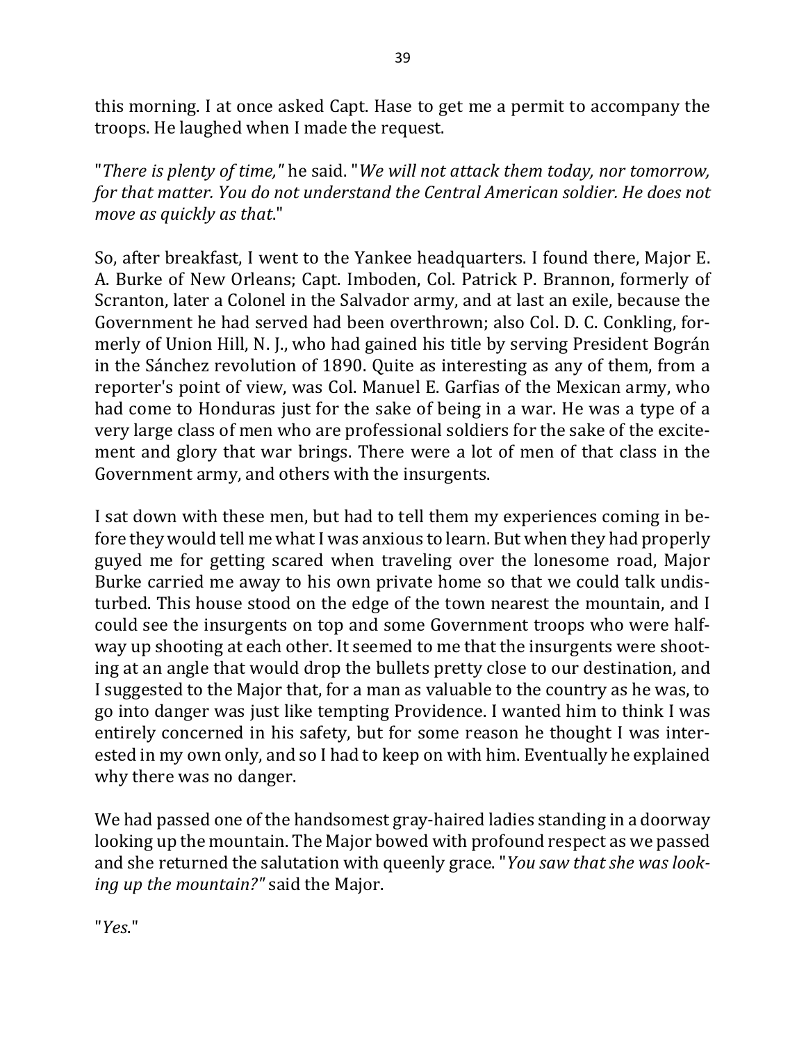this morning. I at once asked Capt. Hase to get me a permit to accompany the troops. He laughed when I made the request.

"*There is plenty of time,*" he said. "*We will not attack them today, nor tomorrow, for that matter. You do not understand the Central American soldier. He does not move as quickly as that*."

So, after breakfast, I went to the Yankee headquarters. I found there, Major E. A. Burke of New Orleans; Capt. Imboden, Col. Patrick P. Brannon, formerly of Scranton, later a Colonel in the Salvador army, and at last an exile, because the Government he had served had been overthrown; also Col. D. C. Conkling, formerly of Union Hill, N. J., who had gained his title by serving President Bográn in the Sánchez revolution of 1890. Quite as interesting as any of them, from a reporter's point of view, was Col. Manuel E. Garfias of the Mexican army, who had come to Honduras just for the sake of being in a war. He was a type of a very large class of men who are professional soldiers for the sake of the excitement and glory that war brings. There were a lot of men of that class in the Government army, and others with the insurgents.

I sat down with these men, but had to tell them my experiences coming in before they would tell me what I was anxious to learn. But when they had properly guyed me for getting scared when traveling over the lonesome road, Major Burke carried me away to his own private home so that we could talk undisturbed. This house stood on the edge of the town nearest the mountain, and I could see the insurgents on top and some Government troops who were halfway up shooting at each other. It seemed to me that the insurgents were shooting at an angle that would drop the bullets pretty close to our destination, and I suggested to the Major that, for a man as valuable to the country as he was, to go into danger was just like tempting Providence. I wanted him to think I was entirely concerned in his safety, but for some reason he thought I was interested in my own only, and so I had to keep on with him. Eventually he explained why there was no danger.

We had passed one of the handsomest gray-haired ladies standing in a doorway looking up the mountain. The Major bowed with profound respect as we passed and she returned the salutation with queenly grace. "*You saw that she was looking up the mountain?*" said the Major.

"*Yes*."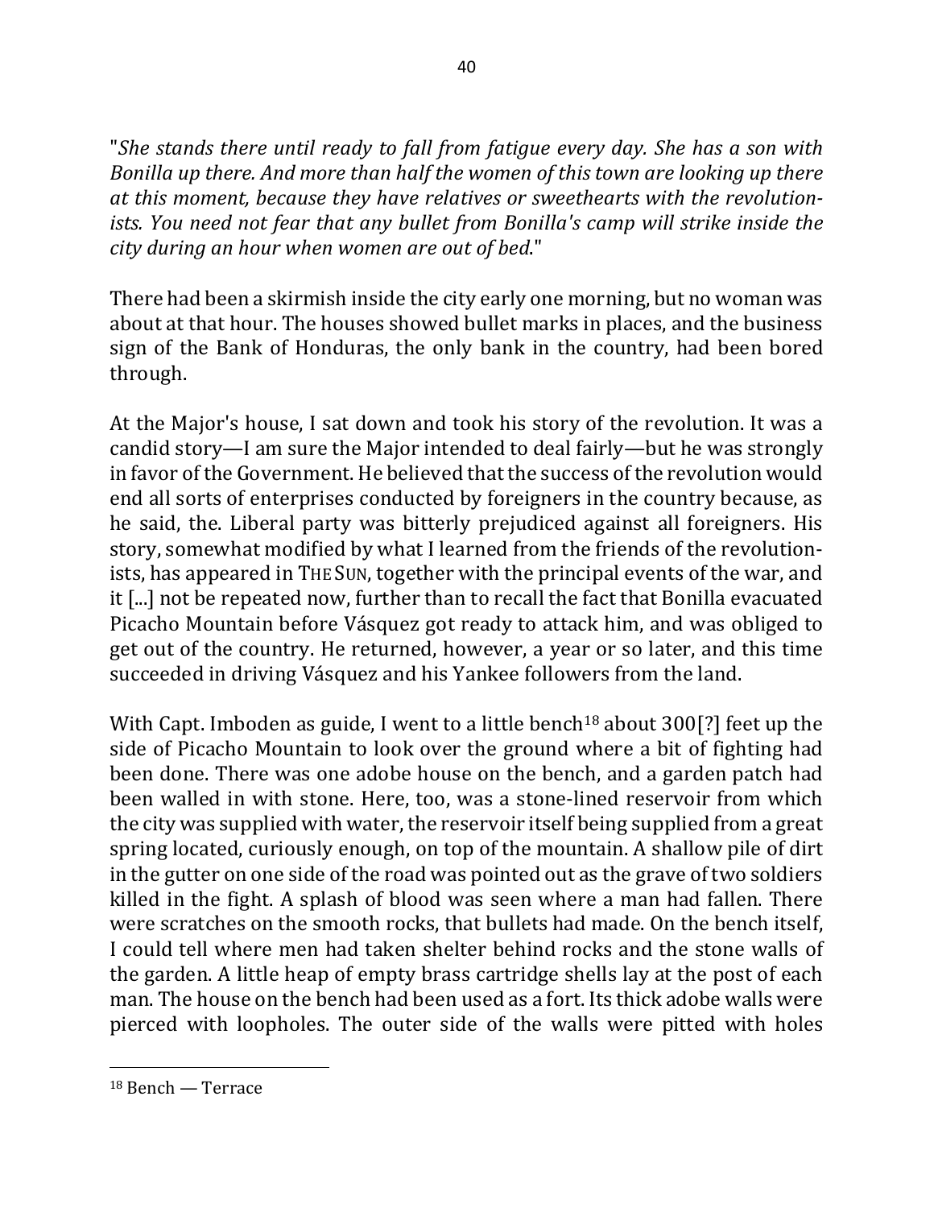"*She stands there until ready to fall from fatigue every day. She has a son with Bonilla up there. And more than half the women of this town are looking up there at this moment, because they have relatives or sweethearts with the revolutionists. You need not fear that any bullet from Bonilla's camp will strike inside the city during an hour when women are out of bed*."

There had been a skirmish inside the city early one morning, but no woman was about at that hour. The houses showed bullet marks in places, and the business sign of the Bank of Honduras, the only bank in the country, had been bored through.

At the Major's house, I sat down and took his story of the revolution. It was a candid story—I am sure the Major intended to deal fairly—but he was strongly in favor of the Government. He believed that the success of the revolution would end all sorts of enterprises conducted by foreigners in the country because, as he said, the. Liberal party was bitterly prejudiced against all foreigners. His story, somewhat modified by what I learned from the friends of the revolutionists, has appeared in THE SUN, together with the principal events of the war, and it [...] not be repeated now, further than to recall the fact that Bonilla evacuated Picacho Mountain before Vásquez got ready to attack him, and was obliged to get out of the country. He returned, however, a year or so later, and this time succeeded in driving Vásquez and his Yankee followers from the land.

With Capt. Imboden as guide, I went to a little bench[18] about 300[?] feet up the side of Picacho Mountain to look over the ground where a bit of fighting had been done. There was one adobe house on the bench, and a garden patch had been walled in with stone. Here, too, was a stone-lined reservoir from which the city was supplied with water, the reservoir itself being supplied from a great spring located, curiously enough, on top of the mountain. A shallow pile of dirt in the gutter on one side of the road was pointed out as the grave of two soldiers killed in the fight. A splash of blood was seen where a man had fallen. There were scratches on the smooth rocks, that bullets had made. On the bench itself, I could tell where men had taken shelter behind rocks and the stone walls of the garden. A little heap of empty brass cartridge shells lay at the post of each man. The house on the bench had been used as a fort. Its thick adobe walls were pierced with loopholes. The outer side of the walls were pitted with holes

[18] Bench — Terrace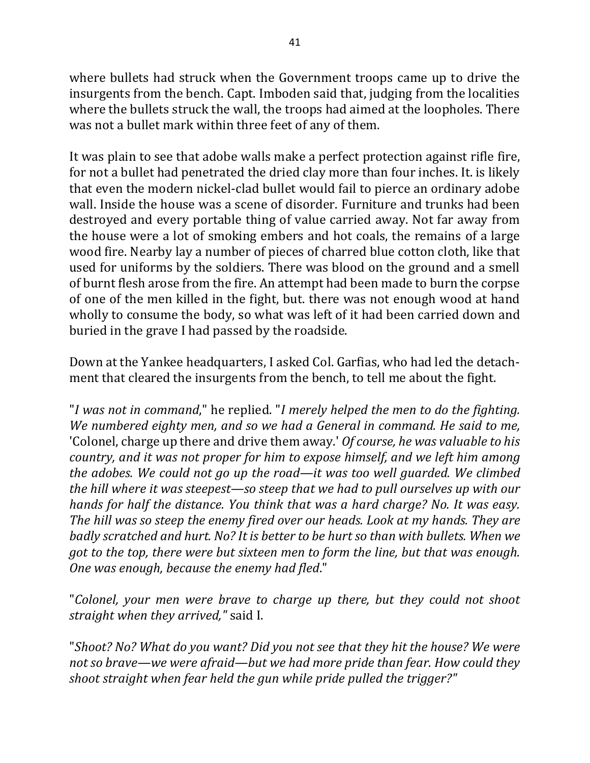where bullets had struck when the Government troops came up to drive the insurgents from the bench. Capt. Imboden said that, judging from the localities where the bullets struck the wall, the troops had aimed at the loopholes. There was not a bullet mark within three feet of any of them.

It was plain to see that adobe walls make a perfect protection against rifle fire, for not a bullet had penetrated the dried clay more than four inches. It. is likely that even the modern nickel-clad bullet would fail to pierce an ordinary adobe wall. Inside the house was a scene of disorder. Furniture and trunks had been destroyed and every portable thing of value carried away. Not far away from the house were a lot of smoking embers and hot coals, the remains of a large wood fire. Nearby lay a number of pieces of charred blue cotton cloth, like that used for uniforms by the soldiers. There was blood on the ground and a smell of burnt flesh arose from the fire. An attempt had been made to burn the corpse of one of the men killed in the fight, but. there was not enough wood at hand wholly to consume the body, so what was left of it had been carried down and buried in the grave I had passed by the roadside.

Down at the Yankee headquarters, I asked Col. Garfias, who had led the detachment that cleared the insurgents from the bench, to tell me about the fight.

"*I was not in command*," he replied. "*I merely helped the men to do the fighting. We numbered eighty men, and so we had a General in command. He said to me,* 'Colonel, charge up there and drive them away.' *Of course, he was valuable to his country, and it was not proper for him to expose himself, and we left him among the adobes. We could not go up the road—it was too well guarded. We climbed the hill where it was steepest—so steep that we had to pull ourselves up with our hands for half the distance. You think that was a hard charge? No. It was easy. The hill was so steep the enemy fired over our heads. Look at my hands. They are badly scratched and hurt. No? It is better to be hurt so than with bullets. When we got to the top, there were but sixteen men to form the line, but that was enough. One was enough, because the enemy had fled*."

"*Colonel, your men were brave to charge up there, but they could not shoot straight when they arrived,"* said I.

"*Shoot? No? What do you want? Did you not see that they hit the house? We were not so brave—we were afraid—but we had more pride than fear. How could they shoot straight when fear held the gun while pride pulled the trigger?"*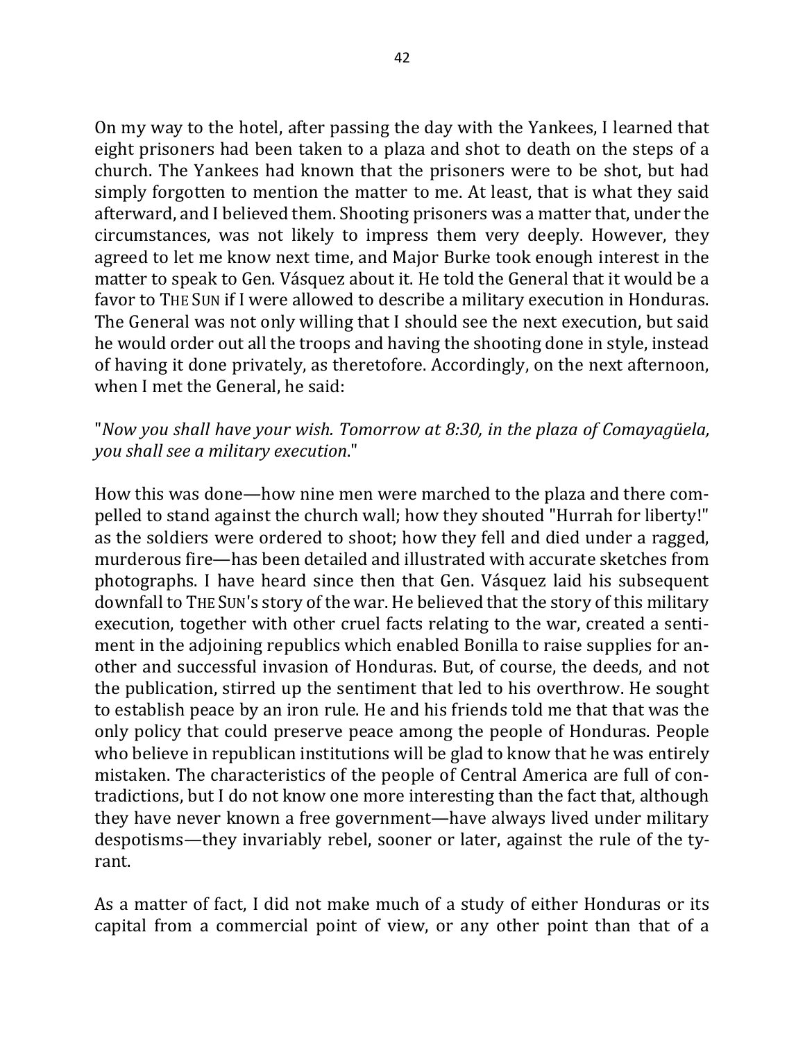On my way to the hotel, after passing the day with the Yankees, I learned that eight prisoners had been taken to a plaza and shot to death on the steps of a church. The Yankees had known that the prisoners were to be shot, but had simply forgotten to mention the matter to me. At least, that is what they said afterward, and I believed them. Shooting prisoners was a matter that, under the circumstances, was not likely to impress them very deeply. However, they agreed to let me know next time, and Major Burke took enough interest in the matter to speak to Gen. Vásquez about it. He told the General that it would be a favor to THE SUN if I were allowed to describe a military execution in Honduras. The General was not only willing that I should see the next execution, but said he would order out all the troops and having the shooting done in style, instead of having it done privately, as theretofore. Accordingly, on the next afternoon, when I met the General, he said:

"*Now you shall have your wish. Tomorrow at 8:30, in the plaza of Comayagüela, you shall see a military execution*."

How this was done—how nine men were marched to the plaza and there compelled to stand against the church wall; how they shouted "Hurrah for liberty!" as the soldiers were ordered to shoot; how they fell and died under a ragged, murderous fire—has been detailed and illustrated with accurate sketches from photographs. I have heard since then that Gen. Vásquez laid his subsequent downfall to THE SUN's story of the war. He believed that the story of this military execution, together with other cruel facts relating to the war, created a sentiment in the adjoining republics which enabled Bonilla to raise supplies for another and successful invasion of Honduras. But, of course, the deeds, and not the publication, stirred up the sentiment that led to his overthrow. He sought to establish peace by an iron rule. He and his friends told me that that was the only policy that could preserve peace among the people of Honduras. People who believe in republican institutions will be glad to know that he was entirely mistaken. The characteristics of the people of Central America are full of contradictions, but I do not know one more interesting than the fact that, although they have never known a free government—have always lived under military despotisms—they invariably rebel, sooner or later, against the rule of the tyrant.

As a matter of fact, I did not make much of a study of either Honduras or its capital from a commercial point of view, or any other point than that of a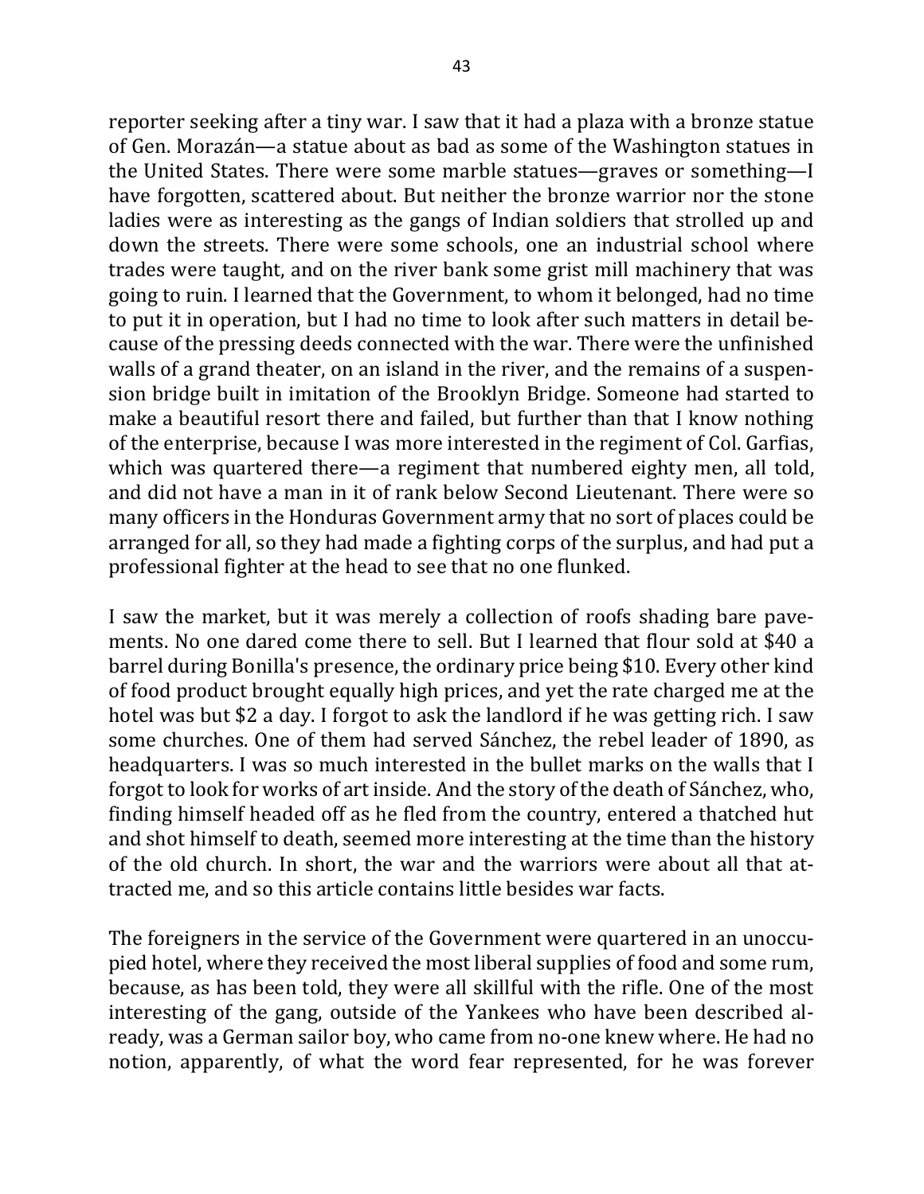reporter seeking after a tiny war. I saw that it had a plaza with a bronze statue of Gen. Morazán—a statue about as bad as some of the Washington statues in the United States. There were some marble statues—graves or something—I have forgotten, scattered about. But neither the bronze warrior nor the stone ladies were as interesting as the gangs of Indian soldiers that strolled up and down the streets. There were some schools, one an industrial school where trades were taught, and on the river bank some grist mill machinery that was going to ruin. I learned that the Government, to whom it belonged, had no time to put it in operation, but I had no time to look after such matters in detail because of the pressing deeds connected with the war. There were the unfinished walls of a grand theater, on an island in the river, and the remains of a suspension bridge built in imitation of the Brooklyn Bridge. Someone had started to make a beautiful resort there and failed, but further than that I know nothing of the enterprise, because I was more interested in the regiment of Col. Garfias, which was quartered there—a regiment that numbered eighty men, all told, and did not have a man in it of rank below Second Lieutenant. There were so many officers in the Honduras Government army that no sort of places could be arranged for all, so they had made a fighting corps of the surplus, and had put a professional fighter at the head to see that no one flunked.

I saw the market, but it was merely a collection of roofs shading bare pavements. No one dared come there to sell. But I learned that flour sold at $40 a barrel during Bonilla's presence, the ordinary price being $10. Every other kind of food product brought equally high prices, and yet the rate charged me at the hotel was but $2 a day. I forgot to ask the landlord if he was getting rich. I saw some churches. One of them had served Sánchez, the rebel leader of 1890, as headquarters. I was so much interested in the bullet marks on the walls that I forgot to look for works of art inside. And the story of the death of Sánchez, who, finding himself headed off as he fled from the country, entered a thatched hut and shot himself to death, seemed more interesting at the time than the history of the old church. In short, the war and the warriors were about all that attracted me, and so this article contains little besides war facts.

The foreigners in the service of the Government were quartered in an unoccupied hotel, where they received the most liberal supplies of food and some rum, because, as has been told, they were all skillful with the rifle. One of the most interesting of the gang, outside of the Yankees who have been described already, was a German sailor boy, who came from no-one knew where. He had no notion, apparently, of what the word fear represented, for he was forever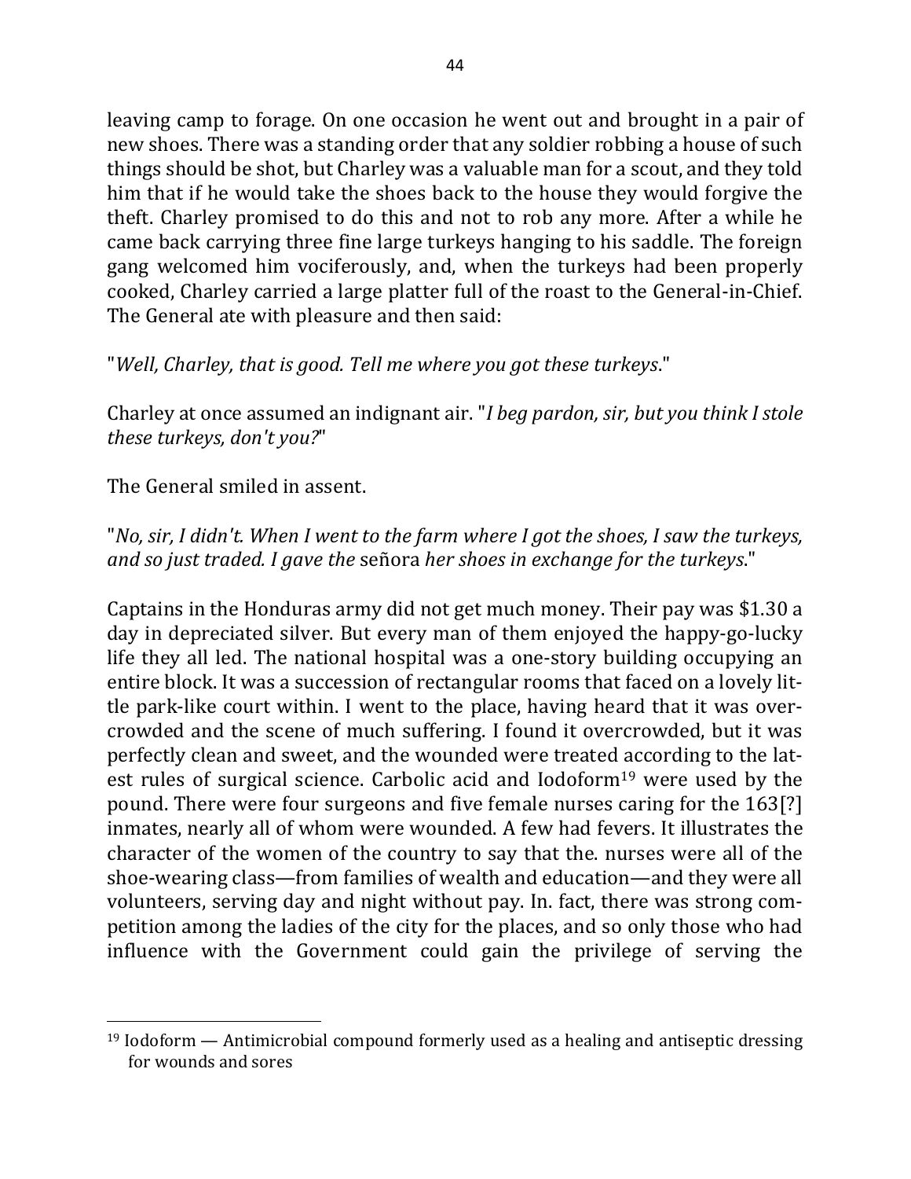leaving camp to forage. On one occasion he went out and brought in a pair of new shoes. There was a standing order that any soldier robbing a house of such things should be shot, but Charley was a valuable man for a scout, and they told him that if he would take the shoes back to the house they would forgive the theft. Charley promised to do this and not to rob any more. After a while he came back carrying three fine large turkeys hanging to his saddle. The foreign gang welcomed him vociferously, and, when the turkeys had been properly cooked, Charley carried a large platter full of the roast to the General-in-Chief. The General ate with pleasure and then said:

"*Well, Charley, that is good. Tell me where you got these turkeys*."

Charley at once assumed an indignant air. "*I beg pardon, sir, but you think I stole these turkeys, don't you?*"

The General smiled in assent.

"*No, sir, I didn't. When I went to the farm where I got the shoes, I saw the turkeys, and so just traded. I gave the* señora *her shoes in exchange for the turkeys*."

Captains in the Honduras army did not get much money. Their pay was $1.30 a day in depreciated silver. But every man of them enjoyed the happy-go-lucky life they all led. The national hospital was a one-story building occupying an entire block. It was a succession of rectangular rooms that faced on a lovely little park-like court within. I went to the place, having heard that it was overcrowded and the scene of much suffering. I found it overcrowded, but it was perfectly clean and sweet, and the wounded were treated according to the latest rules of surgical science. Carbolic acid and Iodoform[19] were used by the pound. There were four surgeons and five female nurses caring for the 163[?] inmates, nearly all of whom were wounded. A few had fevers. It illustrates the character of the women of the country to say that the. nurses were all of the shoe-wearing class—from families of wealth and education—and they were all volunteers, serving day and night without pay. In. fact, there was strong competition among the ladies of the city for the places, and so only those who had influence with the Government could gain the privilege of serving the

---

[19] Iodoform — Antimicrobial compound formerly used as a healing and antiseptic dressing for wounds and sores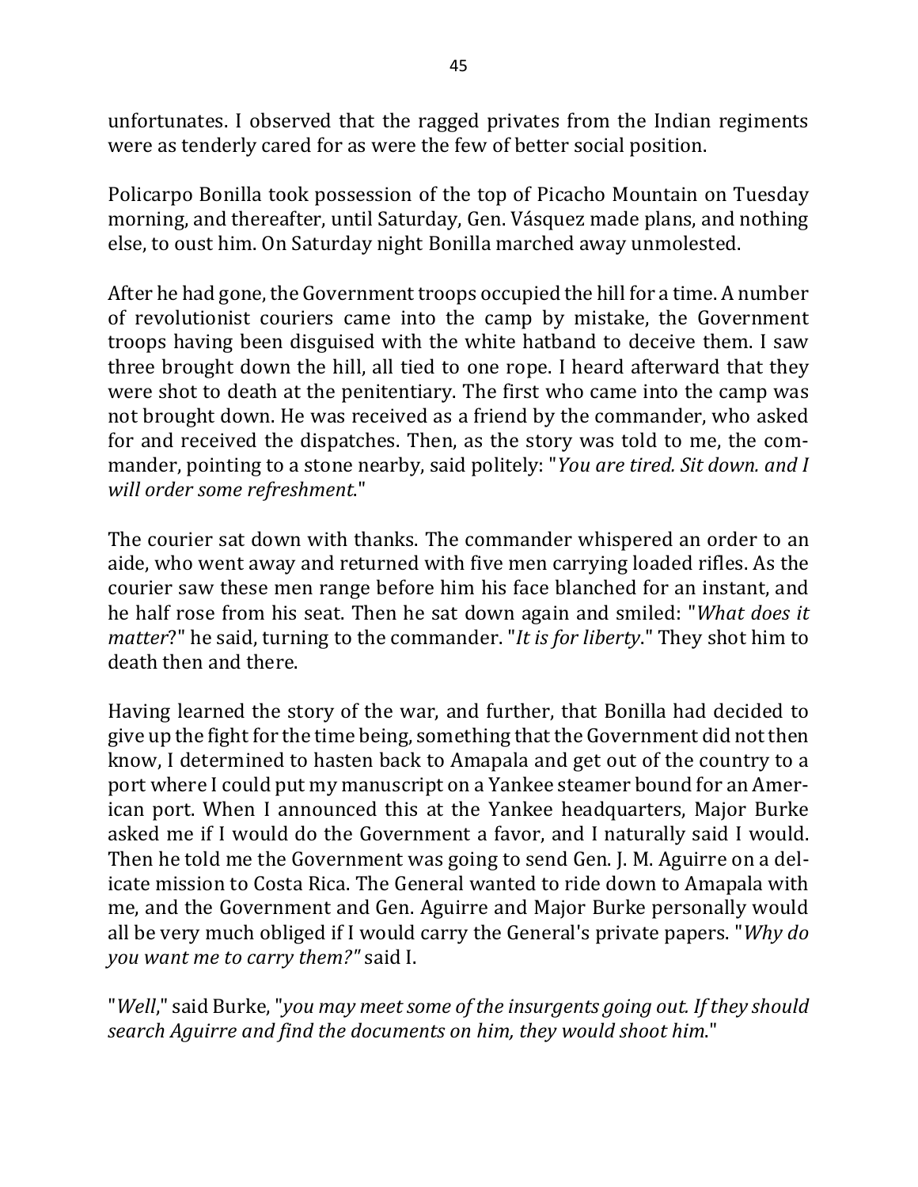unfortunates. I observed that the ragged privates from the Indian regiments were as tenderly cared for as were the few of better social position.

Policarpo Bonilla took possession of the top of Picacho Mountain on Tuesday morning, and thereafter, until Saturday, Gen. Vásquez made plans, and nothing else, to oust him. On Saturday night Bonilla marched away unmolested.

After he had gone, the Government troops occupied the hill for a time. A number of revolutionist couriers came into the camp by mistake, the Government troops having been disguised with the white hatband to deceive them. I saw three brought down the hill, all tied to one rope. I heard afterward that they were shot to death at the penitentiary. The first who came into the camp was not brought down. He was received as a friend by the commander, who asked for and received the dispatches. Then, as the story was told to me, the commander, pointing to a stone nearby, said politely: "*You are tired. Sit down. and I will order some refreshment.*"

The courier sat down with thanks. The commander whispered an order to an aide, who went away and returned with five men carrying loaded rifles. As the courier saw these men range before him his face blanched for an instant, and he half rose from his seat. Then he sat down again and smiled: "*What does it matter*?" he said, turning to the commander. "*It is for liberty*." They shot him to death then and there.

Having learned the story of the war, and further, that Bonilla had decided to give up the fight for the time being, something that the Government did not then know, I determined to hasten back to Amapala and get out of the country to a port where I could put my manuscript on a Yankee steamer bound for an American port. When I announced this at the Yankee headquarters, Major Burke asked me if I would do the Government a favor, and I naturally said I would. Then he told me the Government was going to send Gen. J. M. Aguirre on a delicate mission to Costa Rica. The General wanted to ride down to Amapala with me, and the Government and Gen. Aguirre and Major Burke personally would all be very much obliged if I would carry the General's private papers. "*Why do you want me to carry them?"* said I.

"*Well*," said Burke, "*you may meet some of the insurgents going out. If they should search Aguirre and find the documents on him, they would shoot him*."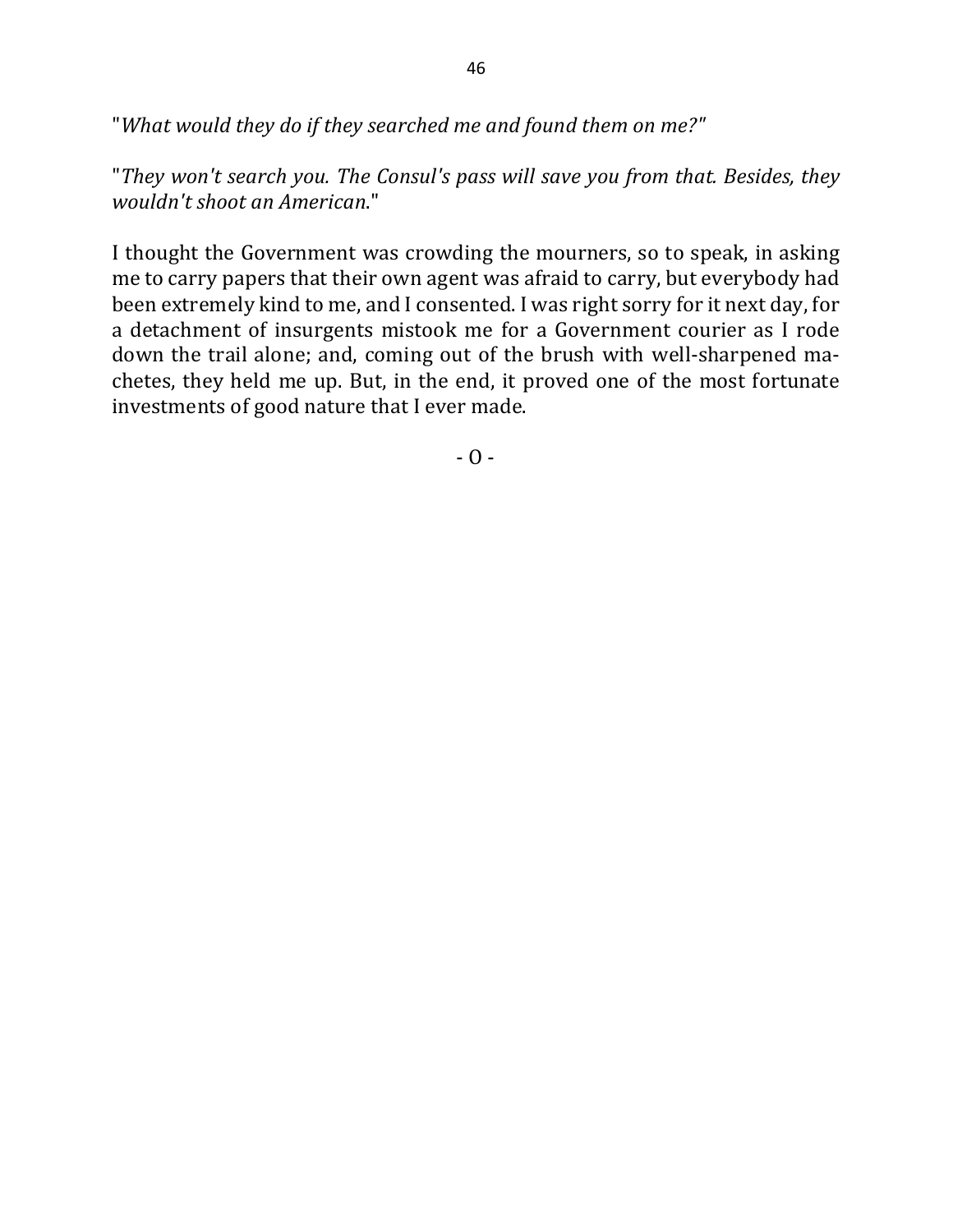"*What would they do if they searched me and found them on me?"*

"*They won't search you. The Consul's pass will save you from that. Besides, they wouldn't shoot an American*."

I thought the Government was crowding the mourners, so to speak, in asking me to carry papers that their own agent was afraid to carry, but everybody had been extremely kind to me, and I consented. I was right sorry for it next day, for a detachment of insurgents mistook me for a Government courier as I rode down the trail alone; and, coming out of the brush with well-sharpened machetes, they held me up. But, in the end, it proved one of the most fortunate investments of good nature that I ever made.

- O -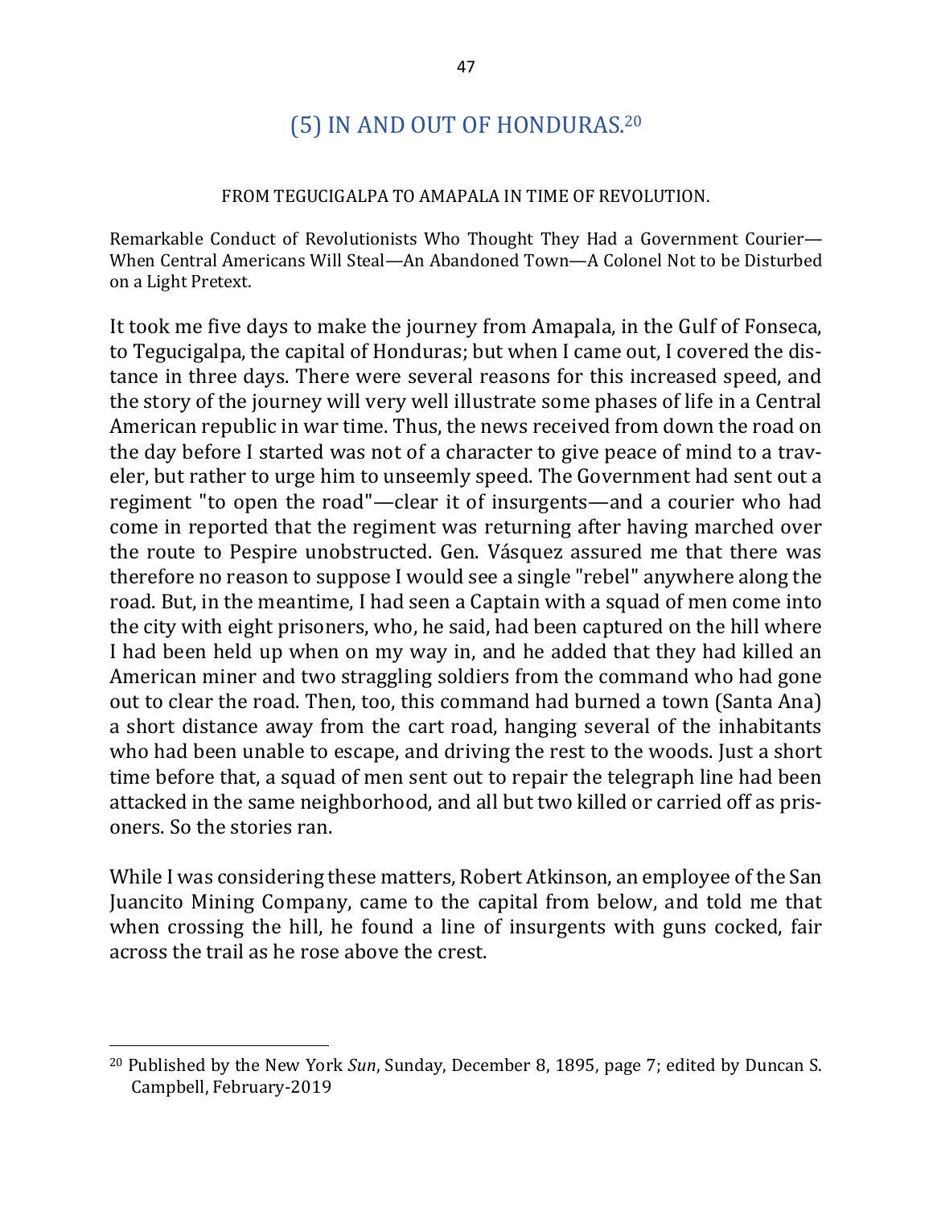## (5) IN AND OUT OF HONDURAS.[20]

FROM TEGUCIGALPA TO AMAPALA IN TIME OF REVOLUTION.

Remarkable Conduct of Revolutionists Who Thought They Had a Government Courier—When Central Americans Will Steal—An Abandoned Town—A Colonel Not to be Disturbed on a Light Pretext.

It took me five days to make the journey from Amapala, in the Gulf of Fonseca, to Tegucigalpa, the capital of Honduras; but when I came out, I covered the distance in three days. There were several reasons for this increased speed, and the story of the journey will very well illustrate some phases of life in a Central American republic in war time. Thus, the news received from down the road on the day before I started was not of a character to give peace of mind to a traveler, but rather to urge him to unseemly speed. The Government had sent out a regiment "to open the road"—clear it of insurgents—and a courier who had come in reported that the regiment was returning after having marched over the route to Pespire unobstructed. Gen. Vásquez assured me that there was therefore no reason to suppose I would see a single "rebel" anywhere along the road. But, in the meantime, I had seen a Captain with a squad of men come into the city with eight prisoners, who, he said, had been captured on the hill where I had been held up when on my way in, and he added that they had killed an American miner and two straggling soldiers from the command who had gone out to clear the road. Then, too, this command had burned a town (Santa Ana) a short distance away from the cart road, hanging several of the inhabitants who had been unable to escape, and driving the rest to the woods. Just a short time before that, a squad of men sent out to repair the telegraph line had been attacked in the same neighborhood, and all but two killed or carried off as prisoners. So the stories ran.

While I was considering these matters, Robert Atkinson, an employee of the San Juancito Mining Company, came to the capital from below, and told me that when crossing the hill, he found a line of insurgents with guns cocked, fair across the trail as he rose above the crest.

---

[20] Published by the New York *Sun*, Sunday, December 8, 1895, page 7; edited by Duncan S. Campbell, February-2019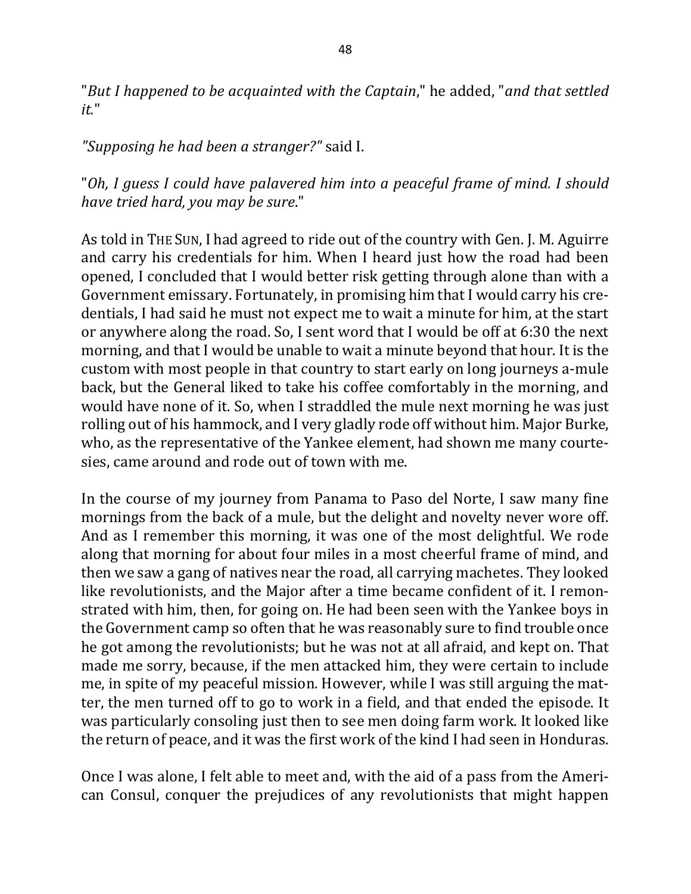"*But I happened to be acquainted with the Captain*," he added, "*and that settled it.*"

*"Supposing he had been a stranger?"* said I.

"*Oh, I guess I could have palavered him into a peaceful frame of mind. I should have tried hard, you may be sure*."

As told in THE SUN, I had agreed to ride out of the country with Gen. J. M. Aguirre and carry his credentials for him. When I heard just how the road had been opened, I concluded that I would better risk getting through alone than with a Government emissary. Fortunately, in promising him that I would carry his credentials, I had said he must not expect me to wait a minute for him, at the start or anywhere along the road. So, I sent word that I would be off at 6:30 the next morning, and that I would be unable to wait a minute beyond that hour. It is the custom with most people in that country to start early on long journeys a-mule back, but the General liked to take his coffee comfortably in the morning, and would have none of it. So, when I straddled the mule next morning he was just rolling out of his hammock, and I very gladly rode off without him. Major Burke, who, as the representative of the Yankee element, had shown me many courtesies, came around and rode out of town with me.

In the course of my journey from Panama to Paso del Norte, I saw many fine mornings from the back of a mule, but the delight and novelty never wore off. And as I remember this morning, it was one of the most delightful. We rode along that morning for about four miles in a most cheerful frame of mind, and then we saw a gang of natives near the road, all carrying machetes. They looked like revolutionists, and the Major after a time became confident of it. I remonstrated with him, then, for going on. He had been seen with the Yankee boys in the Government camp so often that he was reasonably sure to find trouble once he got among the revolutionists; but he was not at all afraid, and kept on. That made me sorry, because, if the men attacked him, they were certain to include me, in spite of my peaceful mission. However, while I was still arguing the matter, the men turned off to go to work in a field, and that ended the episode. It was particularly consoling just then to see men doing farm work. It looked like the return of peace, and it was the first work of the kind I had seen in Honduras.

Once I was alone, I felt able to meet and, with the aid of a pass from the American Consul, conquer the prejudices of any revolutionists that might happen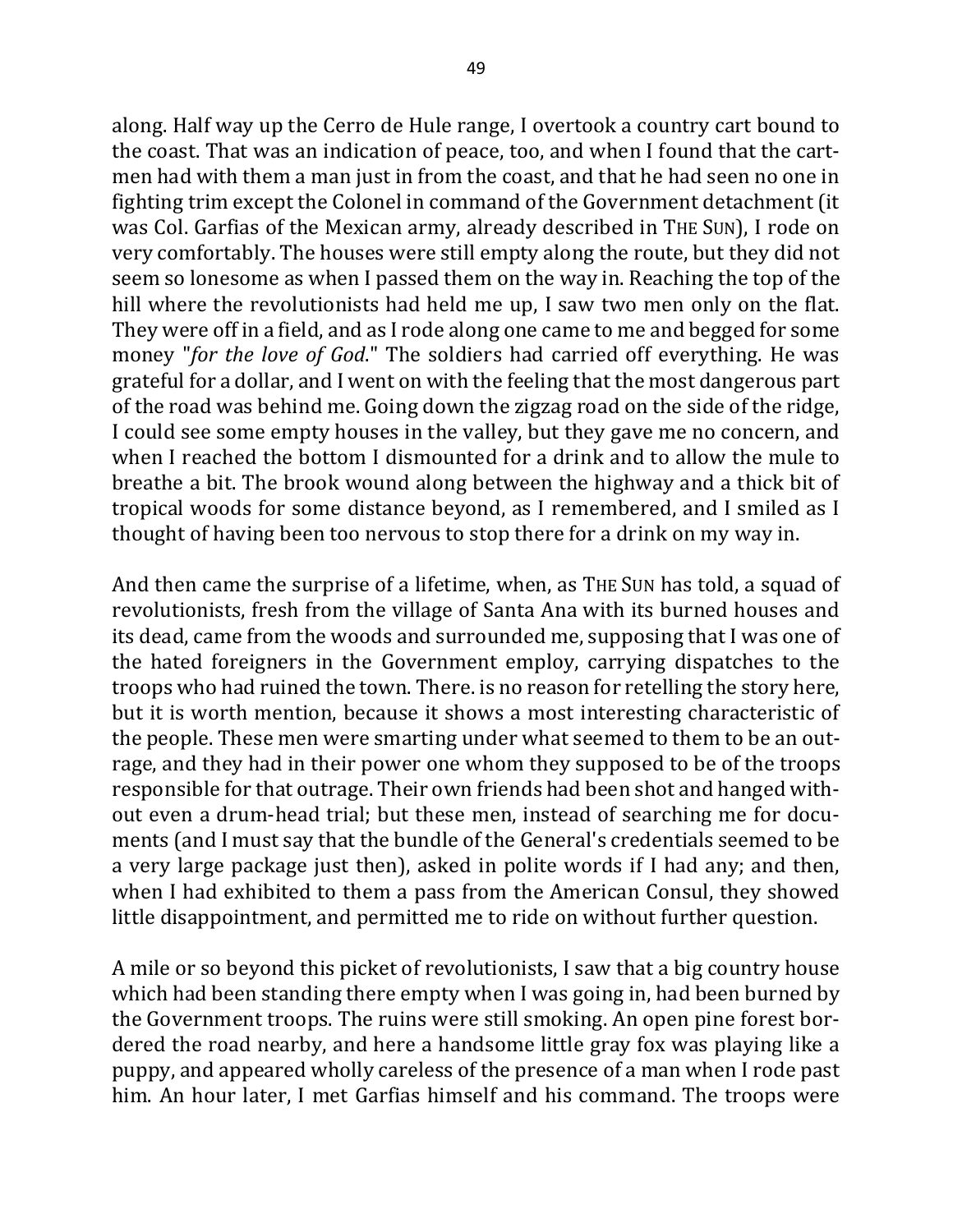along. Half way up the Cerro de Hule range, I overtook a country cart bound to the coast. That was an indication of peace, too, and when I found that the cartmen had with them a man just in from the coast, and that he had seen no one in fighting trim except the Colonel in command of the Government detachment (it was Col. Garfias of the Mexican army, already described in THE SUN), I rode on very comfortably. The houses were still empty along the route, but they did not seem so lonesome as when I passed them on the way in. Reaching the top of the hill where the revolutionists had held me up, I saw two men only on the flat. They were off in a field, and as I rode along one came to me and begged for some money "*for the love of God*." The soldiers had carried off everything. He was grateful for a dollar, and I went on with the feeling that the most dangerous part of the road was behind me. Going down the zigzag road on the side of the ridge, I could see some empty houses in the valley, but they gave me no concern, and when I reached the bottom I dismounted for a drink and to allow the mule to breathe a bit. The brook wound along between the highway and a thick bit of tropical woods for some distance beyond, as I remembered, and I smiled as I thought of having been too nervous to stop there for a drink on my way in.

And then came the surprise of a lifetime, when, as THE SUN has told, a squad of revolutionists, fresh from the village of Santa Ana with its burned houses and its dead, came from the woods and surrounded me, supposing that I was one of the hated foreigners in the Government employ, carrying dispatches to the troops who had ruined the town. There. is no reason for retelling the story here, but it is worth mention, because it shows a most interesting characteristic of the people. These men were smarting under what seemed to them to be an outrage, and they had in their power one whom they supposed to be of the troops responsible for that outrage. Their own friends had been shot and hanged without even a drum-head trial; but these men, instead of searching me for documents (and I must say that the bundle of the General's credentials seemed to be a very large package just then), asked in polite words if I had any; and then, when I had exhibited to them a pass from the American Consul, they showed little disappointment, and permitted me to ride on without further question.

A mile or so beyond this picket of revolutionists, I saw that a big country house which had been standing there empty when I was going in, had been burned by the Government troops. The ruins were still smoking. An open pine forest bordered the road nearby, and here a handsome little gray fox was playing like a puppy, and appeared wholly careless of the presence of a man when I rode past him. An hour later, I met Garfias himself and his command. The troops were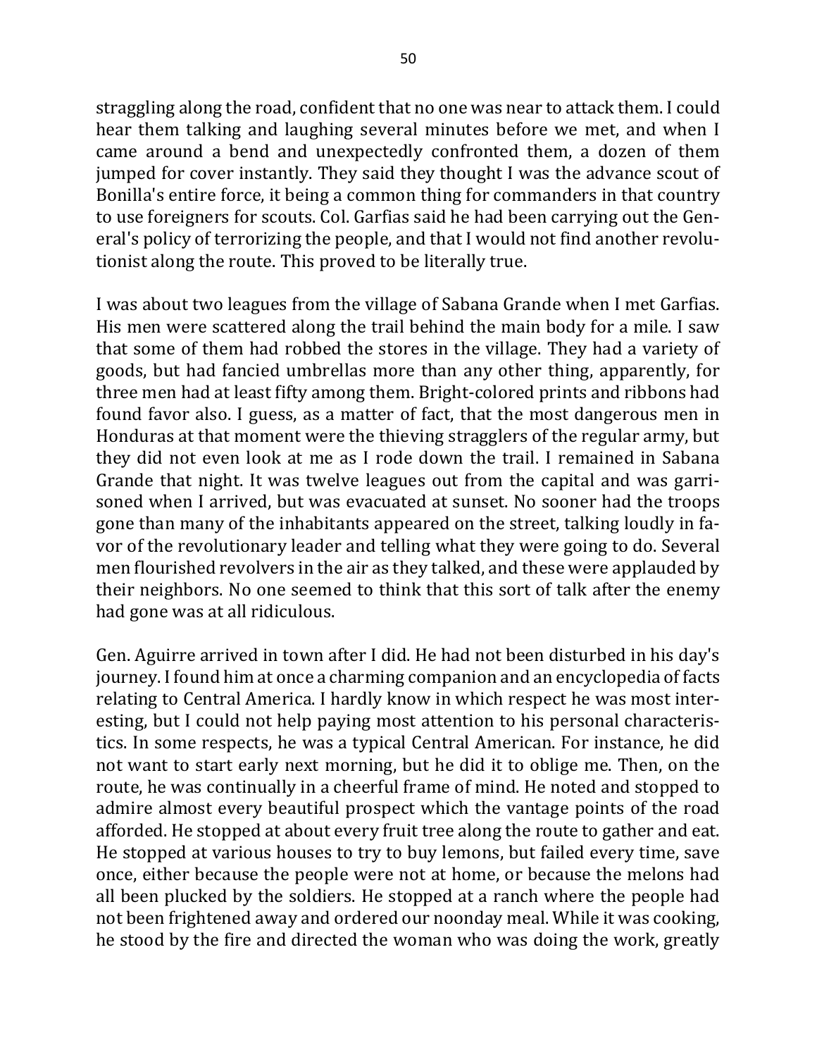straggling along the road, confident that no one was near to attack them. I could hear them talking and laughing several minutes before we met, and when I came around a bend and unexpectedly confronted them, a dozen of them jumped for cover instantly. They said they thought I was the advance scout of Bonilla's entire force, it being a common thing for commanders in that country to use foreigners for scouts. Col. Garfias said he had been carrying out the General's policy of terrorizing the people, and that I would not find another revolutionist along the route. This proved to be literally true.

I was about two leagues from the village of Sabana Grande when I met Garfias. His men were scattered along the trail behind the main body for a mile. I saw that some of them had robbed the stores in the village. They had a variety of goods, but had fancied umbrellas more than any other thing, apparently, for three men had at least fifty among them. Bright-colored prints and ribbons had found favor also. I guess, as a matter of fact, that the most dangerous men in Honduras at that moment were the thieving stragglers of the regular army, but they did not even look at me as I rode down the trail. I remained in Sabana Grande that night. It was twelve leagues out from the capital and was garrisoned when I arrived, but was evacuated at sunset. No sooner had the troops gone than many of the inhabitants appeared on the street, talking loudly in favor of the revolutionary leader and telling what they were going to do. Several men flourished revolvers in the air as they talked, and these were applauded by their neighbors. No one seemed to think that this sort of talk after the enemy had gone was at all ridiculous.

Gen. Aguirre arrived in town after I did. He had not been disturbed in his day's journey. I found him at once a charming companion and an encyclopedia of facts relating to Central America. I hardly know in which respect he was most interesting, but I could not help paying most attention to his personal characteristics. In some respects, he was a typical Central American. For instance, he did not want to start early next morning, but he did it to oblige me. Then, on the route, he was continually in a cheerful frame of mind. He noted and stopped to admire almost every beautiful prospect which the vantage points of the road afforded. He stopped at about every fruit tree along the route to gather and eat. He stopped at various houses to try to buy lemons, but failed every time, save once, either because the people were not at home, or because the melons had all been plucked by the soldiers. He stopped at a ranch where the people had not been frightened away and ordered our noonday meal. While it was cooking, he stood by the fire and directed the woman who was doing the work, greatly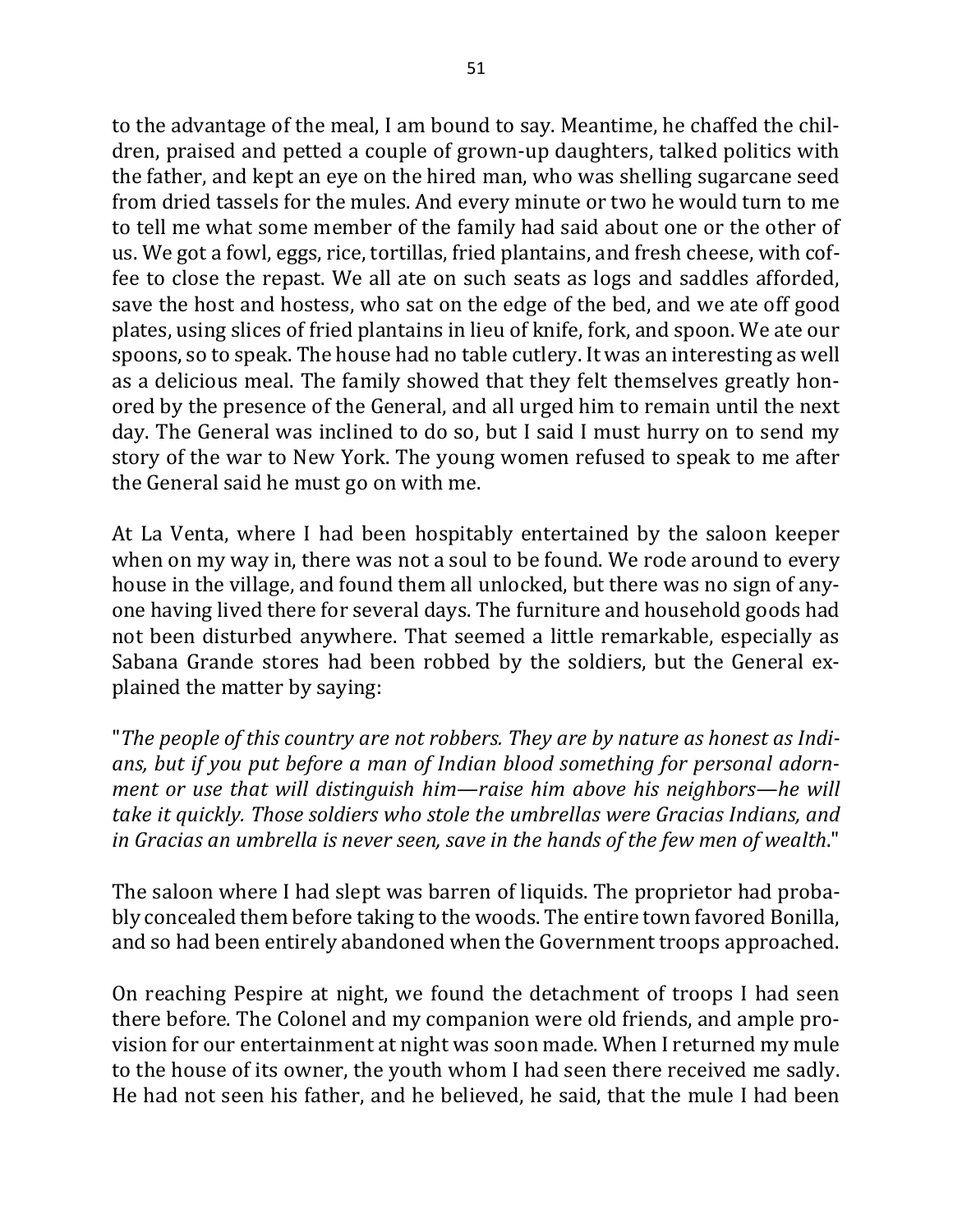to the advantage of the meal, I am bound to say. Meantime, he chaffed the children, praised and petted a couple of grown-up daughters, talked politics with the father, and kept an eye on the hired man, who was shelling sugarcane seed from dried tassels for the mules. And every minute or two he would turn to me to tell me what some member of the family had said about one or the other of us. We got a fowl, eggs, rice, tortillas, fried plantains, and fresh cheese, with coffee to close the repast. We all ate on such seats as logs and saddles afforded, save the host and hostess, who sat on the edge of the bed, and we ate off good plates, using slices of fried plantains in lieu of knife, fork, and spoon. We ate our spoons, so to speak. The house had no table cutlery. It was an interesting as well as a delicious meal. The family showed that they felt themselves greatly honored by the presence of the General, and all urged him to remain until the next day. The General was inclined to do so, but I said I must hurry on to send my story of the war to New York. The young women refused to speak to me after the General said he must go on with me.

At La Venta, where I had been hospitably entertained by the saloon keeper when on my way in, there was not a soul to be found. We rode around to every house in the village, and found them all unlocked, but there was no sign of anyone having lived there for several days. The furniture and household goods had not been disturbed anywhere. That seemed a little remarkable, especially as Sabana Grande stores had been robbed by the soldiers, but the General explained the matter by saying:

"*The people of this country are not robbers. They are by nature as honest as Indians, but if you put before a man of Indian blood something for personal adornment or use that will distinguish him—raise him above his neighbors—he will take it quickly. Those soldiers who stole the umbrellas were Gracias Indians, and in Gracias an umbrella is never seen, save in the hands of the few men of wealth.*"

The saloon where I had slept was barren of liquids. The proprietor had probably concealed them before taking to the woods. The entire town favored Bonilla, and so had been entirely abandoned when the Government troops approached.

On reaching Pespire at night, we found the detachment of troops I had seen there before. The Colonel and my companion were old friends, and ample provision for our entertainment at night was soon made. When I returned my mule to the house of its owner, the youth whom I had seen there received me sadly. He had not seen his father, and he believed, he said, that the mule I had been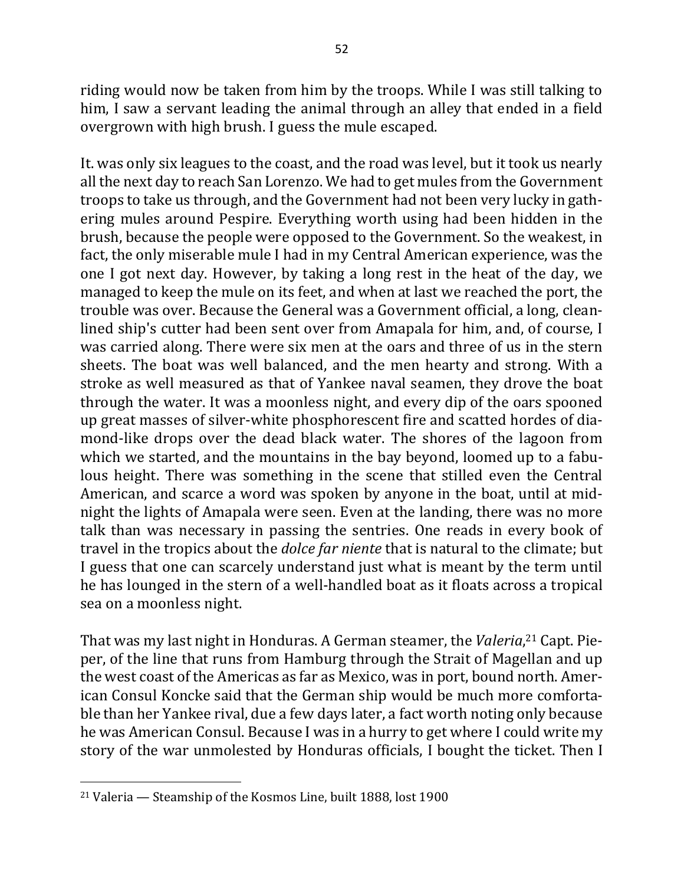riding would now be taken from him by the troops. While I was still talking to him, I saw a servant leading the animal through an alley that ended in a field overgrown with high brush. I guess the mule escaped.

It. was only six leagues to the coast, and the road was level, but it took us nearly all the next day to reach San Lorenzo. We had to get mules from the Government troops to take us through, and the Government had not been very lucky in gathering mules around Pespire. Everything worth using had been hidden in the brush, because the people were opposed to the Government. So the weakest, in fact, the only miserable mule I had in my Central American experience, was the one I got next day. However, by taking a long rest in the heat of the day, we managed to keep the mule on its feet, and when at last we reached the port, the trouble was over. Because the General was a Government official, a long, clean-lined ship's cutter had been sent over from Amapala for him, and, of course, I was carried along. There were six men at the oars and three of us in the stern sheets. The boat was well balanced, and the men hearty and strong. With a stroke as well measured as that of Yankee naval seamen, they drove the boat through the water. It was a moonless night, and every dip of the oars spooned up great masses of silver-white phosphorescent fire and scatted hordes of diamond-like drops over the dead black water. The shores of the lagoon from which we started, and the mountains in the bay beyond, loomed up to a fabulous height. There was something in the scene that stilled even the Central American, and scarce a word was spoken by anyone in the boat, until at midnight the lights of Amapala were seen. Even at the landing, there was no more talk than was necessary in passing the sentries. One reads in every book of travel in the tropics about the *dolce far niente* that is natural to the climate; but I guess that one can scarcely understand just what is meant by the term until he has lounged in the stern of a well-handled boat as it floats across a tropical sea on a moonless night.

That was my last night in Honduras. A German steamer, the *Valeria*,[21] Capt. Pieper, of the line that runs from Hamburg through the Strait of Magellan and up the west coast of the Americas as far as Mexico, was in port, bound north. American Consul Koncke said that the German ship would be much more comfortable than her Yankee rival, due a few days later, a fact worth noting only because he was American Consul. Because I was in a hurry to get where I could write my story of the war unmolested by Honduras officials, I bought the ticket. Then I

---

[21] Valeria — Steamship of the Kosmos Line, built 1888, lost 1900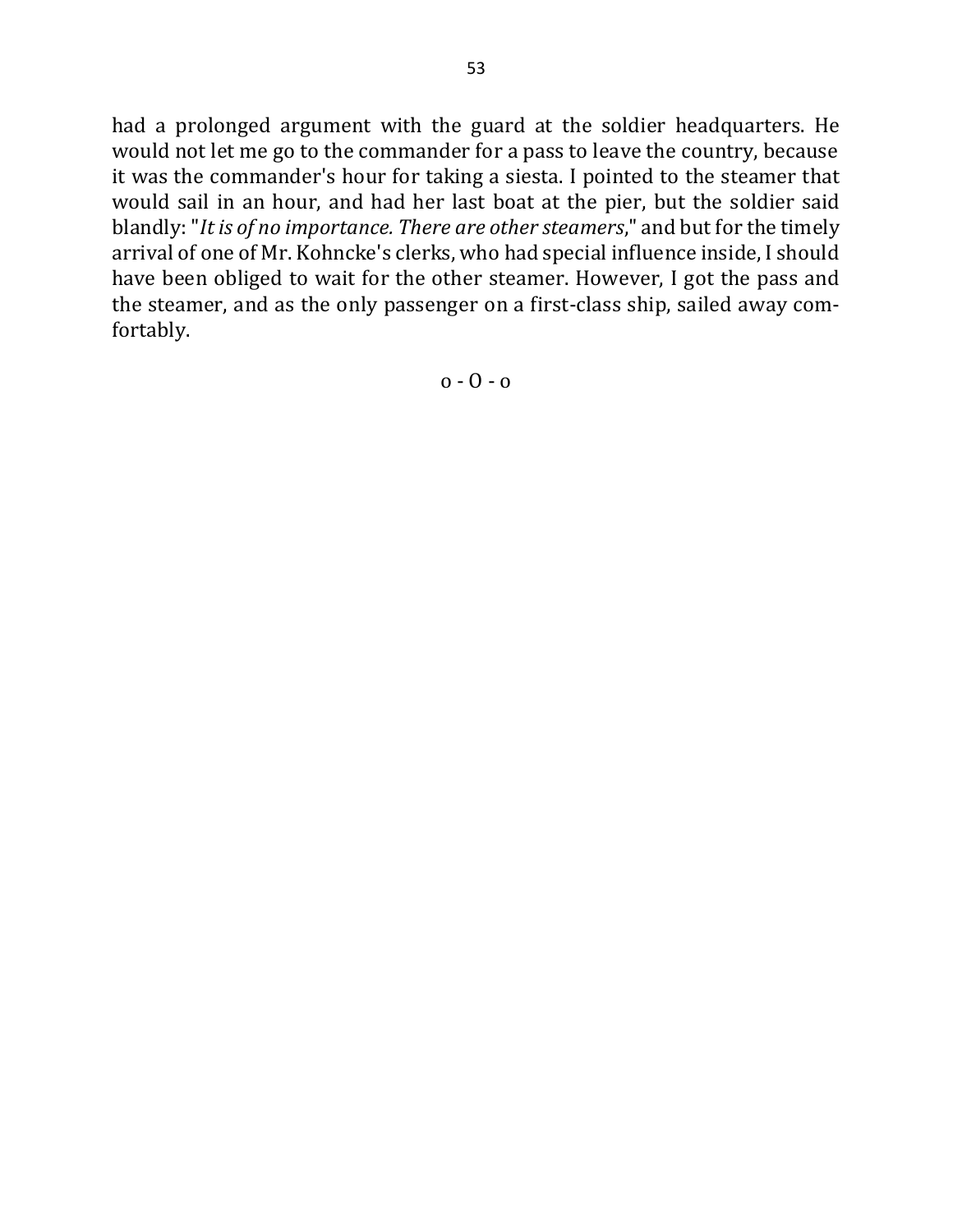had a prolonged argument with the guard at the soldier headquarters. He would not let me go to the commander for a pass to leave the country, because it was the commander's hour for taking a siesta. I pointed to the steamer that would sail in an hour, and had her last boat at the pier, but the soldier said blandly: "*It is of no importance. There are other steamers*," and but for the timely arrival of one of Mr. Kohncke's clerks, who had special influence inside, I should have been obliged to wait for the other steamer. However, I got the pass and the steamer, and as the only passenger on a first-class ship, sailed away comfortably.

o - O - o